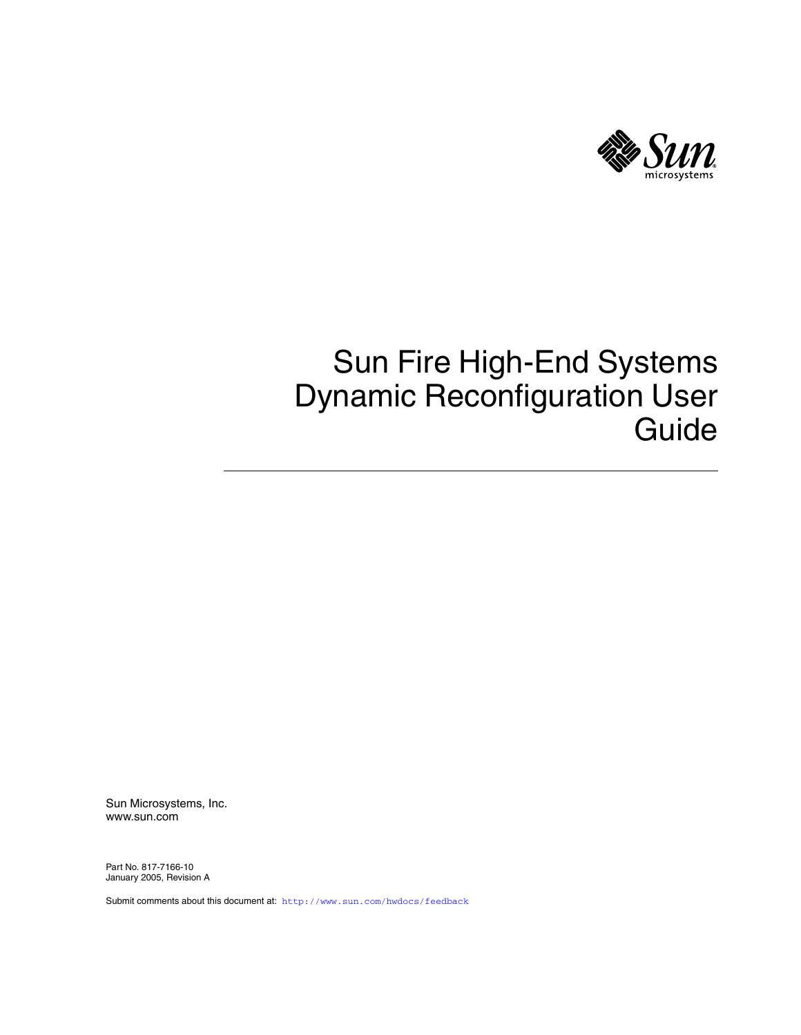# Sun Fire High-End Systems Dynamic Reconfiguration User Guide

Sun Microsystems, Inc.
www.sun.com

Part No. 817-7166-10
January 2005, Revision A

Submit comments about this document at: http://www.sun.com/hwdocs/feedback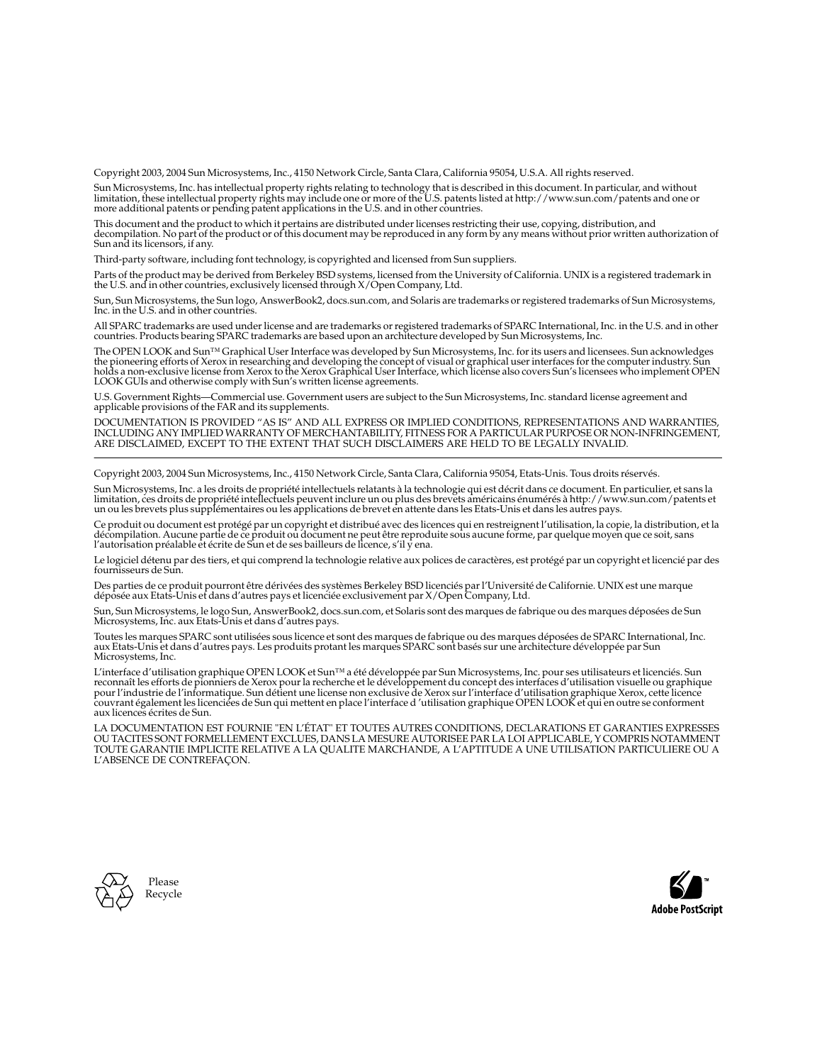Copyright 2003, 2004 Sun Microsystems, Inc., 4150 Network Circle, Santa Clara, California 95054, U.S.A. All rights reserved.

Sun Microsystems, Inc. has intellectual property rights relating to technology that is described in this document. In particular, and without limitation, these intellectual property rights may include one or more of the U.S. patents listed at http://www.sun.com/patents and one or more additional patents or pending patent applications in the U.S. and in other countries.

This document and the product to which it pertains are distributed under licenses restricting their use, copying, distribution, and decompilation. No part of the product or of this document may be reproduced in any form by any means without prior written authorization of Sun and its licensors, if any.

Third-party software, including font technology, is copyrighted and licensed from Sun suppliers.

Parts of the product may be derived from Berkeley BSD systems, licensed from the University of California. UNIX is a registered trademark in the U.S. and in other countries, exclusively licensed through X/Open Company, Ltd.

Sun, Sun Microsystems, the Sun logo, AnswerBook2, docs.sun.com, and Solaris are trademarks or registered trademarks of Sun Microsystems, Inc. in the U.S. and in other countries.

All SPARC trademarks are used under license and are trademarks or registered trademarks of SPARC International, Inc. in the U.S. and in other countries. Products bearing SPARC trademarks are based upon an architecture developed by Sun Microsystems, Inc.

The OPEN LOOK and Sun™ Graphical User Interface was developed by Sun Microsystems, Inc. for its users and licensees. Sun acknowledges the pioneering efforts of Xerox in researching and developing the concept of visual or graphical user interfaces for the computer industry. Sun holds a non-exclusive license from Xerox to the Xerox Graphical User Interface, which license also covers Sun's licensees who implement OPEN LOOK GUIs and otherwise comply with Sun's written license agreements.

U.S. Government Rights—Commercial use. Government users are subject to the Sun Microsystems, Inc. standard license agreement and applicable provisions of the FAR and its supplements.

DOCUMENTATION IS PROVIDED "AS IS" AND ALL EXPRESS OR IMPLIED CONDITIONS, REPRESENTATIONS AND WARRANTIES, INCLUDING ANY IMPLIED WARRANTY OF MERCHANTABILITY, FITNESS FOR A PARTICULAR PURPOSE OR NON-INFRINGEMENT, ARE DISCLAIMED, EXCEPT TO THE EXTENT THAT SUCH DISCLAIMERS ARE HELD TO BE LEGALLY INVALID.

---

Copyright 2003, 2004 Sun Microsystems, Inc., 4150 Network Circle, Santa Clara, California 95054, Etats-Unis. Tous droits réservés.

Sun Microsystems, Inc. a les droits de propriété intellectuels relatants à la technologie qui est décrit dans ce document. En particulier, et sans la limitation, ces droits de propriété intellectuels peuvent inclure un ou plus des brevets américains énumérés à http://www.sun.com/patents et un ou les brevets plus supplémentaires ou les applications de brevet en attente dans les Etats-Unis et dans les autres pays.

Ce produit ou document est protégé par un copyright et distribué avec des licences qui en restreignent l'utilisation, la copie, la distribution, et la décompilation. Aucune partie de ce produit ou document ne peut être reproduite sous aucune forme, par quelque moyen que ce soit, sans l'autorisation préalable et écrite de Sun et de ses bailleurs de licence, s'il y ena.

Le logiciel détenu par des tiers, et qui comprend la technologie relative aux polices de caractères, est protégé par un copyright et licencié par des fournisseurs de Sun.

Des parties de ce produit pourront être dérivées des systèmes Berkeley BSD licenciés par l'Université de Californie. UNIX est une marque déposée aux Etats-Unis et dans d'autres pays et licenciée exclusivement par X/Open Company, Ltd.

Sun, Sun Microsystems, le logo Sun, AnswerBook2, docs.sun.com, et Solaris sont des marques de fabrique ou des marques déposées de Sun Microsystems, Inc. aux Etats-Unis et dans d'autres pays.

Toutes les marques SPARC sont utilisées sous licence et sont des marques de fabrique ou des marques déposées de SPARC International, Inc. aux Etats-Unis et dans d'autres pays. Les produits protant les marques SPARC sont basés sur une architecture développée par Sun Microsystems, Inc.

L'interface d'utilisation graphique OPEN LOOK et Sun™ a été développée par Sun Microsystems, Inc. pour ses utilisateurs et licenciés. Sun reconnaît les efforts de pionniers de Xerox pour la recherche et le développement du concept des interfaces d'utilisation visuelle ou graphique pour l'industrie de l'informatique. Sun détient une license non exclusive de Xerox sur l'interface d'utilisation graphique Xerox, cette licence couvrant également les licenciées de Sun qui mettent en place l'interface d 'utilisation graphique OPEN LOOK et qui en outre se conforment aux licences écrites de Sun.

LA DOCUMENTATION EST FOURNIE "EN L'ÉTAT" ET TOUTES AUTRES CONDITIONS, DECLARATIONS ET GARANTIES EXPRESSES OU TACITES SONT FORMELLEMENT EXCLUES, DANS LA MESURE AUTORISEE PAR LA LOI APPLICABLE, Y COMPRIS NOTAMMENT TOUTE GARANTIE IMPLICITE RELATIVE A LA QUALITE MARCHANDE, A L'APTITUDE A UNE UTILISATION PARTICULIERE OU A L'ABSENCE DE CONTREFAÇON.

Please Recycle

Adobe PostScript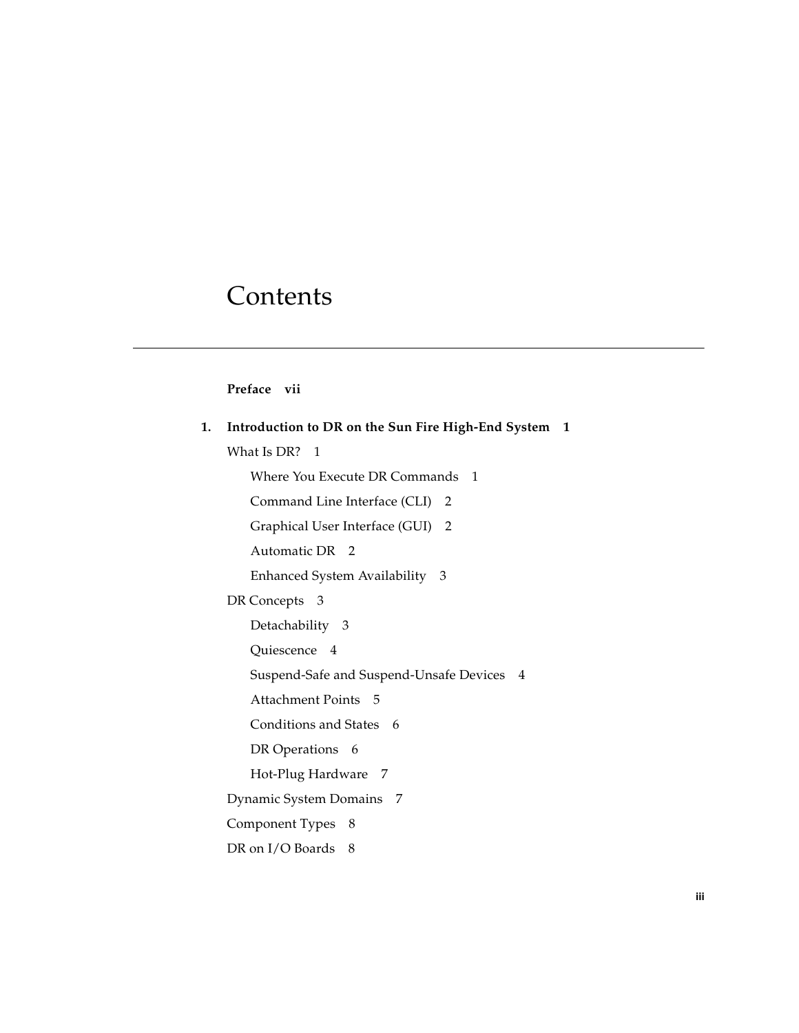# Contents

**Preface vii**

**1. Introduction to DR on the Sun Fire High-End System 1**

What Is DR? 1

- Where You Execute DR Commands 1
- Command Line Interface (CLI) 2
- Graphical User Interface (GUI) 2
- Automatic DR 2
- Enhanced System Availability 3

DR Concepts 3

- Detachability 3
- Quiescence 4
- Suspend-Safe and Suspend-Unsafe Devices 4
- Attachment Points 5
- Conditions and States 6
- DR Operations 6
- Hot-Plug Hardware 7

Dynamic System Domains 7

Component Types 8

DR on I/O Boards 8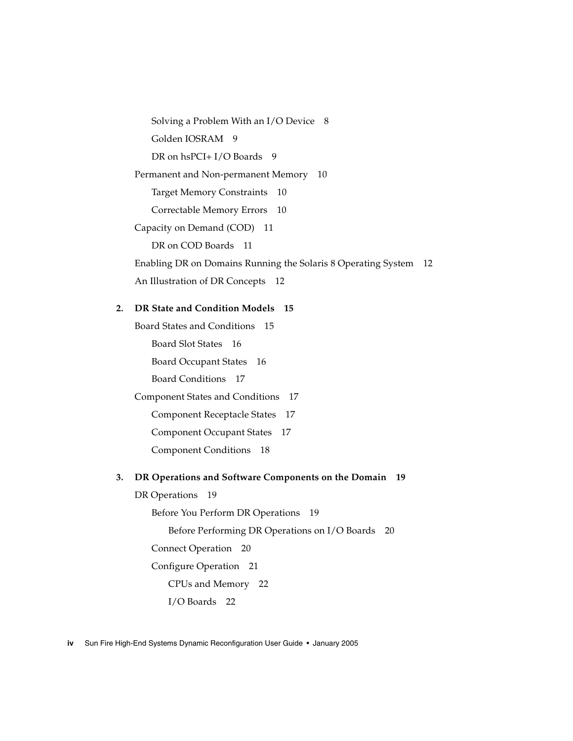Solving a Problem With an I/O Device 8

Golden IOSRAM 9

DR on hsPCI+ I/O Boards 9

Permanent and Non-permanent Memory 10

Target Memory Constraints 10

Correctable Memory Errors 10

Capacity on Demand (COD) 11

DR on COD Boards 11

Enabling DR on Domains Running the Solaris 8 Operating System 12

An Illustration of DR Concepts 12

**2. DR State and Condition Models 15**

Board States and Conditions 15

Board Slot States 16

Board Occupant States 16

Board Conditions 17

Component States and Conditions 17

Component Receptacle States 17

Component Occupant States 17

Component Conditions 18

**3. DR Operations and Software Components on the Domain 19**

DR Operations 19

Before You Perform DR Operations 19

Before Performing DR Operations on I/O Boards 20

Connect Operation 20

Configure Operation 21

CPUs and Memory 22

I/O Boards 22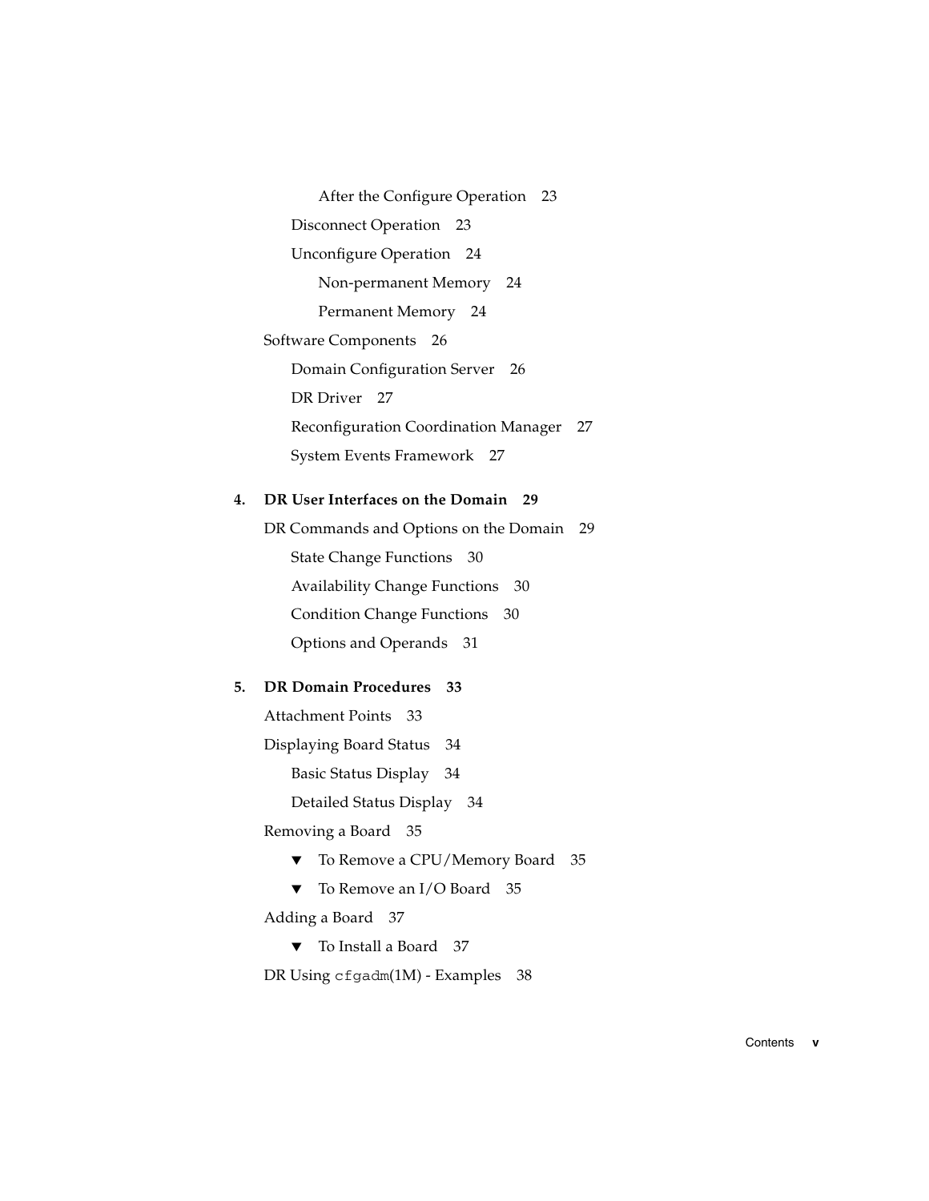After the Configure Operation 23

Disconnect Operation 23

Unconfigure Operation 24

Non-permanent Memory 24

Permanent Memory 24

Software Components 26

Domain Configuration Server 26

DR Driver 27

Reconfiguration Coordination Manager 27

System Events Framework 27

**4. DR User Interfaces on the Domain 29**

DR Commands and Options on the Domain 29

State Change Functions 30

Availability Change Functions 30

Condition Change Functions 30

Options and Operands 31

**5. DR Domain Procedures 33**

Attachment Points 33

Displaying Board Status 34

Basic Status Display 34

Detailed Status Display 34

Removing a Board 35

▼ To Remove a CPU/Memory Board 35

▼ To Remove an I/O Board 35

Adding a Board 37

▼ To Install a Board 37

DR Using `cfgadm`(1M) - Examples 38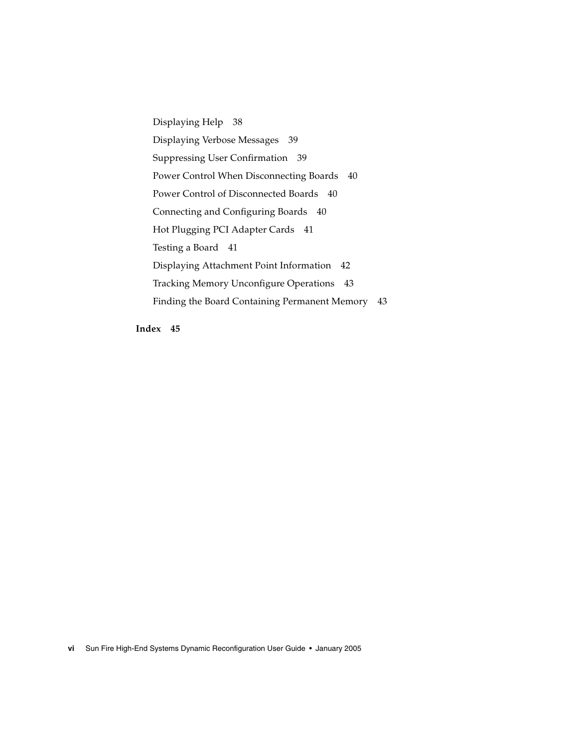Displaying Help 38

Displaying Verbose Messages 39

Suppressing User Confirmation 39

Power Control When Disconnecting Boards 40

Power Control of Disconnected Boards 40

Connecting and Configuring Boards 40

Hot Plugging PCI Adapter Cards 41

Testing a Board 41

Displaying Attachment Point Information 42

Tracking Memory Unconfigure Operations 43

Finding the Board Containing Permanent Memory 43

**Index 45**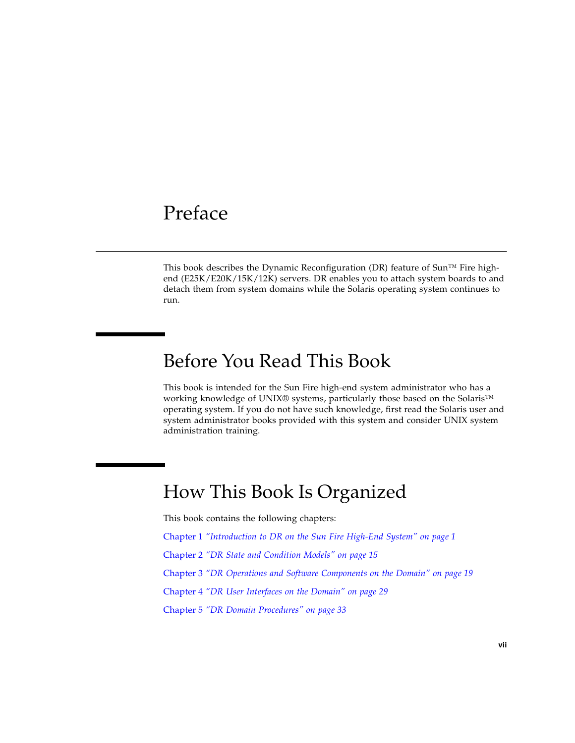# Preface

This book describes the Dynamic Reconfiguration (DR) feature of Sun™ Fire high-end (E25K/E20K/15K/12K) servers. DR enables you to attach system boards to and detach them from system domains while the Solaris operating system continues to run.

## Before You Read This Book

This book is intended for the Sun Fire high-end system administrator who has a working knowledge of UNIX® systems, particularly those based on the Solaris™ operating system. If you do not have such knowledge, first read the Solaris user and system administrator books provided with this system and consider UNIX system administration training.

## How This Book Is Organized

This book contains the following chapters:

Chapter 1 *"Introduction to DR on the Sun Fire High-End System" on page 1*

Chapter 2 *"DR State and Condition Models" on page 15*

Chapter 3 *"DR Operations and Software Components on the Domain" on page 19*

Chapter 4 *"DR User Interfaces on the Domain" on page 29*

Chapter 5 *"DR Domain Procedures" on page 33*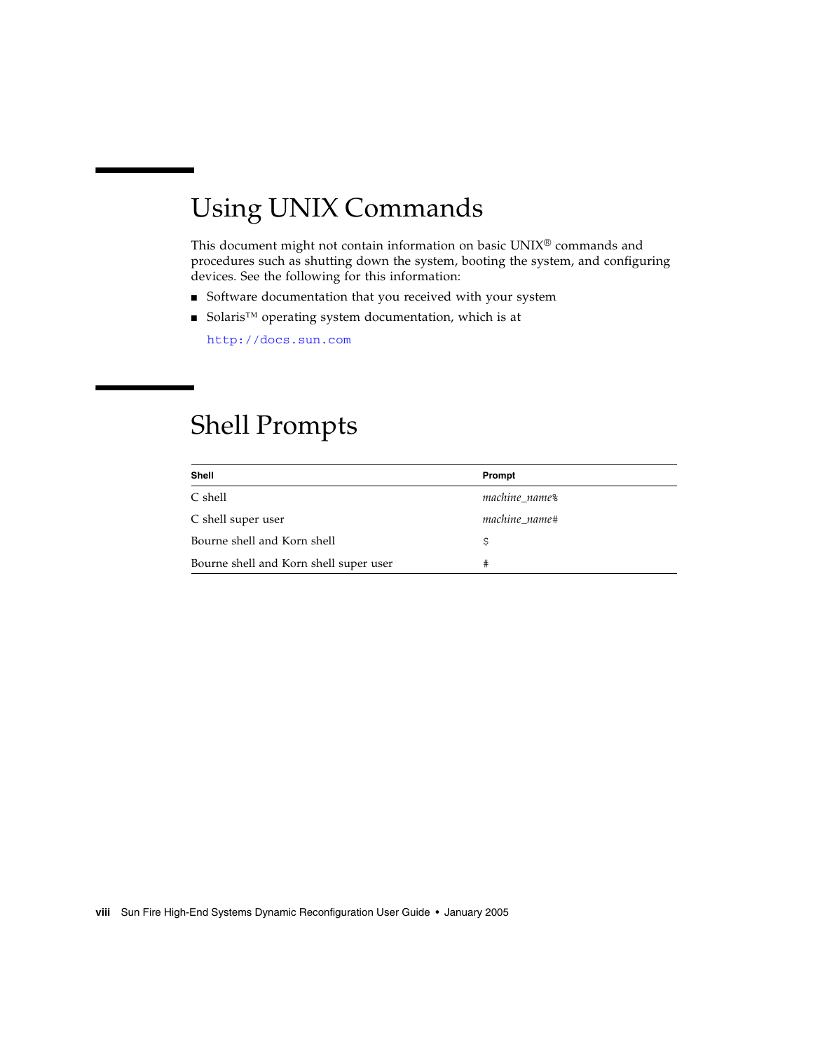## Using UNIX Commands

This document might not contain information on basic UNIX® commands and procedures such as shutting down the system, booting the system, and configuring devices. See the following for this information:

- Software documentation that you received with your system
- Solaris™ operating system documentation, which is at

  http://docs.sun.com

## Shell Prompts

| Shell | Prompt |
|---|---|
| C shell | *machine_name*% |
| C shell super user | *machine_name*# |
| Bourne shell and Korn shell | $ |
| Bourne shell and Korn shell super user | # |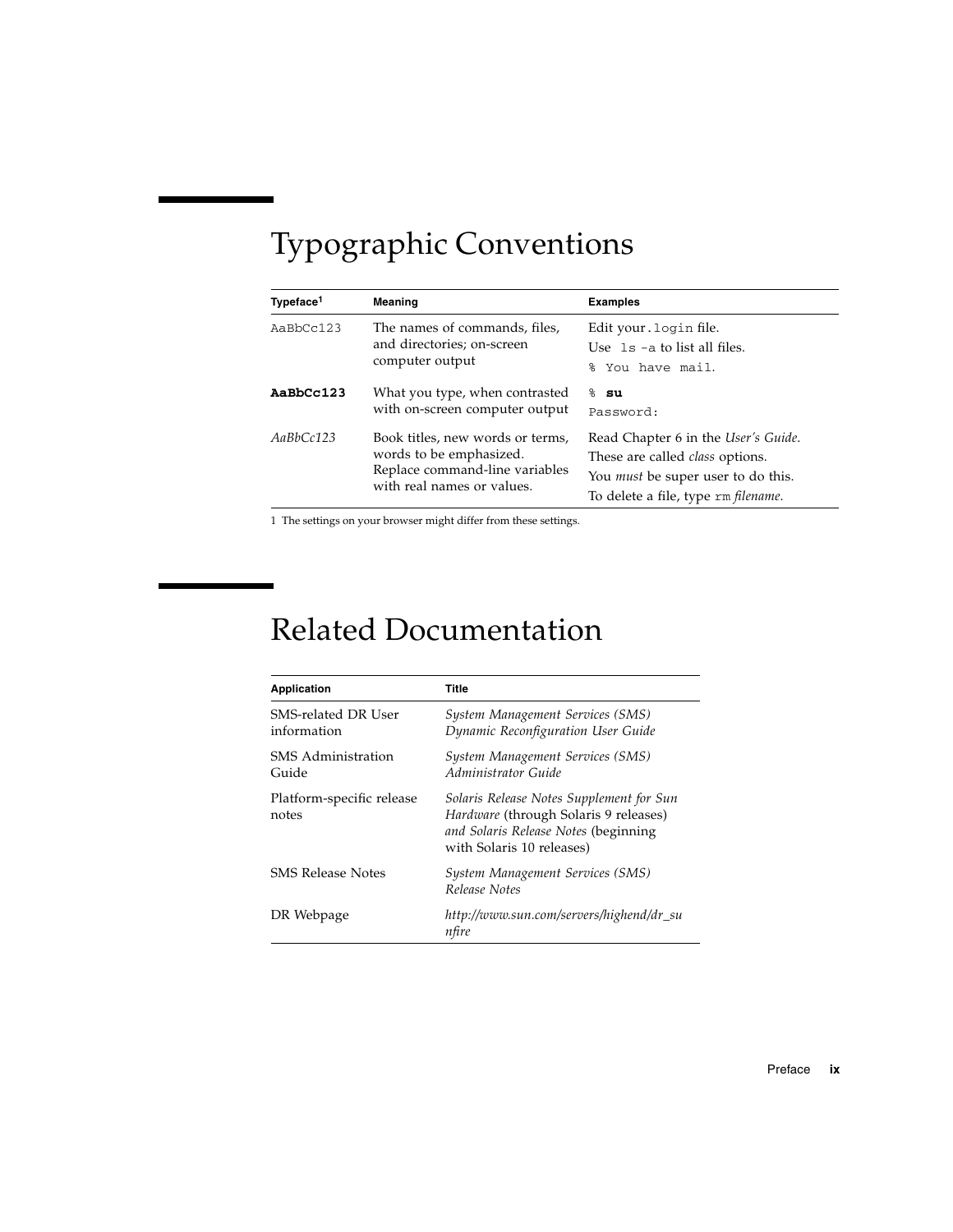# Typographic Conventions

| Typeface[1] | Meaning | Examples |
|---|---|---|
| `AaBbCc123` | The names of commands, files, and directories; on-screen computer output | Edit your `.login` file.<br>Use `ls -a` to list all files.<br>`% You have mail.` |
| **`AaBbCc123`** | What you type, when contrasted with on-screen computer output | `%` **`su`**<br>`Password:` |
| *AaBbCc123* | Book titles, new words or terms, words to be emphasized. Replace command-line variables with real names or values. | Read Chapter 6 in the *User's Guide.*<br>These are called *class* options.<br>You *must* be super user to do this.<br>To delete a file, type `rm` *filename*. |

1 The settings on your browser might differ from these settings.

# Related Documentation

| Application | Title |
|---|---|
| SMS-related DR User information | *System Management Services (SMS) Dynamic Reconfiguration User Guide* |
| SMS Administration Guide | *System Management Services (SMS) Administrator Guide* |
| Platform-specific release notes | *Solaris Release Notes Supplement for Sun Hardware* (through Solaris 9 releases) *and Solaris Release Notes* (beginning with Solaris 10 releases) |
| SMS Release Notes | *System Management Services (SMS) Release Notes* |
| DR Webpage | *http://www.sun.com/servers/highend/dr_sunfire* |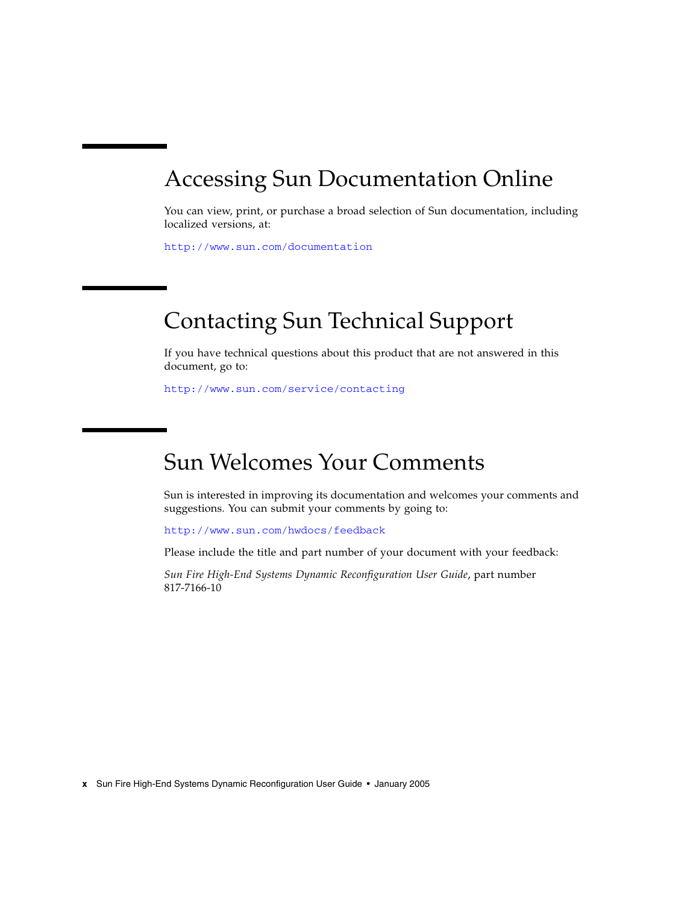## Accessing Sun Documentation Online

You can view, print, or purchase a broad selection of Sun documentation, including localized versions, at:

`http://www.sun.com/documentation`

## Contacting Sun Technical Support

If you have technical questions about this product that are not answered in this document, go to:

`http://www.sun.com/service/contacting`

## Sun Welcomes Your Comments

Sun is interested in improving its documentation and welcomes your comments and suggestions. You can submit your comments by going to:

`http://www.sun.com/hwdocs/feedback`

Please include the title and part number of your document with your feedback:

*Sun Fire High-End Systems Dynamic Reconfiguration User Guide*, part number 817-7166-10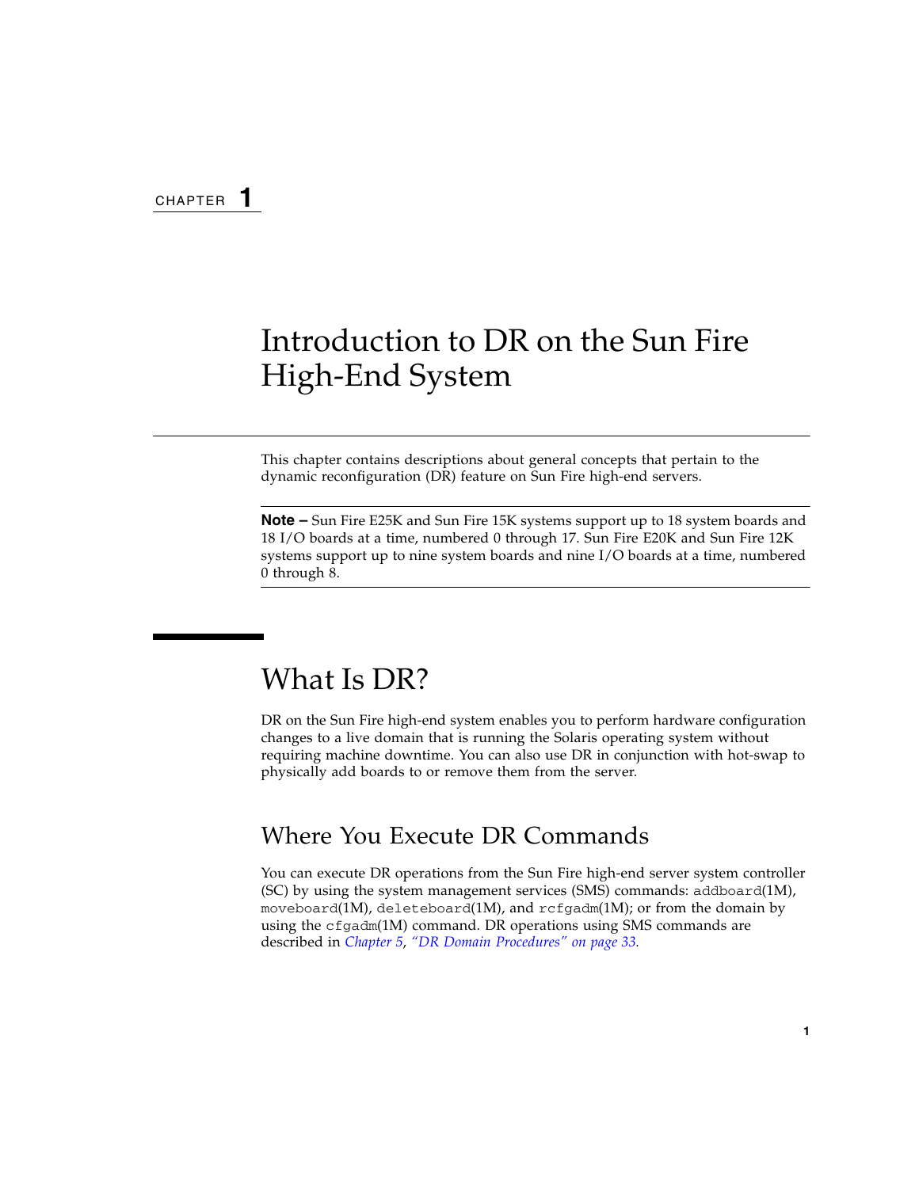CHAPTER 1

# Introduction to DR on the Sun Fire High-End System

This chapter contains descriptions about general concepts that pertain to the dynamic reconfiguration (DR) feature on Sun Fire high-end servers.

---

**Note –** Sun Fire E25K and Sun Fire 15K systems support up to 18 system boards and 18 I/O boards at a time, numbered 0 through 17. Sun Fire E20K and Sun Fire 12K systems support up to nine system boards and nine I/O boards at a time, numbered 0 through 8.

---

## What Is DR?

DR on the Sun Fire high-end system enables you to perform hardware configuration changes to a live domain that is running the Solaris operating system without requiring machine downtime. You can also use DR in conjunction with hot-swap to physically add boards to or remove them from the server.

### Where You Execute DR Commands

You can execute DR operations from the Sun Fire high-end server system controller (SC) by using the system management services (SMS) commands: `addboard`(1M), `moveboard`(1M), `deleteboard`(1M), and `rcfgadm`(1M); or from the domain by using the `cfgadm`(1M) command. DR operations using SMS commands are described in *Chapter 5*, *"DR Domain Procedures" on page 33.*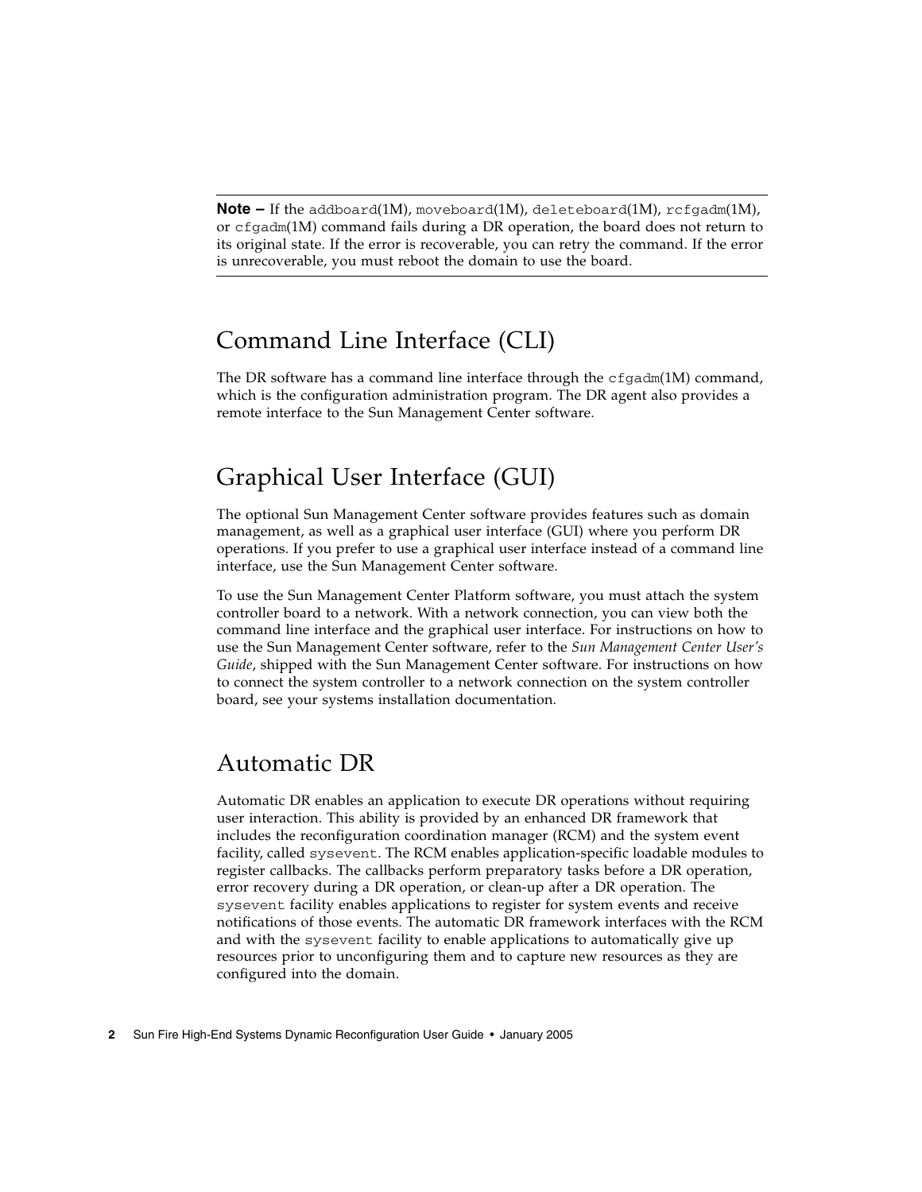---

**Note –** If the `addboard`(1M), `moveboard`(1M), `deleteboard`(1M), `rcfgadm`(1M), or `cfgadm`(1M) command fails during a DR operation, the board does not return to its original state. If the error is recoverable, you can retry the command. If the error is unrecoverable, you must reboot the domain to use the board.

---

## Command Line Interface (CLI)

The DR software has a command line interface through the `cfgadm`(1M) command, which is the configuration administration program. The DR agent also provides a remote interface to the Sun Management Center software.

## Graphical User Interface (GUI)

The optional Sun Management Center software provides features such as domain management, as well as a graphical user interface (GUI) where you perform DR operations. If you prefer to use a graphical user interface instead of a command line interface, use the Sun Management Center software.

To use the Sun Management Center Platform software, you must attach the system controller board to a network. With a network connection, you can view both the command line interface and the graphical user interface. For instructions on how to use the Sun Management Center software, refer to the *Sun Management Center User's Guide*, shipped with the Sun Management Center software. For instructions on how to connect the system controller to a network connection on the system controller board, see your systems installation documentation.

## Automatic DR

Automatic DR enables an application to execute DR operations without requiring user interaction. This ability is provided by an enhanced DR framework that includes the reconfiguration coordination manager (RCM) and the system event facility, called `sysevent`. The RCM enables application-specific loadable modules to register callbacks. The callbacks perform preparatory tasks before a DR operation, error recovery during a DR operation, or clean-up after a DR operation. The `sysevent` facility enables applications to register for system events and receive notifications of those events. The automatic DR framework interfaces with the RCM and with the `sysevent` facility to enable applications to automatically give up resources prior to unconfiguring them and to capture new resources as they are configured into the domain.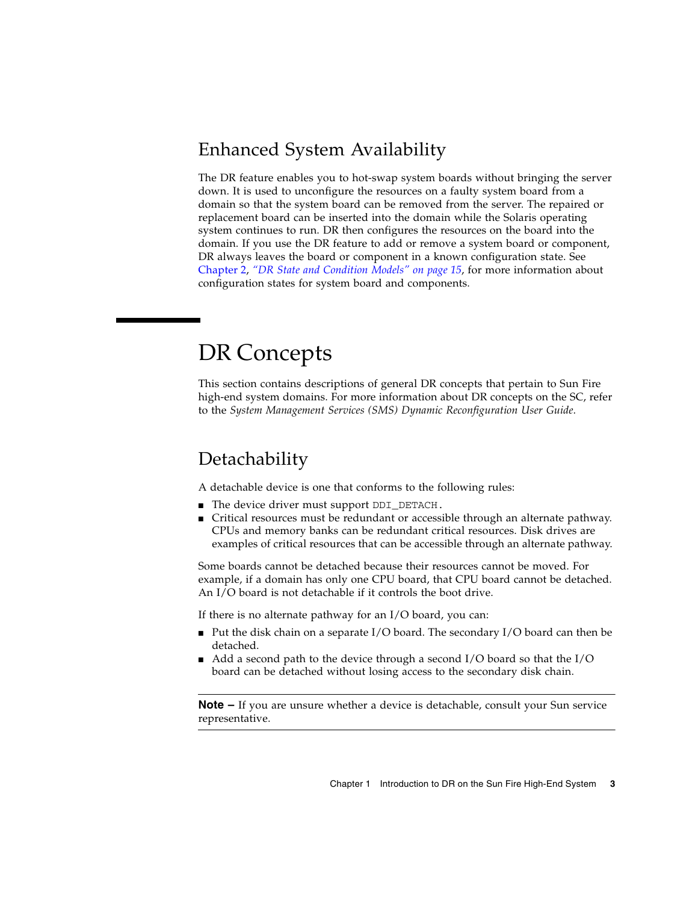## Enhanced System Availability

The DR feature enables you to hot-swap system boards without bringing the server down. It is used to unconfigure the resources on a faulty system board from a domain so that the system board can be removed from the server. The repaired or replacement board can be inserted into the domain while the Solaris operating system continues to run. DR then configures the resources on the board into the domain. If you use the DR feature to add or remove a system board or component, DR always leaves the board or component in a known configuration state. See Chapter 2, *"DR State and Condition Models" on page 15*, for more information about configuration states for system board and components.

# DR Concepts

This section contains descriptions of general DR concepts that pertain to Sun Fire high-end system domains. For more information about DR concepts on the SC, refer to the *System Management Services (SMS) Dynamic Reconfiguration User Guide*.

## Detachability

A detachable device is one that conforms to the following rules:

- The device driver must support `DDI_DETACH`.
- Critical resources must be redundant or accessible through an alternate pathway. CPUs and memory banks can be redundant critical resources. Disk drives are examples of critical resources that can be accessible through an alternate pathway.

Some boards cannot be detached because their resources cannot be moved. For example, if a domain has only one CPU board, that CPU board cannot be detached. An I/O board is not detachable if it controls the boot drive.

If there is no alternate pathway for an I/O board, you can:

- Put the disk chain on a separate I/O board. The secondary I/O board can then be detached.
- Add a second path to the device through a second I/O board so that the I/O board can be detached without losing access to the secondary disk chain.

---

**Note –** If you are unsure whether a device is detachable, consult your Sun service representative.

---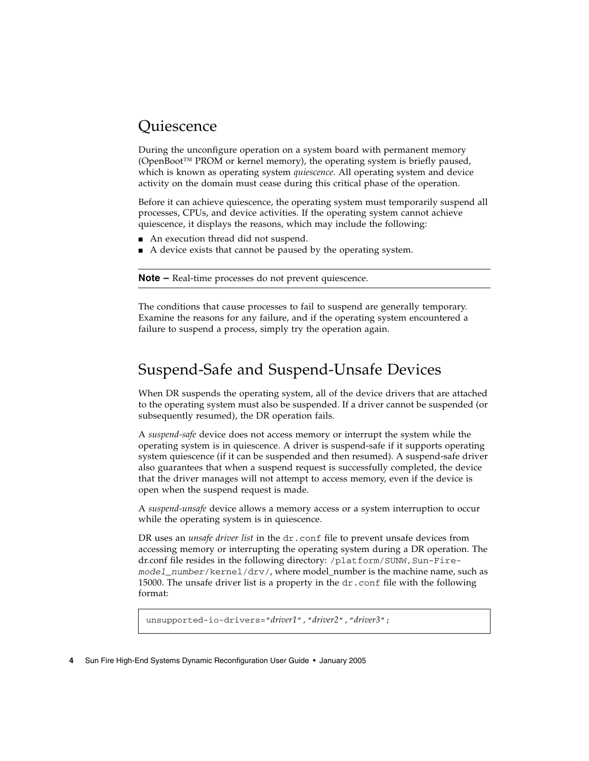## Quiescence

During the unconfigure operation on a system board with permanent memory (OpenBoot™ PROM or kernel memory), the operating system is briefly paused, which is known as operating system *quiescence*. All operating system and device activity on the domain must cease during this critical phase of the operation.

Before it can achieve quiescence, the operating system must temporarily suspend all processes, CPUs, and device activities. If the operating system cannot achieve quiescence, it displays the reasons, which may include the following:

- An execution thread did not suspend.
- A device exists that cannot be paused by the operating system.

---

**Note –** Real-time processes do not prevent quiescence.

---

The conditions that cause processes to fail to suspend are generally temporary. Examine the reasons for any failure, and if the operating system encountered a failure to suspend a process, simply try the operation again.

## Suspend-Safe and Suspend-Unsafe Devices

When DR suspends the operating system, all of the device drivers that are attached to the operating system must also be suspended. If a driver cannot be suspended (or subsequently resumed), the DR operation fails.

A *suspend-safe* device does not access memory or interrupt the system while the operating system is in quiescence. A driver is suspend-safe if it supports operating system quiescence (if it can be suspended and then resumed). A suspend-safe driver also guarantees that when a suspend request is successfully completed, the device that the driver manages will not attempt to access memory, even if the device is open when the suspend request is made.

A *suspend-unsafe* device allows a memory access or a system interruption to occur while the operating system is in quiescence.

DR uses an *unsafe driver list* in the `dr.conf` file to prevent unsafe devices from accessing memory or interrupting the operating system during a DR operation. The dr.conf file resides in the following directory: `/platform/SUNW,Sun-Fire-`*`model_number`*`/kernel/drv/`, where model_number is the machine name, such as 15000. The unsafe driver list is a property in the `dr.conf` file with the following format:

```
unsupported-io-drivers="driver1","driver2","driver3";
```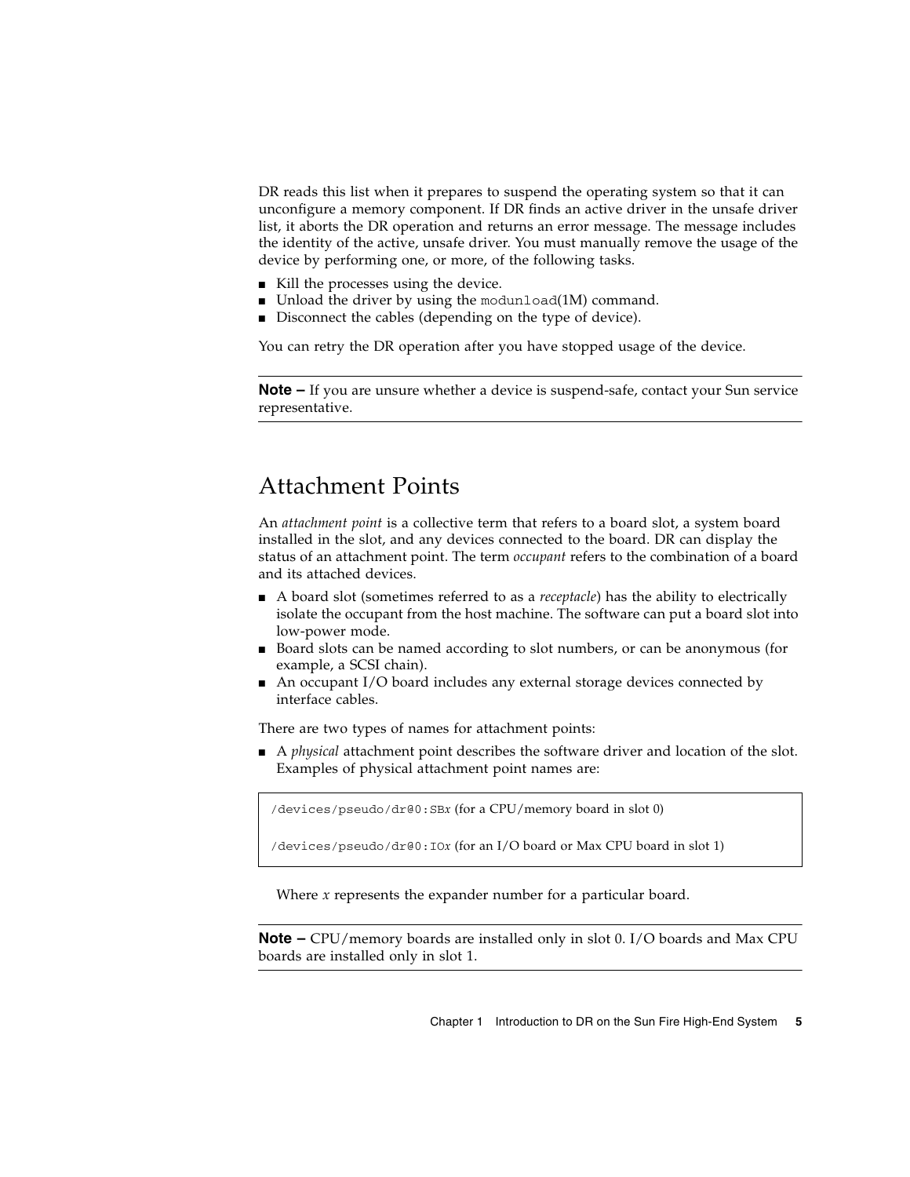DR reads this list when it prepares to suspend the operating system so that it can unconfigure a memory component. If DR finds an active driver in the unsafe driver list, it aborts the DR operation and returns an error message. The message includes the identity of the active, unsafe driver. You must manually remove the usage of the device by performing one, or more, of the following tasks.

- Kill the processes using the device.
- Unload the driver by using the `modunload`(1M) command.
- Disconnect the cables (depending on the type of device).

You can retry the DR operation after you have stopped usage of the device.

---

**Note –** If you are unsure whether a device is suspend-safe, contact your Sun service representative.

---

## Attachment Points

An *attachment point* is a collective term that refers to a board slot, a system board installed in the slot, and any devices connected to the board. DR can display the status of an attachment point. The term *occupant* refers to the combination of a board and its attached devices.

- A board slot (sometimes referred to as a *receptacle*) has the ability to electrically isolate the occupant from the host machine. The software can put a board slot into low-power mode.
- Board slots can be named according to slot numbers, or can be anonymous (for example, a SCSI chain).
- An occupant I/O board includes any external storage devices connected by interface cables.

There are two types of names for attachment points:

- A *physical* attachment point describes the software driver and location of the slot. Examples of physical attachment point names are:

```
/devices/pseudo/dr@0:SBx (for a CPU/memory board in slot 0)

/devices/pseudo/dr@0:IOx (for an I/O board or Max CPU board in slot 1)
```

  Where *x* represents the expander number for a particular board.

---

**Note –** CPU/memory boards are installed only in slot 0. I/O boards and Max CPU boards are installed only in slot 1.

---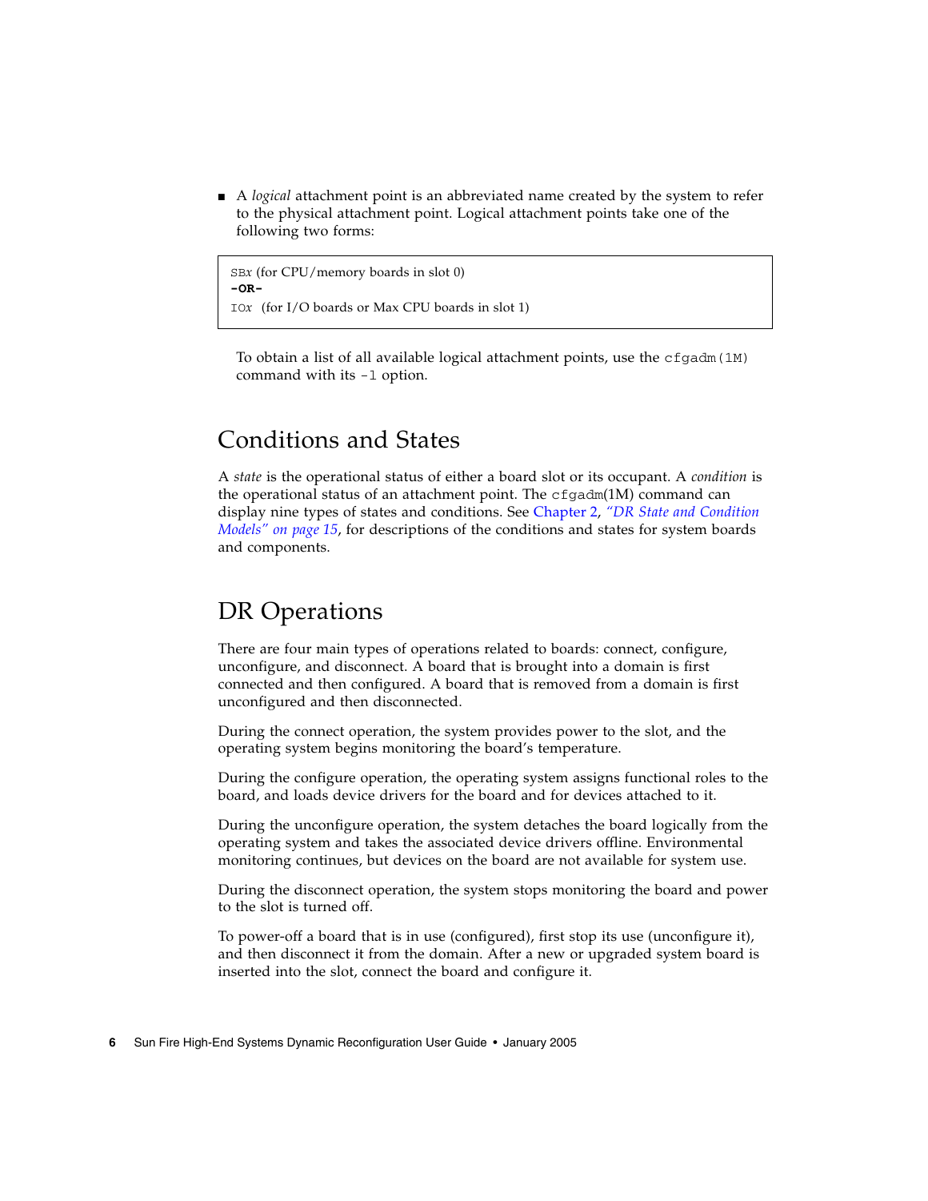- A *logical* attachment point is an abbreviated name created by the system to refer to the physical attachment point. Logical attachment points take one of the following two forms:

```
SBx (for CPU/memory boards in slot 0)
-OR-
IOx  (for I/O boards or Max CPU boards in slot 1)
```

  To obtain a list of all available logical attachment points, use the `cfgadm(1M)` command with its `-l` option.

## Conditions and States

A *state* is the operational status of either a board slot or its occupant. A *condition* is the operational status of an attachment point. The `cfgadm`(1M) command can display nine types of states and conditions. See Chapter 2, *"DR State and Condition Models" on page 15*, for descriptions of the conditions and states for system boards and components.

## DR Operations

There are four main types of operations related to boards: connect, configure, unconfigure, and disconnect. A board that is brought into a domain is first connected and then configured. A board that is removed from a domain is first unconfigured and then disconnected.

During the connect operation, the system provides power to the slot, and the operating system begins monitoring the board's temperature.

During the configure operation, the operating system assigns functional roles to the board, and loads device drivers for the board and for devices attached to it.

During the unconfigure operation, the system detaches the board logically from the operating system and takes the associated device drivers offline. Environmental monitoring continues, but devices on the board are not available for system use.

During the disconnect operation, the system stops monitoring the board and power to the slot is turned off.

To power-off a board that is in use (configured), first stop its use (unconfigure it), and then disconnect it from the domain. After a new or upgraded system board is inserted into the slot, connect the board and configure it.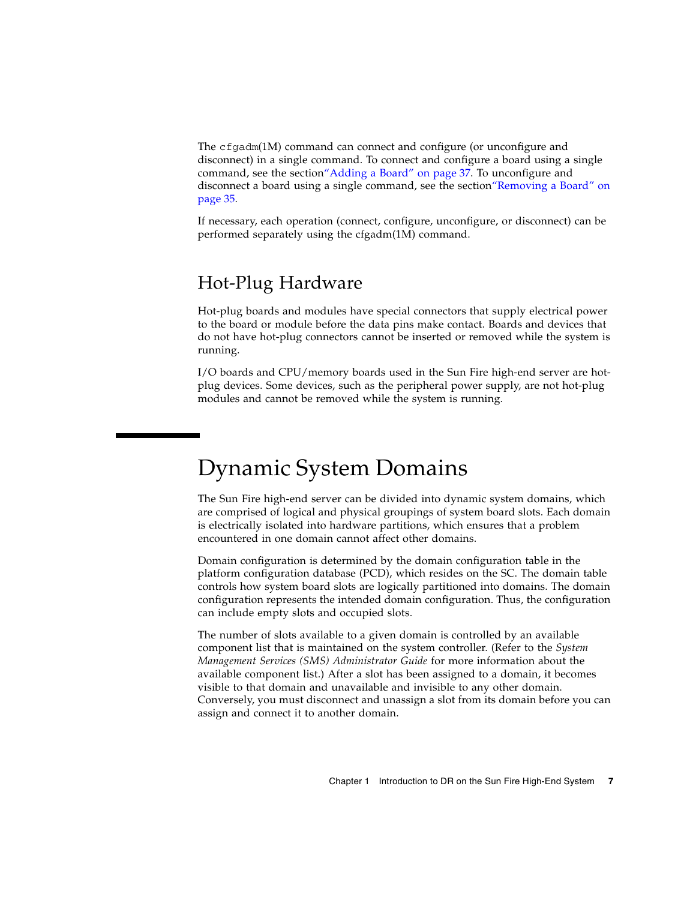The `cfgadm`(1M) command can connect and configure (or unconfigure and disconnect) in a single command. To connect and configure a board using a single command, see the section"Adding a Board" on page 37. To unconfigure and disconnect a board using a single command, see the section"Removing a Board" on page 35.

If necessary, each operation (connect, configure, unconfigure, or disconnect) can be performed separately using the cfgadm(1M) command.

## Hot-Plug Hardware

Hot-plug boards and modules have special connectors that supply electrical power to the board or module before the data pins make contact. Boards and devices that do not have hot-plug connectors cannot be inserted or removed while the system is running.

I/O boards and CPU/memory boards used in the Sun Fire high-end server are hot-plug devices. Some devices, such as the peripheral power supply, are not hot-plug modules and cannot be removed while the system is running.

# Dynamic System Domains

The Sun Fire high-end server can be divided into dynamic system domains, which are comprised of logical and physical groupings of system board slots. Each domain is electrically isolated into hardware partitions, which ensures that a problem encountered in one domain cannot affect other domains.

Domain configuration is determined by the domain configuration table in the platform configuration database (PCD), which resides on the SC. The domain table controls how system board slots are logically partitioned into domains. The domain configuration represents the intended domain configuration. Thus, the configuration can include empty slots and occupied slots.

The number of slots available to a given domain is controlled by an available component list that is maintained on the system controller. (Refer to the *System Management Services (SMS) Administrator Guide* for more information about the available component list.) After a slot has been assigned to a domain, it becomes visible to that domain and unavailable and invisible to any other domain. Conversely, you must disconnect and unassign a slot from its domain before you can assign and connect it to another domain.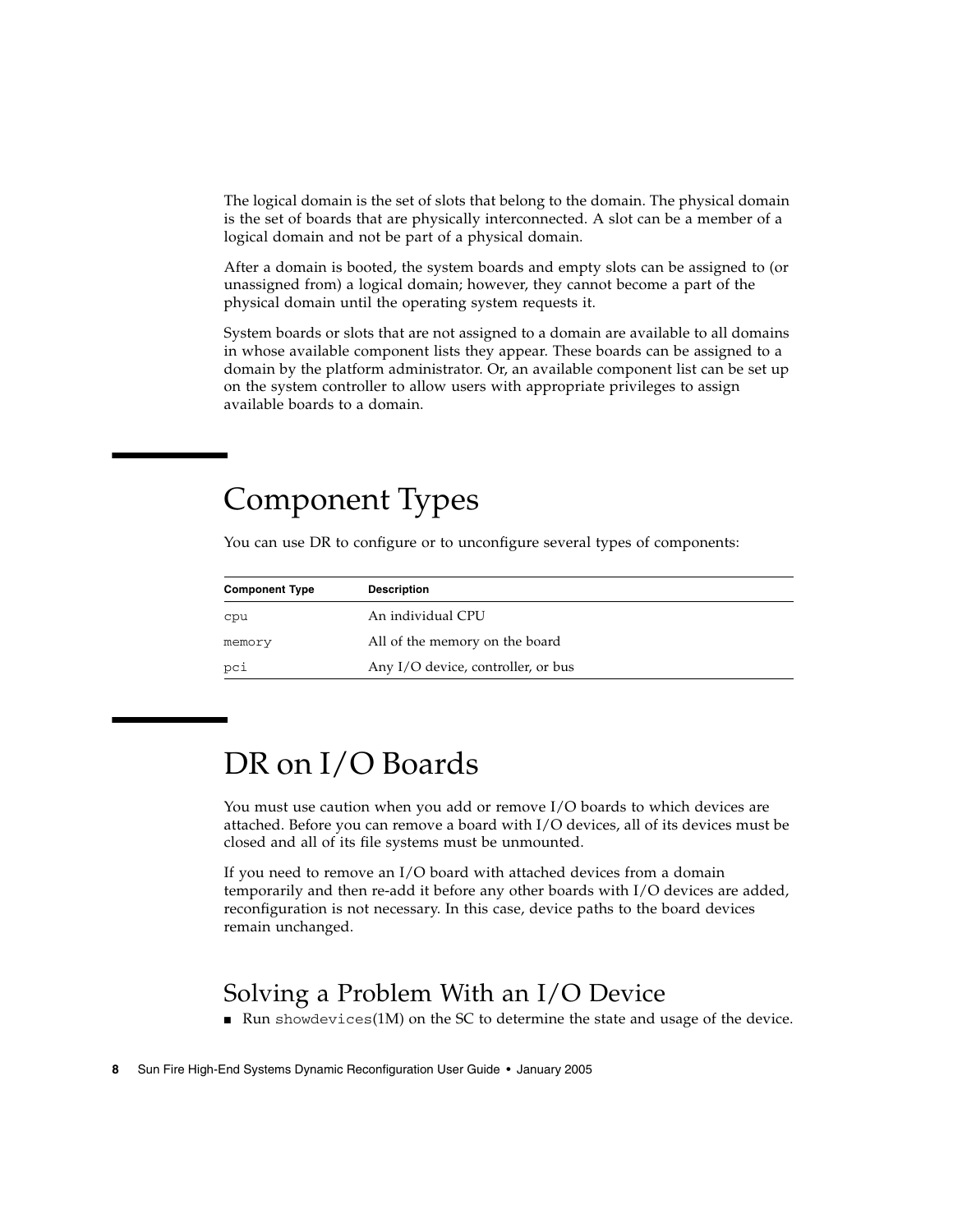The logical domain is the set of slots that belong to the domain. The physical domain is the set of boards that are physically interconnected. A slot can be a member of a logical domain and not be part of a physical domain.

After a domain is booted, the system boards and empty slots can be assigned to (or unassigned from) a logical domain; however, they cannot become a part of the physical domain until the operating system requests it.

System boards or slots that are not assigned to a domain are available to all domains in whose available component lists they appear. These boards can be assigned to a domain by the platform administrator. Or, an available component list can be set up on the system controller to allow users with appropriate privileges to assign available boards to a domain.

# Component Types

You can use DR to configure or to unconfigure several types of components:

| Component Type | Description |
| --- | --- |
| `cpu` | An individual CPU |
| `memory` | All of the memory on the board |
| `pci` | Any I/O device, controller, or bus |

# DR on I/O Boards

You must use caution when you add or remove I/O boards to which devices are attached. Before you can remove a board with I/O devices, all of its devices must be closed and all of its file systems must be unmounted.

If you need to remove an I/O board with attached devices from a domain temporarily and then re-add it before any other boards with I/O devices are added, reconfiguration is not necessary. In this case, device paths to the board devices remain unchanged.

## Solving a Problem With an I/O Device

- Run `showdevices`(1M) on the SC to determine the state and usage of the device.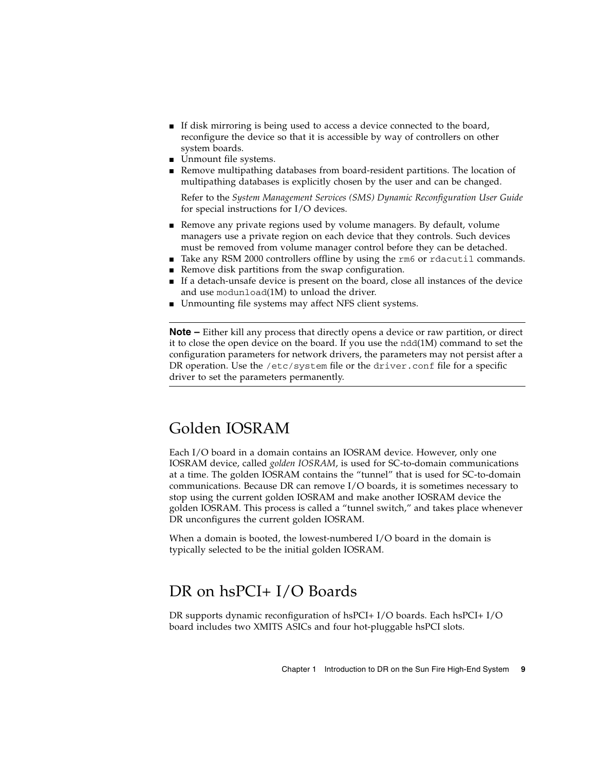- If disk mirroring is being used to access a device connected to the board, reconfigure the device so that it is accessible by way of controllers on other system boards.
- Unmount file systems.
- Remove multipathing databases from board-resident partitions. The location of multipathing databases is explicitly chosen by the user and can be changed.

  Refer to the *System Management Services (SMS) Dynamic Reconfiguration User Guide* for special instructions for I/O devices.

- Remove any private regions used by volume managers. By default, volume managers use a private region on each device that they controls. Such devices must be removed from volume manager control before they can be detached.
- Take any RSM 2000 controllers offline by using the `rm6` or `rdacutil` commands.
- Remove disk partitions from the swap configuration.
- If a detach-unsafe device is present on the board, close all instances of the device and use `modunload`(1M) to unload the driver.
- Unmounting file systems may affect NFS client systems.

---

**Note –** Either kill any process that directly opens a device or raw partition, or direct it to close the open device on the board. If you use the `ndd`(1M) command to set the configuration parameters for network drivers, the parameters may not persist after a DR operation. Use the `/etc/system` file or the `driver.conf` file for a specific driver to set the parameters permanently.

---

## Golden IOSRAM

Each I/O board in a domain contains an IOSRAM device. However, only one IOSRAM device, called *golden IOSRAM*, is used for SC-to-domain communications at a time. The golden IOSRAM contains the "tunnel" that is used for SC-to-domain communications. Because DR can remove I/O boards, it is sometimes necessary to stop using the current golden IOSRAM and make another IOSRAM device the golden IOSRAM. This process is called a "tunnel switch," and takes place whenever DR unconfigures the current golden IOSRAM.

When a domain is booted, the lowest-numbered I/O board in the domain is typically selected to be the initial golden IOSRAM.

## DR on hsPCI+ I/O Boards

DR supports dynamic reconfiguration of hsPCI+ I/O boards. Each hsPCI+ I/O board includes two XMITS ASICs and four hot-pluggable hsPCI slots.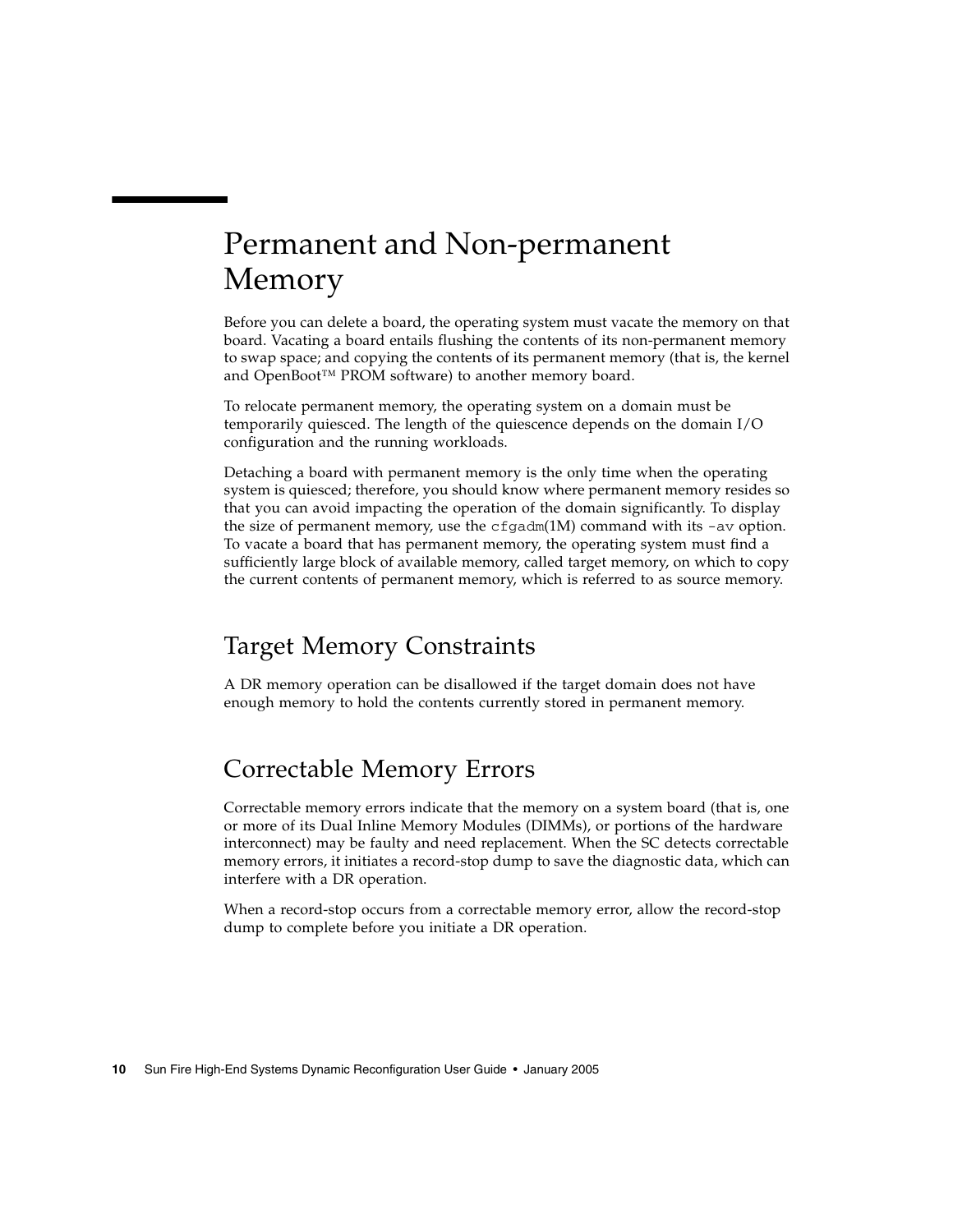## Permanent and Non-permanent Memory

Before you can delete a board, the operating system must vacate the memory on that board. Vacating a board entails flushing the contents of its non-permanent memory to swap space; and copying the contents of its permanent memory (that is, the kernel and OpenBoot™ PROM software) to another memory board.

To relocate permanent memory, the operating system on a domain must be temporarily quiesced. The length of the quiescence depends on the domain I/O configuration and the running workloads.

Detaching a board with permanent memory is the only time when the operating system is quiesced; therefore, you should know where permanent memory resides so that you can avoid impacting the operation of the domain significantly. To display the size of permanent memory, use the `cfgadm`(1M) command with its `-av` option. To vacate a board that has permanent memory, the operating system must find a sufficiently large block of available memory, called target memory, on which to copy the current contents of permanent memory, which is referred to as source memory.

### Target Memory Constraints

A DR memory operation can be disallowed if the target domain does not have enough memory to hold the contents currently stored in permanent memory.

### Correctable Memory Errors

Correctable memory errors indicate that the memory on a system board (that is, one or more of its Dual Inline Memory Modules (DIMMs), or portions of the hardware interconnect) may be faulty and need replacement. When the SC detects correctable memory errors, it initiates a record-stop dump to save the diagnostic data, which can interfere with a DR operation.

When a record-stop occurs from a correctable memory error, allow the record-stop dump to complete before you initiate a DR operation.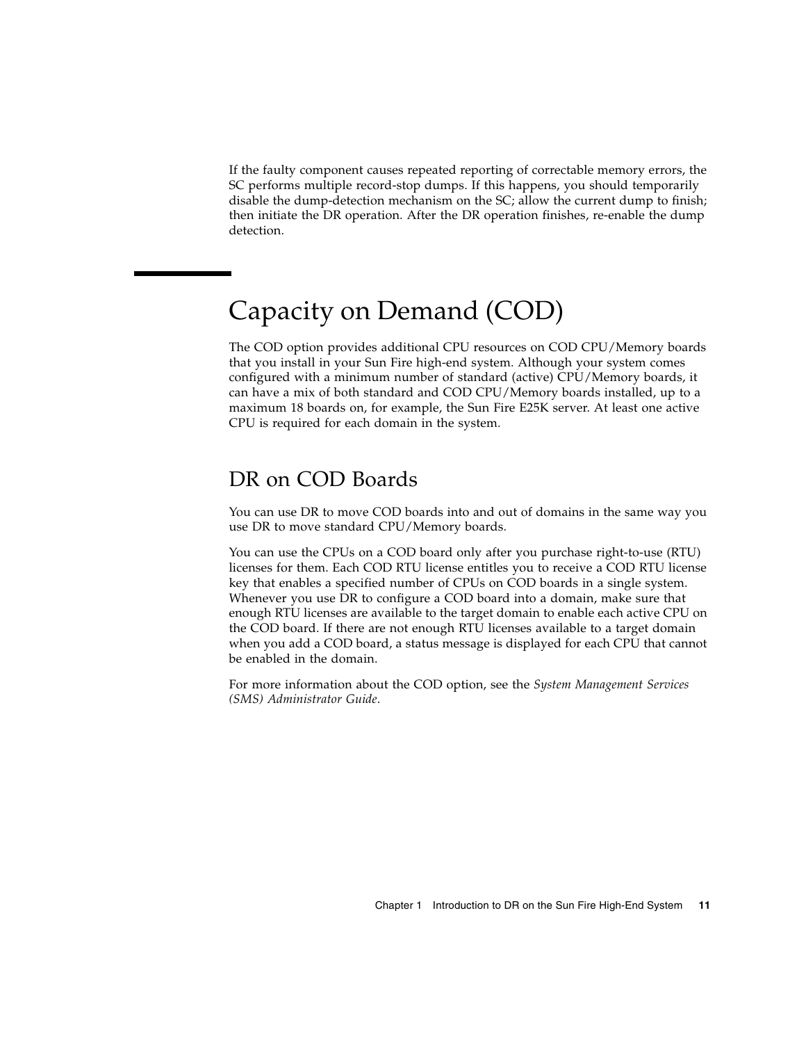If the faulty component causes repeated reporting of correctable memory errors, the SC performs multiple record-stop dumps. If this happens, you should temporarily disable the dump-detection mechanism on the SC; allow the current dump to finish; then initiate the DR operation. After the DR operation finishes, re-enable the dump detection.

# Capacity on Demand (COD)

The COD option provides additional CPU resources on COD CPU/Memory boards that you install in your Sun Fire high-end system. Although your system comes configured with a minimum number of standard (active) CPU/Memory boards, it can have a mix of both standard and COD CPU/Memory boards installed, up to a maximum 18 boards on, for example, the Sun Fire E25K server. At least one active CPU is required for each domain in the system.

## DR on COD Boards

You can use DR to move COD boards into and out of domains in the same way you use DR to move standard CPU/Memory boards.

You can use the CPUs on a COD board only after you purchase right-to-use (RTU) licenses for them. Each COD RTU license entitles you to receive a COD RTU license key that enables a specified number of CPUs on COD boards in a single system. Whenever you use DR to configure a COD board into a domain, make sure that enough RTU licenses are available to the target domain to enable each active CPU on the COD board. If there are not enough RTU licenses available to a target domain when you add a COD board, a status message is displayed for each CPU that cannot be enabled in the domain.

For more information about the COD option, see the *System Management Services (SMS) Administrator Guide*.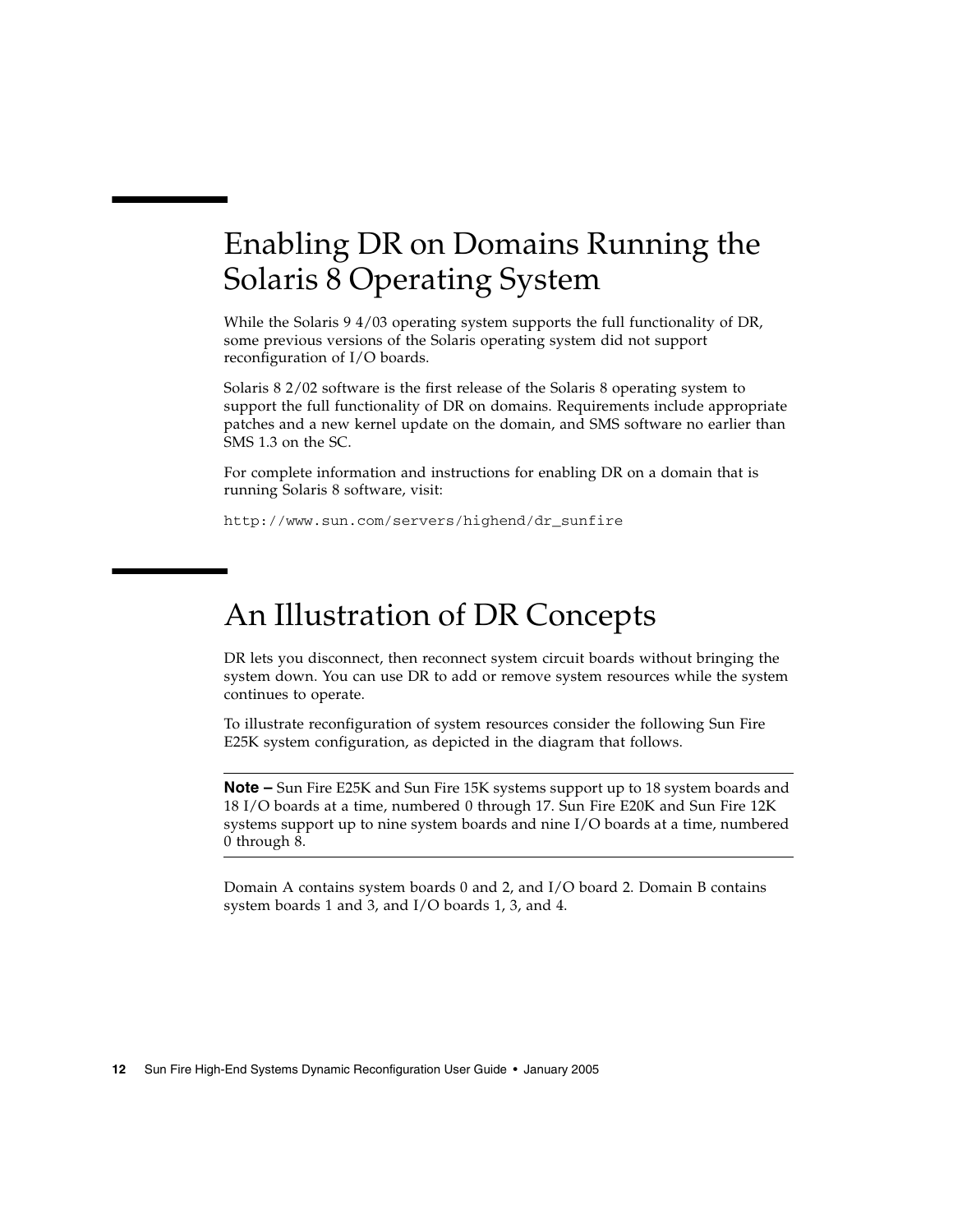## Enabling DR on Domains Running the Solaris 8 Operating System

While the Solaris 9 4/03 operating system supports the full functionality of DR, some previous versions of the Solaris operating system did not support reconfiguration of I/O boards.

Solaris 8 2/02 software is the first release of the Solaris 8 operating system to support the full functionality of DR on domains. Requirements include appropriate patches and a new kernel update on the domain, and SMS software no earlier than SMS 1.3 on the SC.

For complete information and instructions for enabling DR on a domain that is running Solaris 8 software, visit:

```
http://www.sun.com/servers/highend/dr_sunfire
```

## An Illustration of DR Concepts

DR lets you disconnect, then reconnect system circuit boards without bringing the system down. You can use DR to add or remove system resources while the system continues to operate.

To illustrate reconfiguration of system resources consider the following Sun Fire E25K system configuration, as depicted in the diagram that follows.

---

**Note –** Sun Fire E25K and Sun Fire 15K systems support up to 18 system boards and 18 I/O boards at a time, numbered 0 through 17. Sun Fire E20K and Sun Fire 12K systems support up to nine system boards and nine I/O boards at a time, numbered 0 through 8.

---

Domain A contains system boards 0 and 2, and I/O board 2. Domain B contains system boards 1 and 3, and I/O boards 1, 3, and 4.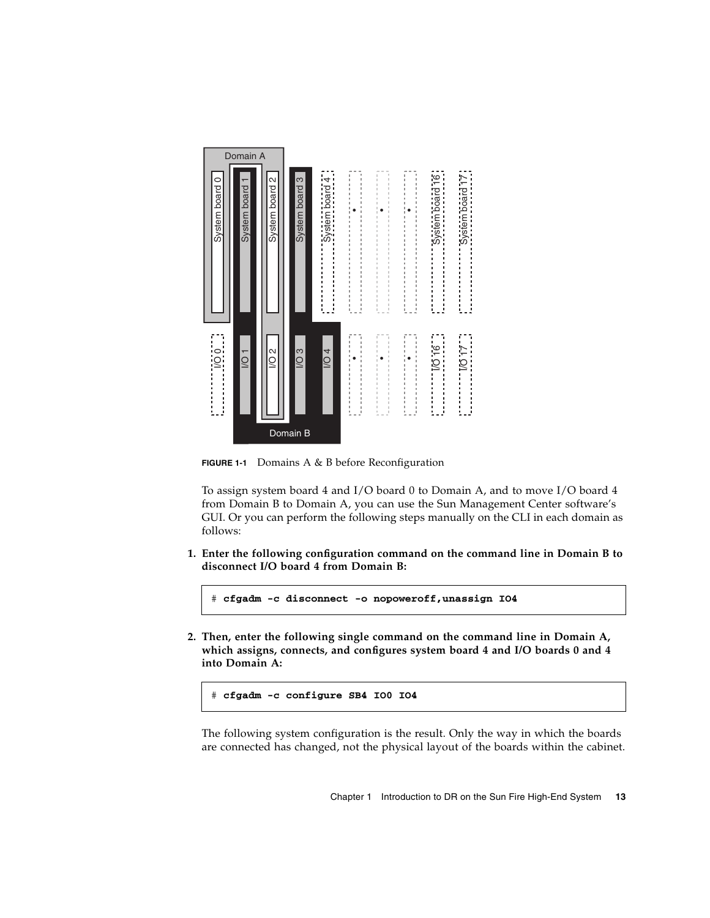**FIGURE 1-1** Domains A & B before Reconfiguration

To assign system board 4 and I/O board 0 to Domain A, and to move I/O board 4 from Domain B to Domain A, you can use the Sun Management Center software's GUI. Or you can perform the following steps manually on the CLI in each domain as follows:

1. **Enter the following configuration command on the command line in Domain B to disconnect I/O board 4 from Domain B:**

```
# cfgadm -c disconnect -o nopoweroff,unassign IO4
```

2. **Then, enter the following single command on the command line in Domain A, which assigns, connects, and configures system board 4 and I/O boards 0 and 4 into Domain A:**

```
# cfgadm -c configure SB4 IO0 IO4
```

The following system configuration is the result. Only the way in which the boards are connected has changed, not the physical layout of the boards within the cabinet.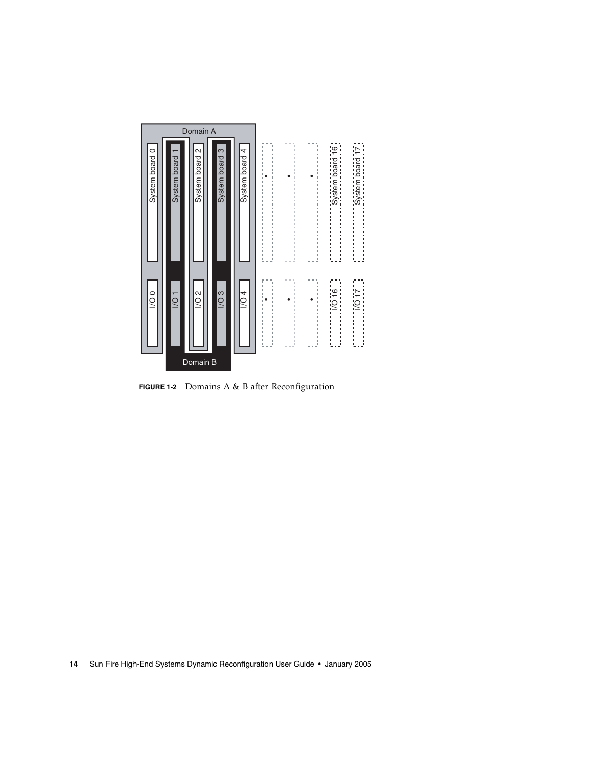**FIGURE 1-2** Domains A & B after Reconfiguration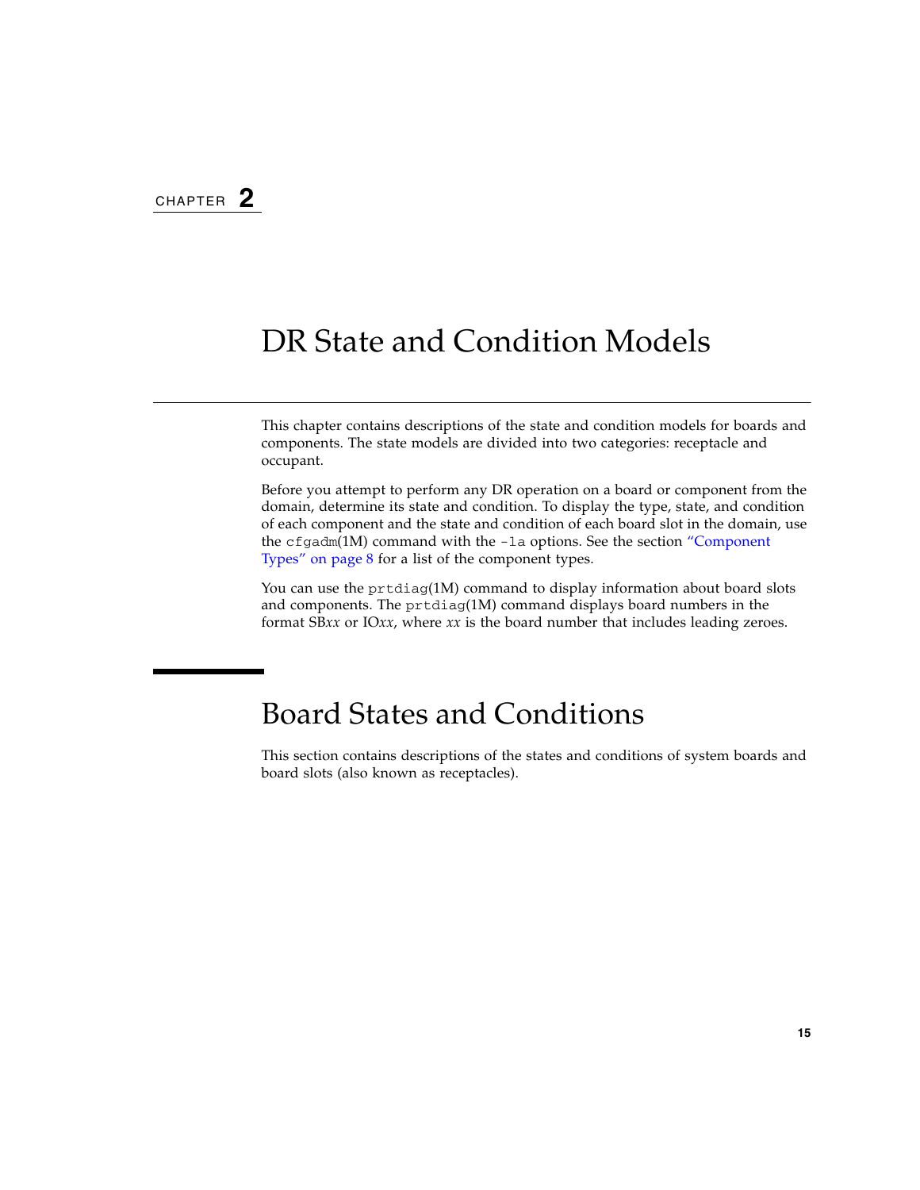CHAPTER 2

# DR State and Condition Models

This chapter contains descriptions of the state and condition models for boards and components. The state models are divided into two categories: receptacle and occupant.

Before you attempt to perform any DR operation on a board or component from the domain, determine its state and condition. To display the type, state, and condition of each component and the state and condition of each board slot in the domain, use the `cfgadm`(1M) command with the `-la` options. See the section "Component Types" on page 8 for a list of the component types.

You can use the `prtdiag`(1M) command to display information about board slots and components. The `prtdiag`(1M) command displays board numbers in the format SB*xx* or IO*xx*, where *xx* is the board number that includes leading zeroes.

## Board States and Conditions

This section contains descriptions of the states and conditions of system boards and board slots (also known as receptacles).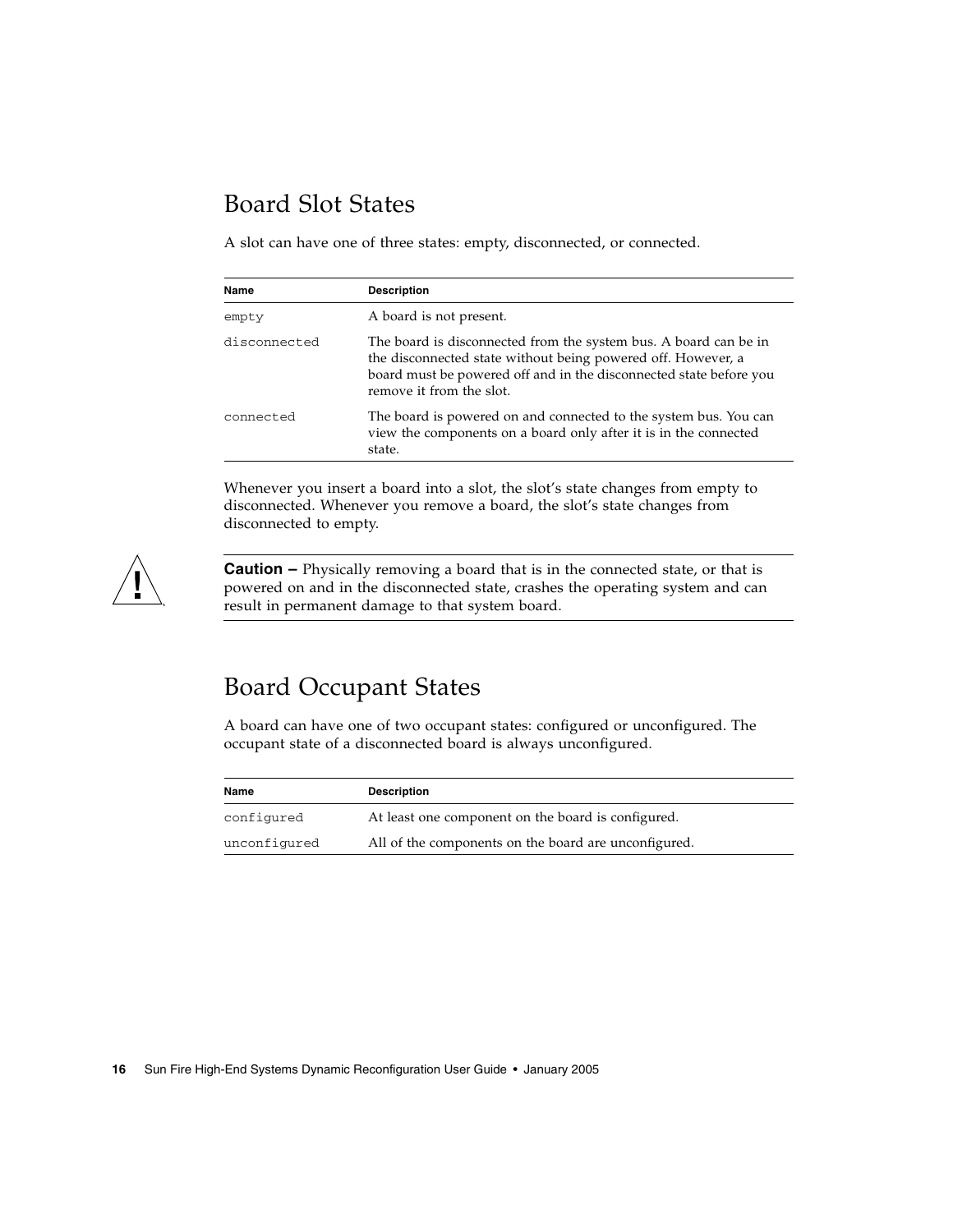## Board Slot States

A slot can have one of three states: empty, disconnected, or connected.

| Name | Description |
|---|---|
| `empty` | A board is not present. |
| `disconnected` | The board is disconnected from the system bus. A board can be in the disconnected state without being powered off. However, a board must be powered off and in the disconnected state before you remove it from the slot. |
| `connected` | The board is powered on and connected to the system bus. You can view the components on a board only after it is in the connected state. |

Whenever you insert a board into a slot, the slot's state changes from empty to disconnected. Whenever you remove a board, the slot's state changes from disconnected to empty.

---

**Caution –** Physically removing a board that is in the connected state, or that is powered on and in the disconnected state, crashes the operating system and can result in permanent damage to that system board.

---

## Board Occupant States

A board can have one of two occupant states: configured or unconfigured. The occupant state of a disconnected board is always unconfigured.

| Name | Description |
|---|---|
| `configured` | At least one component on the board is configured. |
| `unconfigured` | All of the components on the board are unconfigured. |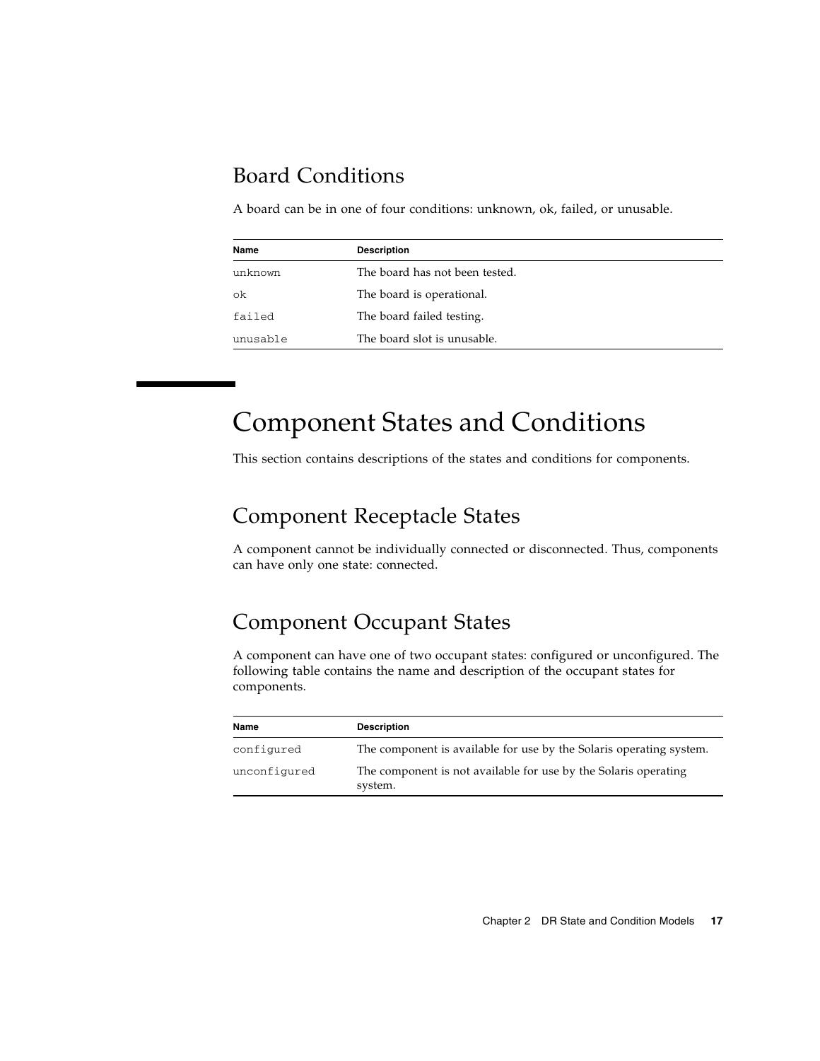### Board Conditions

A board can be in one of four conditions: unknown, ok, failed, or unusable.

| Name | Description |
| --- | --- |
| `unknown` | The board has not been tested. |
| `ok` | The board is operational. |
| `failed` | The board failed testing. |
| `unusable` | The board slot is unusable. |

## Component States and Conditions

This section contains descriptions of the states and conditions for components.

### Component Receptacle States

A component cannot be individually connected or disconnected. Thus, components can have only one state: connected.

### Component Occupant States

A component can have one of two occupant states: configured or unconfigured. The following table contains the name and description of the occupant states for components.

| Name | Description |
| --- | --- |
| `configured` | The component is available for use by the Solaris operating system. |
| `unconfigured` | The component is not available for use by the Solaris operating system. |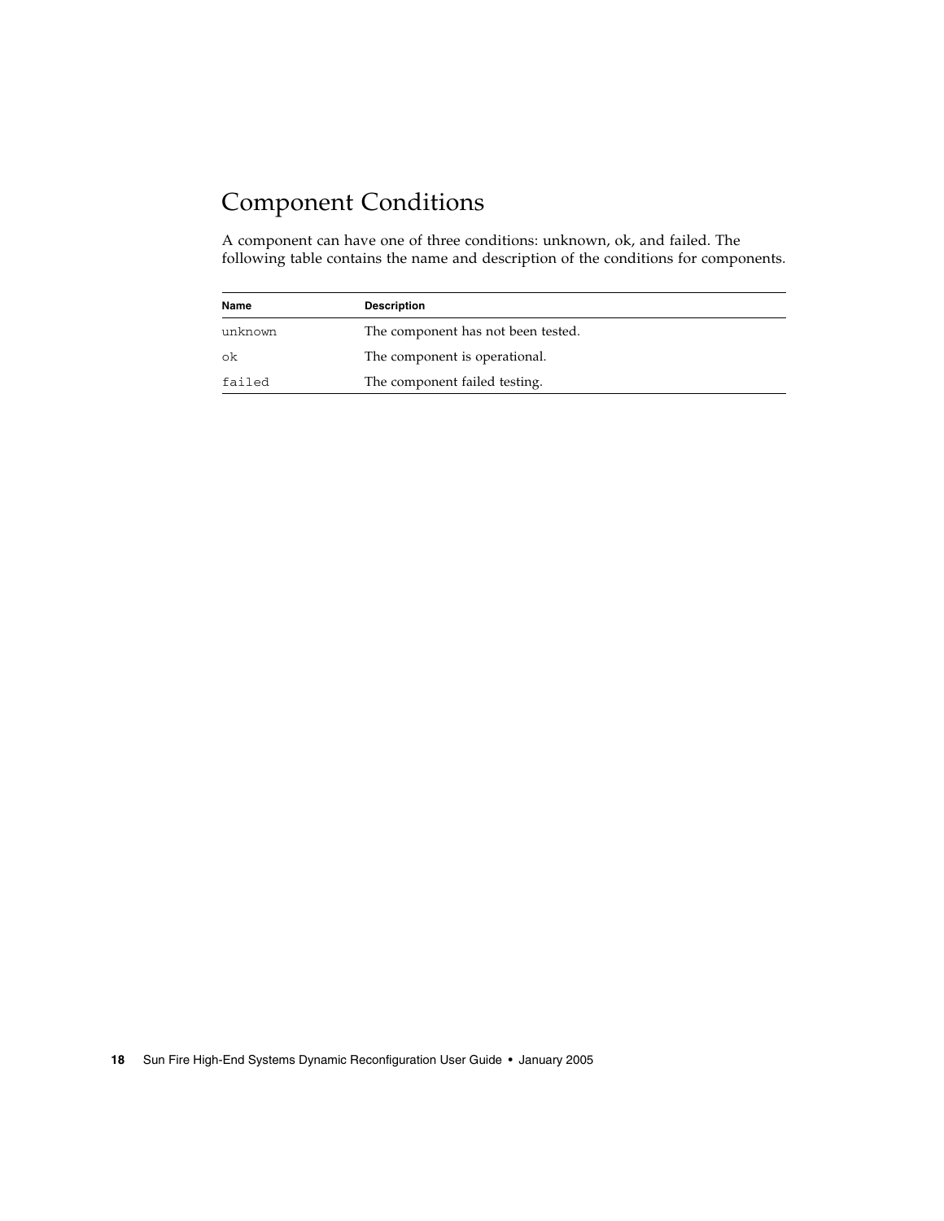## Component Conditions

A component can have one of three conditions: unknown, ok, and failed. The following table contains the name and description of the conditions for components.

| Name | Description |
|---|---|
| `unknown` | The component has not been tested. |
| `ok` | The component is operational. |
| `failed` | The component failed testing. |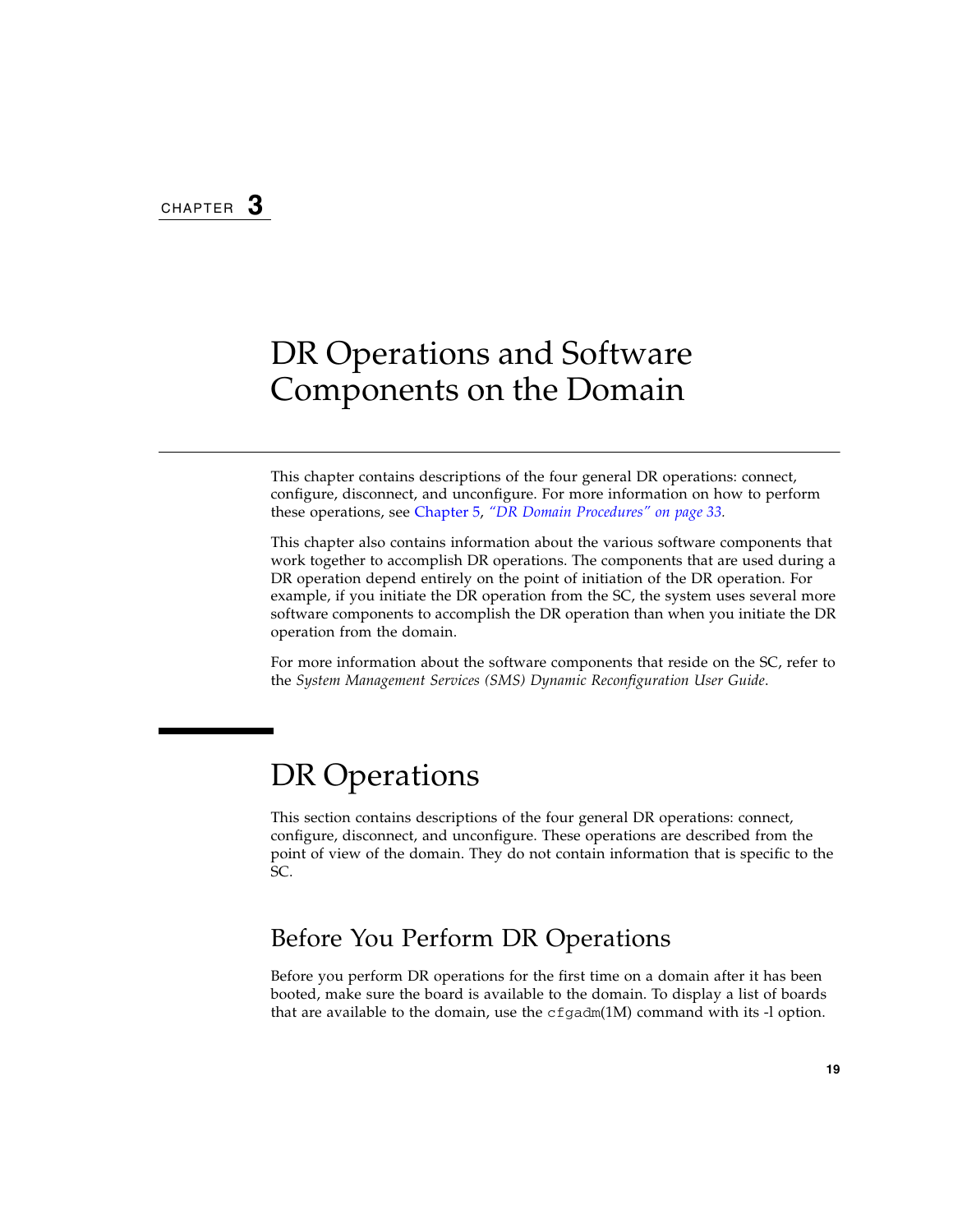CHAPTER **3**

# DR Operations and Software Components on the Domain

This chapter contains descriptions of the four general DR operations: connect, configure, disconnect, and unconfigure. For more information on how to perform these operations, see Chapter 5, *"DR Domain Procedures" on page 33.*

This chapter also contains information about the various software components that work together to accomplish DR operations. The components that are used during a DR operation depend entirely on the point of initiation of the DR operation. For example, if you initiate the DR operation from the SC, the system uses several more software components to accomplish the DR operation than when you initiate the DR operation from the domain.

For more information about the software components that reside on the SC, refer to the *System Management Services (SMS) Dynamic Reconfiguration User Guide*.

## DR Operations

This section contains descriptions of the four general DR operations: connect, configure, disconnect, and unconfigure. These operations are described from the point of view of the domain. They do not contain information that is specific to the SC.

### Before You Perform DR Operations

Before you perform DR operations for the first time on a domain after it has been booted, make sure the board is available to the domain. To display a list of boards that are available to the domain, use the `cfgadm`(1M) command with its -l option.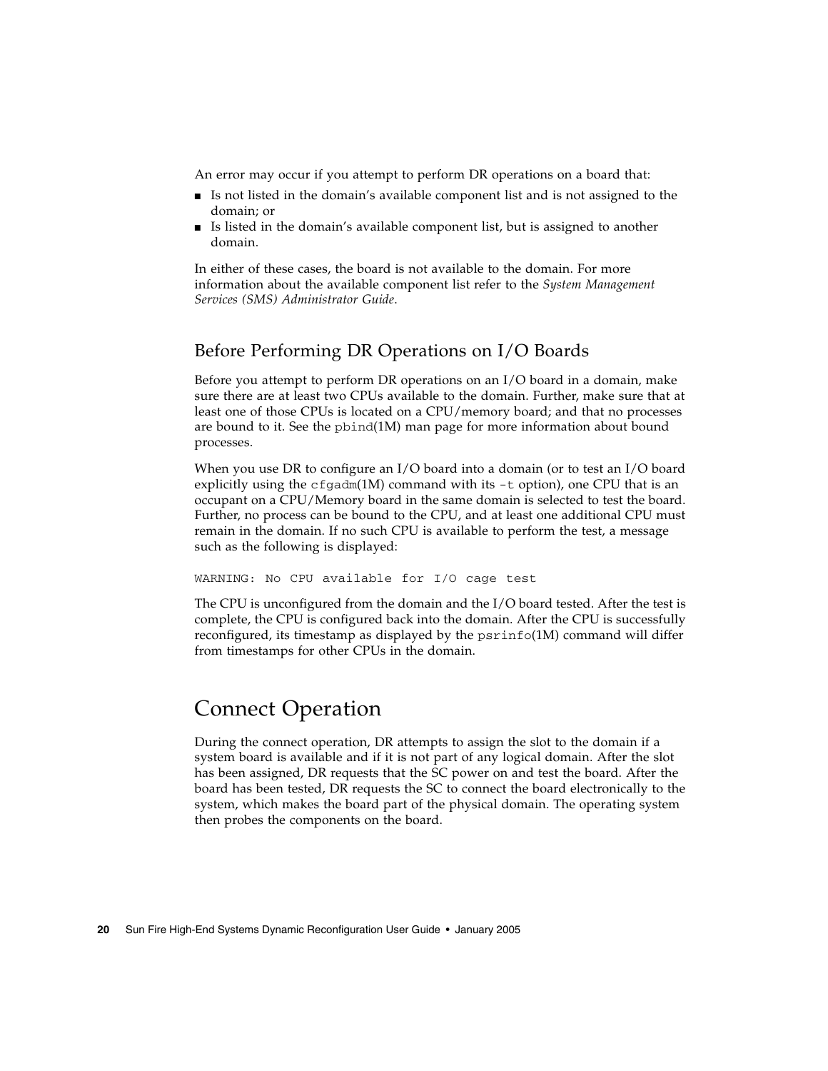An error may occur if you attempt to perform DR operations on a board that:

- Is not listed in the domain's available component list and is not assigned to the domain; or
- Is listed in the domain's available component list, but is assigned to another domain.

In either of these cases, the board is not available to the domain. For more information about the available component list refer to the *System Management Services (SMS) Administrator Guide*.

### Before Performing DR Operations on I/O Boards

Before you attempt to perform DR operations on an I/O board in a domain, make sure there are at least two CPUs available to the domain. Further, make sure that at least one of those CPUs is located on a CPU/memory board; and that no processes are bound to it. See the `pbind`(1M) man page for more information about bound processes.

When you use DR to configure an I/O board into a domain (or to test an I/O board explicitly using the `cfgadm`(1M) command with its `-t` option), one CPU that is an occupant on a CPU/Memory board in the same domain is selected to test the board. Further, no process can be bound to the CPU, and at least one additional CPU must remain in the domain. If no such CPU is available to perform the test, a message such as the following is displayed:

```
WARNING: No CPU available for I/O cage test
```

The CPU is unconfigured from the domain and the I/O board tested. After the test is complete, the CPU is configured back into the domain. After the CPU is successfully reconfigured, its timestamp as displayed by the `psrinfo`(1M) command will differ from timestamps for other CPUs in the domain.

## Connect Operation

During the connect operation, DR attempts to assign the slot to the domain if a system board is available and if it is not part of any logical domain. After the slot has been assigned, DR requests that the SC power on and test the board. After the board has been tested, DR requests the SC to connect the board electronically to the system, which makes the board part of the physical domain. The operating system then probes the components on the board.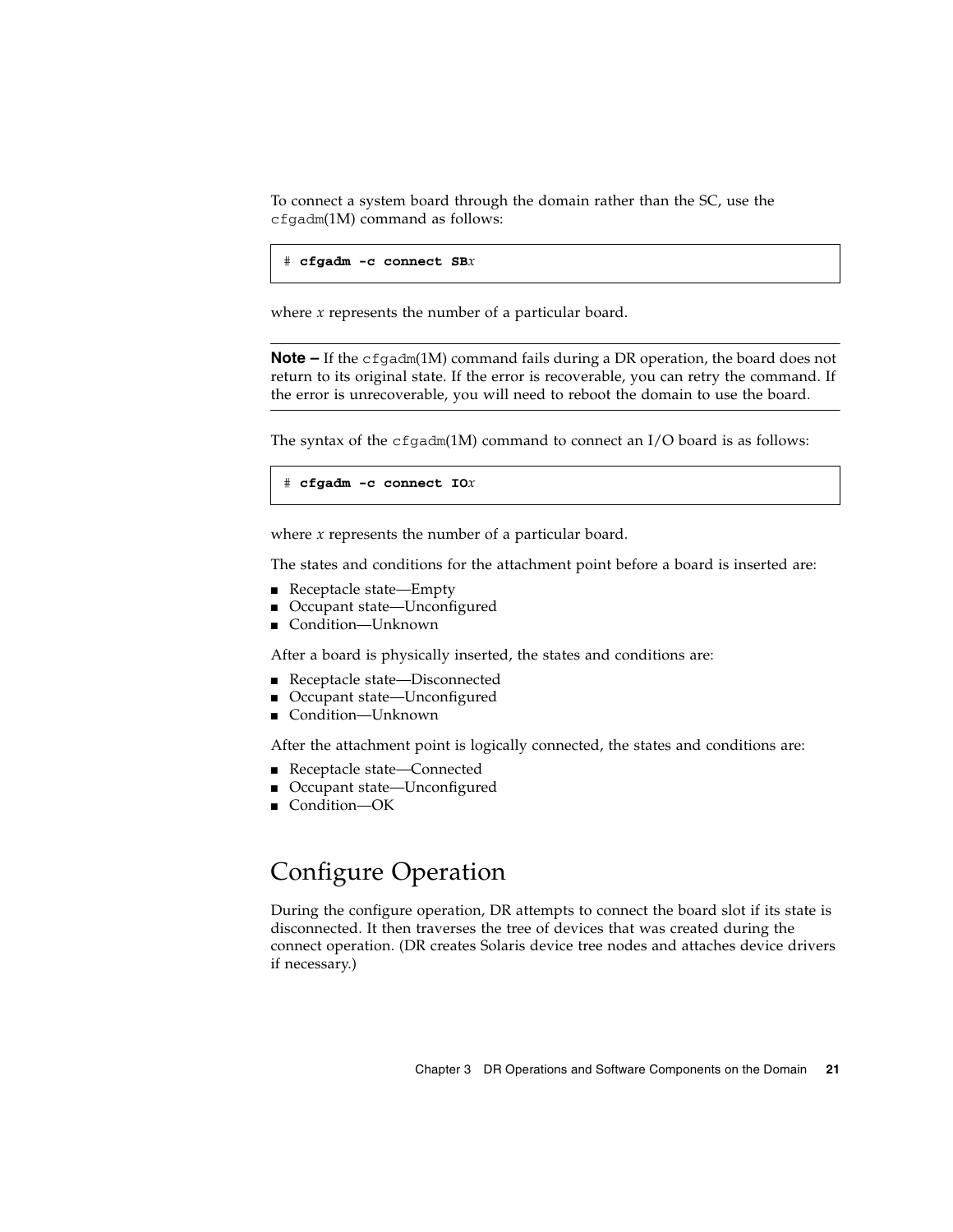To connect a system board through the domain rather than the SC, use the cfgadm(1M) command as follows:

```
# cfgadm -c connect SBx
```

where *x* represents the number of a particular board.

**Note –** If the cfgadm(1M) command fails during a DR operation, the board does not return to its original state. If the error is recoverable, you can retry the command. If the error is unrecoverable, you will need to reboot the domain to use the board.

The syntax of the cfgadm(1M) command to connect an I/O board is as follows:

```
# cfgadm -c connect IOx
```

where *x* represents the number of a particular board.

The states and conditions for the attachment point before a board is inserted are:

- Receptacle state—Empty
- Occupant state—Unconfigured
- Condition—Unknown

After a board is physically inserted, the states and conditions are:

- Receptacle state—Disconnected
- Occupant state—Unconfigured
- Condition—Unknown

After the attachment point is logically connected, the states and conditions are:

- Receptacle state—Connected
- Occupant state—Unconfigured
- Condition—OK

## Configure Operation

During the configure operation, DR attempts to connect the board slot if its state is disconnected. It then traverses the tree of devices that was created during the connect operation. (DR creates Solaris device tree nodes and attaches device drivers if necessary.)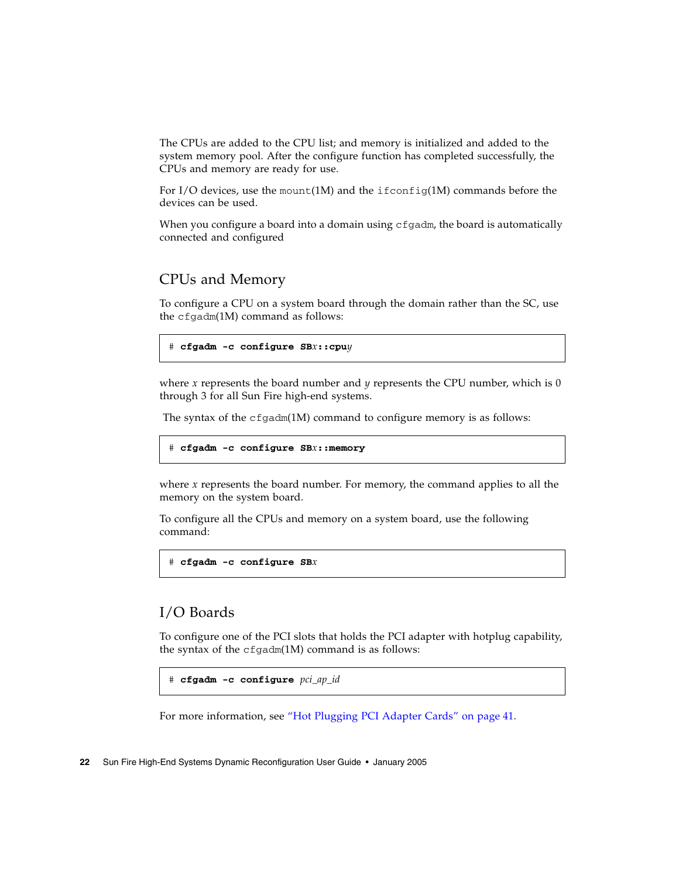The CPUs are added to the CPU list; and memory is initialized and added to the system memory pool. After the configure function has completed successfully, the CPUs and memory are ready for use.

For I/O devices, use the `mount`(1M) and the `ifconfig`(1M) commands before the devices can be used.

When you configure a board into a domain using `cfgadm`, the board is automatically connected and configured

## CPUs and Memory

To configure a CPU on a system board through the domain rather than the SC, use the `cfgadm`(1M) command as follows:

```
# cfgadm -c configure SBx::cpuy
```

where *x* represents the board number and *y* represents the CPU number, which is 0 through 3 for all Sun Fire high-end systems.

The syntax of the `cfgadm`(1M) command to configure memory is as follows:

```
# cfgadm -c configure SBx::memory
```

where *x* represents the board number. For memory, the command applies to all the memory on the system board.

To configure all the CPUs and memory on a system board, use the following command:

```
# cfgadm -c configure SBx
```

## I/O Boards

To configure one of the PCI slots that holds the PCI adapter with hotplug capability, the syntax of the `cfgadm`(1M) command is as follows:

```
# cfgadm -c configure pci_ap_id
```

For more information, see "Hot Plugging PCI Adapter Cards" on page 41.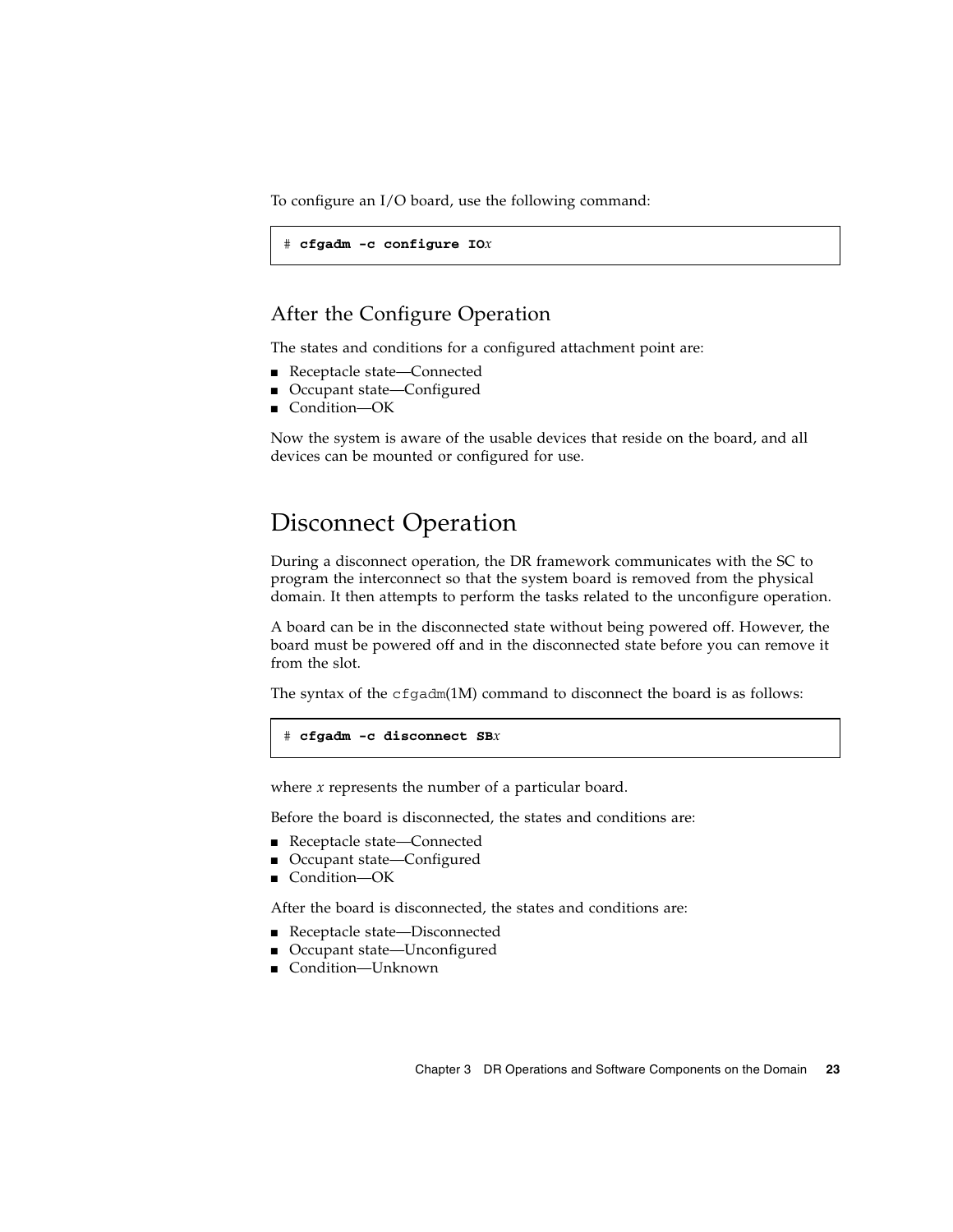To configure an I/O board, use the following command:

```
# cfgadm -c configure IOx
```

### After the Configure Operation

The states and conditions for a configured attachment point are:

- Receptacle state—Connected
- Occupant state—Configured
- Condition—OK

Now the system is aware of the usable devices that reside on the board, and all devices can be mounted or configured for use.

## Disconnect Operation

During a disconnect operation, the DR framework communicates with the SC to program the interconnect so that the system board is removed from the physical domain. It then attempts to perform the tasks related to the unconfigure operation.

A board can be in the disconnected state without being powered off. However, the board must be powered off and in the disconnected state before you can remove it from the slot.

The syntax of the `cfgadm`(1M) command to disconnect the board is as follows:

```
# cfgadm -c disconnect SBx
```

where *x* represents the number of a particular board.

Before the board is disconnected, the states and conditions are:

- Receptacle state—Connected
- Occupant state—Configured
- Condition—OK

After the board is disconnected, the states and conditions are:

- Receptacle state—Disconnected
- Occupant state—Unconfigured
- Condition—Unknown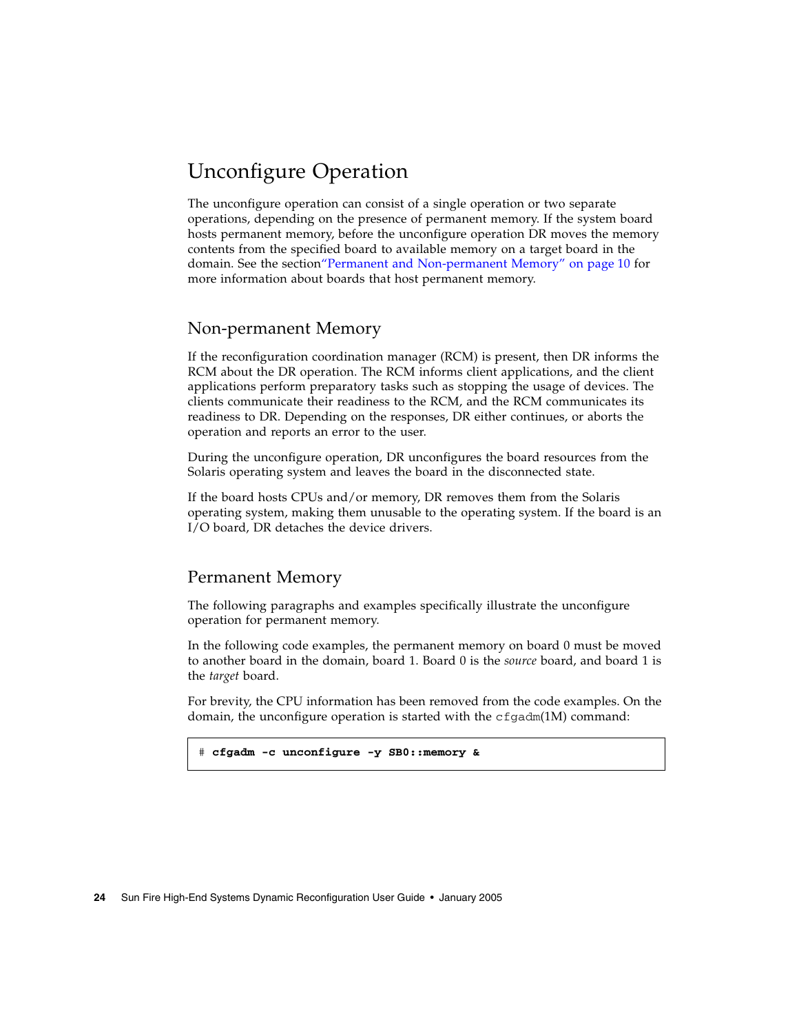## Unconfigure Operation

The unconfigure operation can consist of a single operation or two separate operations, depending on the presence of permanent memory. If the system board hosts permanent memory, before the unconfigure operation DR moves the memory contents from the specified board to available memory on a target board in the domain. See the section "Permanent and Non-permanent Memory" on page 10 for more information about boards that host permanent memory.

### Non-permanent Memory

If the reconfiguration coordination manager (RCM) is present, then DR informs the RCM about the DR operation. The RCM informs client applications, and the client applications perform preparatory tasks such as stopping the usage of devices. The clients communicate their readiness to the RCM, and the RCM communicates its readiness to DR. Depending on the responses, DR either continues, or aborts the operation and reports an error to the user.

During the unconfigure operation, DR unconfigures the board resources from the Solaris operating system and leaves the board in the disconnected state.

If the board hosts CPUs and/or memory, DR removes them from the Solaris operating system, making them unusable to the operating system. If the board is an I/O board, DR detaches the device drivers.

### Permanent Memory

The following paragraphs and examples specifically illustrate the unconfigure operation for permanent memory.

In the following code examples, the permanent memory on board 0 must be moved to another board in the domain, board 1. Board 0 is the *source* board, and board 1 is the *target* board.

For brevity, the CPU information has been removed from the code examples. On the domain, the unconfigure operation is started with the `cfgadm`(1M) command:

```
# cfgadm -c unconfigure -y SB0::memory &
```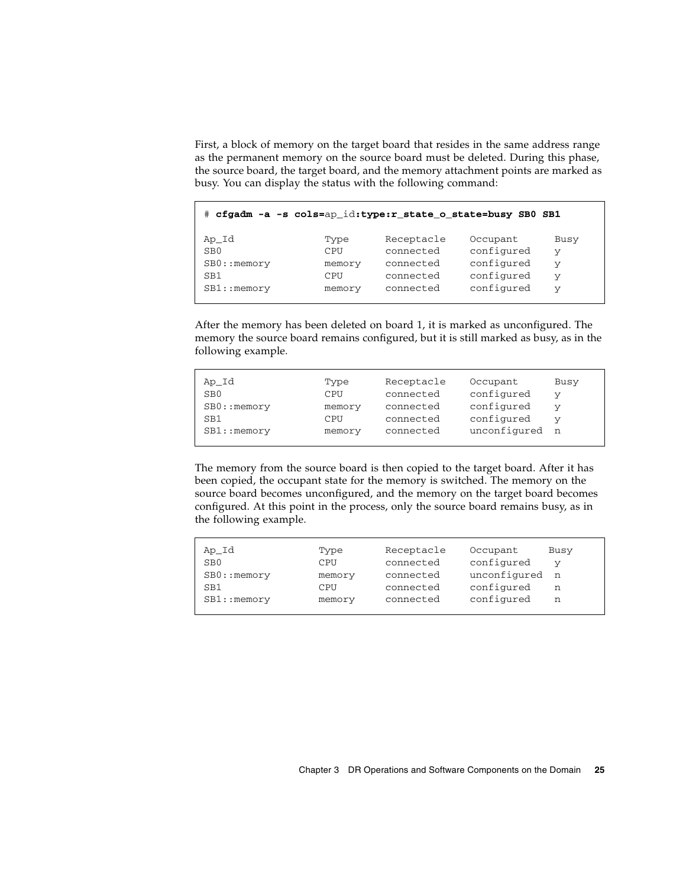First, a block of memory on the target board that resides in the same address range as the permanent memory on the source board must be deleted. During this phase, the source board, the target board, and the memory attachment points are marked as busy. You can display the status with the following command:

```
# cfgadm -a -s cols=ap_id:type:r_state_o_state=busy SB0 SB1

Ap_Id             Type      Receptacle    Occupant      Busy
SB0               CPU       connected     configured    y
SB0::memory       memory    connected     configured    y
SB1               CPU       connected     configured    y
SB1::memory       memory    connected     configured    y
```

After the memory has been deleted on board 1, it is marked as unconfigured. The memory the source board remains configured, but it is still marked as busy, as in the following example.

```
Ap_Id             Type      Receptacle    Occupant      Busy
SB0               CPU       connected     configured    y
SB0::memory       memory    connected     configured    y
SB1               CPU       connected     configured    y
SB1::memory       memory    connected     unconfigured  n
```

The memory from the source board is then copied to the target board. After it has been copied, the occupant state for the memory is switched. The memory on the source board becomes unconfigured, and the memory on the target board becomes configured. At this point in the process, only the source board remains busy, as in the following example.

```
Ap_Id             Type      Receptacle    Occupant      Busy
SB0               CPU       connected     configured    y
SB0::memory       memory    connected     unconfigured  n
SB1               CPU       connected     configured    n
SB1::memory       memory    connected     configured    n
```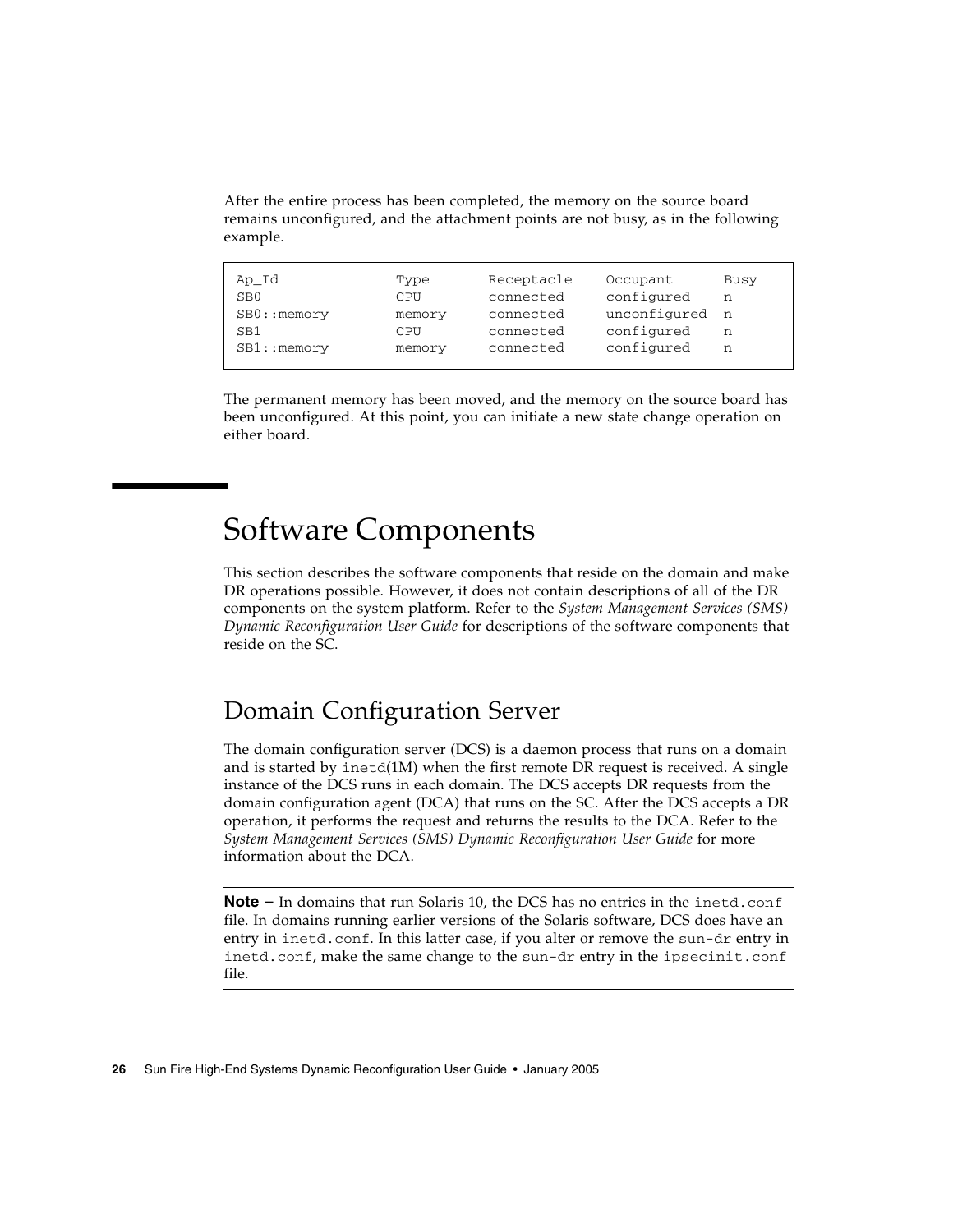After the entire process has been completed, the memory on the source board remains unconfigured, and the attachment points are not busy, as in the following example.

```
Ap_Id            Type       Receptacle    Occupant       Busy
SB0              CPU        connected     configured     n
SB0::memory      memory     connected     unconfigured   n
SB1              CPU        connected     configured     n
SB1::memory      memory     connected     configured     n
```

The permanent memory has been moved, and the memory on the source board has been unconfigured. At this point, you can initiate a new state change operation on either board.

# Software Components

This section describes the software components that reside on the domain and make DR operations possible. However, it does not contain descriptions of all of the DR components on the system platform. Refer to the *System Management Services (SMS) Dynamic Reconfiguration User Guide* for descriptions of the software components that reside on the SC.

## Domain Configuration Server

The domain configuration server (DCS) is a daemon process that runs on a domain and is started by `inetd`(1M) when the first remote DR request is received. A single instance of the DCS runs in each domain. The DCS accepts DR requests from the domain configuration agent (DCA) that runs on the SC. After the DCS accepts a DR operation, it performs the request and returns the results to the DCA. Refer to the *System Management Services (SMS) Dynamic Reconfiguration User Guide* for more information about the DCA.

---

**Note –** In domains that run Solaris 10, the DCS has no entries in the `inetd.conf` file. In domains running earlier versions of the Solaris software, DCS does have an entry in `inetd.conf`. In this latter case, if you alter or remove the `sun-dr` entry in `inetd.conf`, make the same change to the `sun-dr` entry in the `ipsecinit.conf` file.

---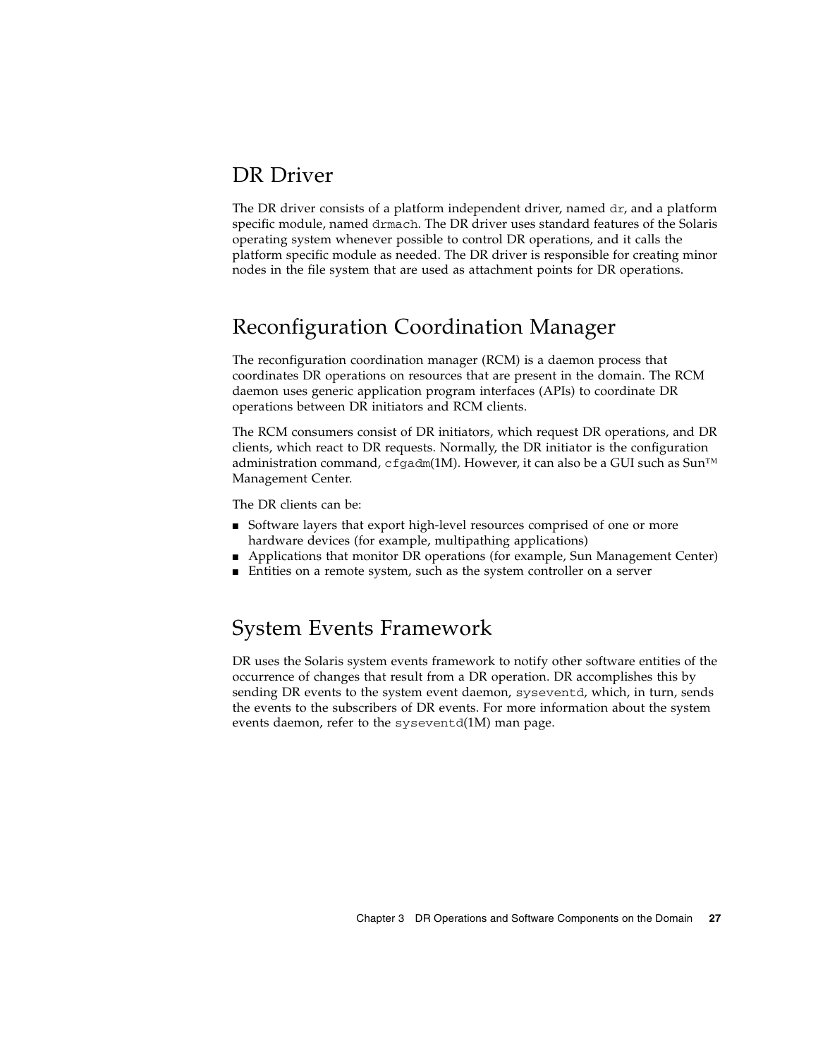## DR Driver

The DR driver consists of a platform independent driver, named `dr`, and a platform specific module, named `drmach`. The DR driver uses standard features of the Solaris operating system whenever possible to control DR operations, and it calls the platform specific module as needed. The DR driver is responsible for creating minor nodes in the file system that are used as attachment points for DR operations.

## Reconfiguration Coordination Manager

The reconfiguration coordination manager (RCM) is a daemon process that coordinates DR operations on resources that are present in the domain. The RCM daemon uses generic application program interfaces (APIs) to coordinate DR operations between DR initiators and RCM clients.

The RCM consumers consist of DR initiators, which request DR operations, and DR clients, which react to DR requests. Normally, the DR initiator is the configuration administration command, `cfgadm`(1M). However, it can also be a GUI such as Sun™ Management Center.

The DR clients can be:

- Software layers that export high-level resources comprised of one or more hardware devices (for example, multipathing applications)
- Applications that monitor DR operations (for example, Sun Management Center)
- Entities on a remote system, such as the system controller on a server

## System Events Framework

DR uses the Solaris system events framework to notify other software entities of the occurrence of changes that result from a DR operation. DR accomplishes this by sending DR events to the system event daemon, `syseventd`, which, in turn, sends the events to the subscribers of DR events. For more information about the system events daemon, refer to the `syseventd`(1M) man page.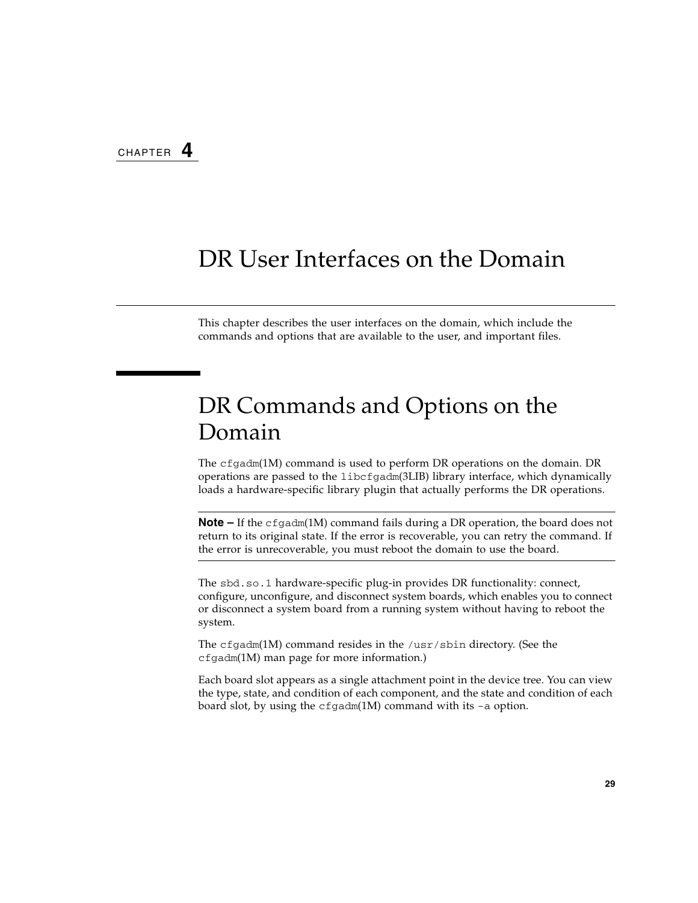CHAPTER 4

# DR User Interfaces on the Domain

This chapter describes the user interfaces on the domain, which include the commands and options that are available to the user, and important files.

## DR Commands and Options on the Domain

The `cfgadm`(1M) command is used to perform DR operations on the domain. DR operations are passed to the `libcfgadm`(3LIB) library interface, which dynamically loads a hardware-specific library plugin that actually performs the DR operations.

---

**Note –** If the `cfgadm`(1M) command fails during a DR operation, the board does not return to its original state. If the error is recoverable, you can retry the command. If the error is unrecoverable, you must reboot the domain to use the board.

---

The `sbd.so.1` hardware-specific plug-in provides DR functionality: connect, configure, unconfigure, and disconnect system boards, which enables you to connect or disconnect a system board from a running system without having to reboot the system.

The `cfgadm`(1M) command resides in the `/usr/sbin` directory. (See the `cfgadm`(1M) man page for more information.)

Each board slot appears as a single attachment point in the device tree. You can view the type, state, and condition of each component, and the state and condition of each board slot, by using the `cfgadm`(1M) command with its `-a` option.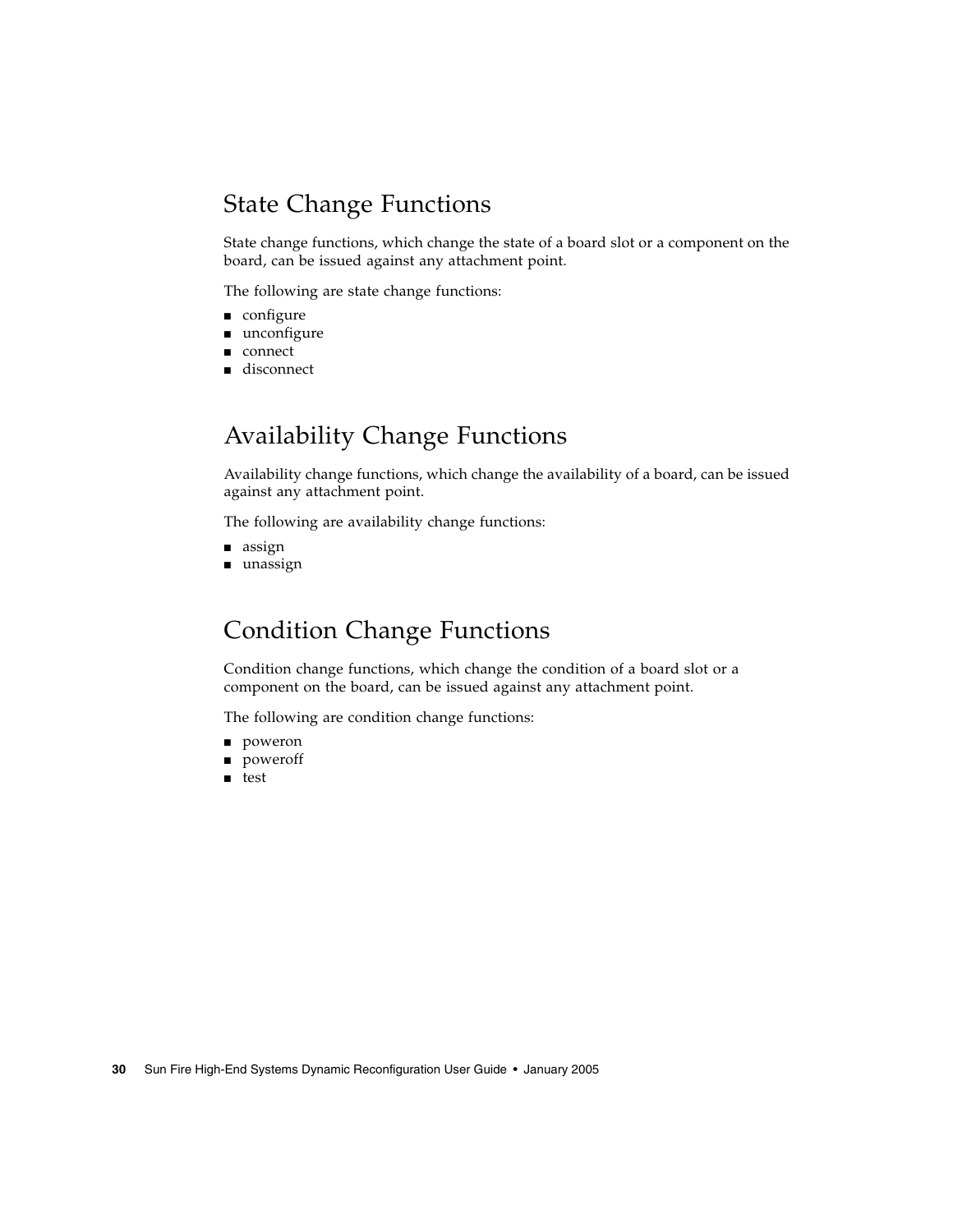## State Change Functions

State change functions, which change the state of a board slot or a component on the board, can be issued against any attachment point.

The following are state change functions:

- configure
- unconfigure
- connect
- disconnect

## Availability Change Functions

Availability change functions, which change the availability of a board, can be issued against any attachment point.

The following are availability change functions:

- assign
- unassign

## Condition Change Functions

Condition change functions, which change the condition of a board slot or a component on the board, can be issued against any attachment point.

The following are condition change functions:

- poweron
- poweroff
- test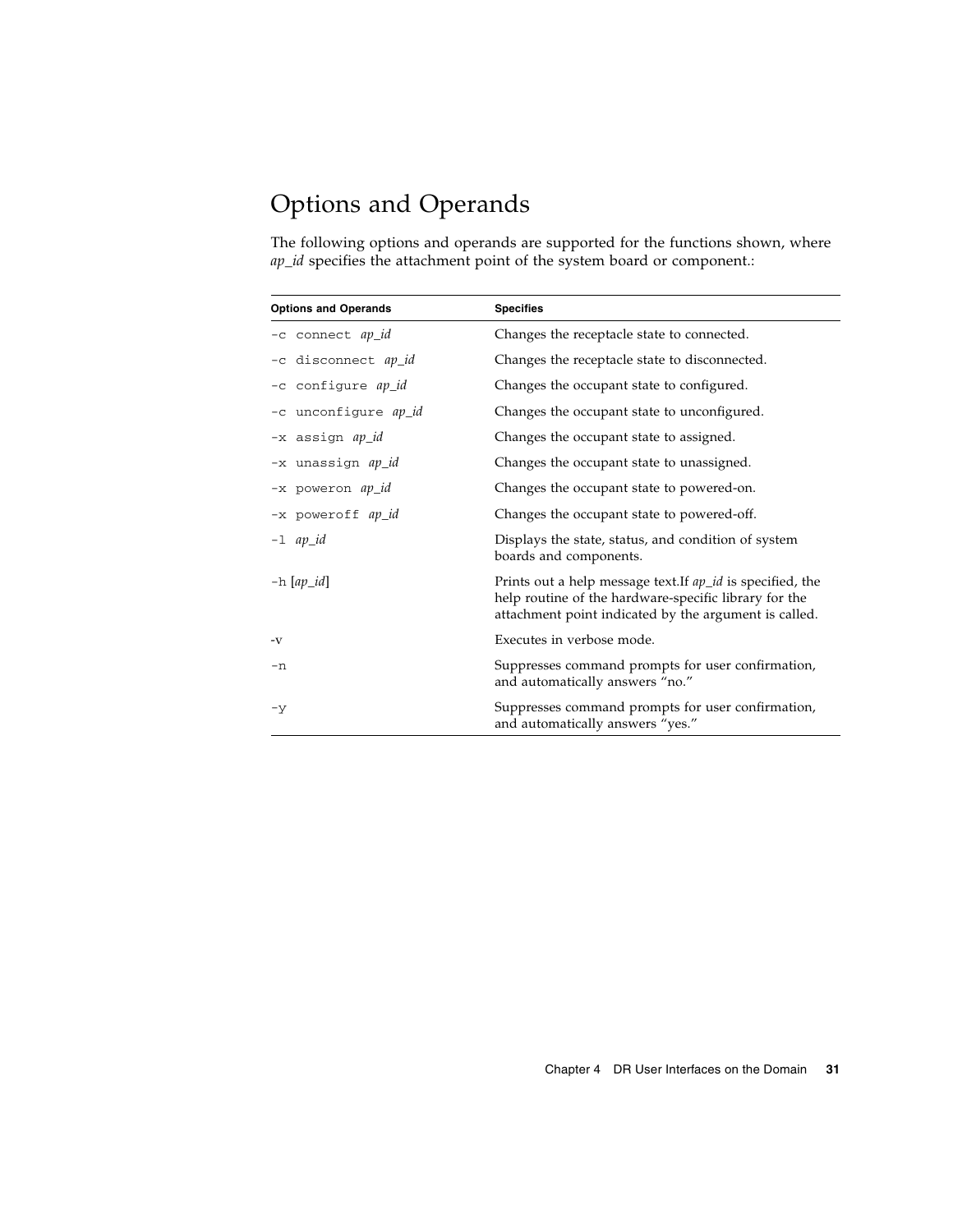# Options and Operands

The following options and operands are supported for the functions shown, where *ap_id* specifies the attachment point of the system board or component.:

| Options and Operands | Specifies |
|---|---|
| `-c connect` *ap_id* | Changes the receptacle state to connected. |
| `-c disconnect` *ap_id* | Changes the receptacle state to disconnected. |
| `-c configure` *ap_id* | Changes the occupant state to configured. |
| `-c unconfigure` *ap_id* | Changes the occupant state to unconfigured. |
| `-x assign` *ap_id* | Changes the occupant state to assigned. |
| `-x unassign` *ap_id* | Changes the occupant state to unassigned. |
| `-x poweron` *ap_id* | Changes the occupant state to powered-on. |
| `-x poweroff` *ap_id* | Changes the occupant state to powered-off. |
| `-l` *ap_id* | Displays the state, status, and condition of system boards and components. |
| `-h` [*ap_id*] | Prints out a help message text.If *ap_id* is specified, the help routine of the hardware-specific library for the attachment point indicated by the argument is called. |
| -v | Executes in verbose mode. |
| `-n` | Suppresses command prompts for user confirmation, and automatically answers "no." |
| `-y` | Suppresses command prompts for user confirmation, and automatically answers "yes." |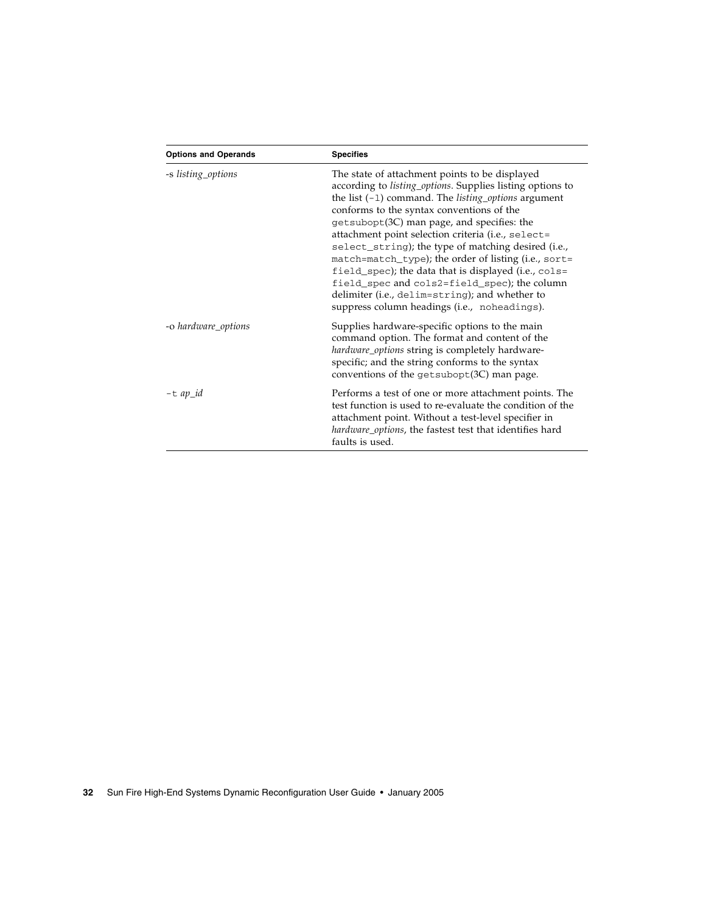| Options and Operands | Specifies |
|---|---|
| -s *listing_options* | The state of attachment points to be displayed according to *listing_options*. Supplies listing options to the list (`-l`) command. The *listing_options* argument conforms to the syntax conventions of the `getsubopt`(3C) man page, and specifies: the attachment point selection criteria (i.e., `select=select_string`); the type of matching desired (i.e., `match=match_type`); the order of listing (i.e., `sort=field_spec`); the data that is displayed (i.e., `cols=field_spec` and `cols2=field_spec`); the column delimiter (i.e., `delim=string`); and whether to suppress column headings (i.e., `noheadings`). |
| -o *hardware_options* | Supplies hardware-specific options to the main command option. The format and content of the *hardware_options* string is completely hardware-specific; and the string conforms to the syntax conventions of the `getsubopt`(3C) man page. |
| `-t` *ap_id* | Performs a test of one or more attachment points. The test function is used to re-evaluate the condition of the attachment point. Without a test-level specifier in *hardware_options*, the fastest test that identifies hard faults is used. |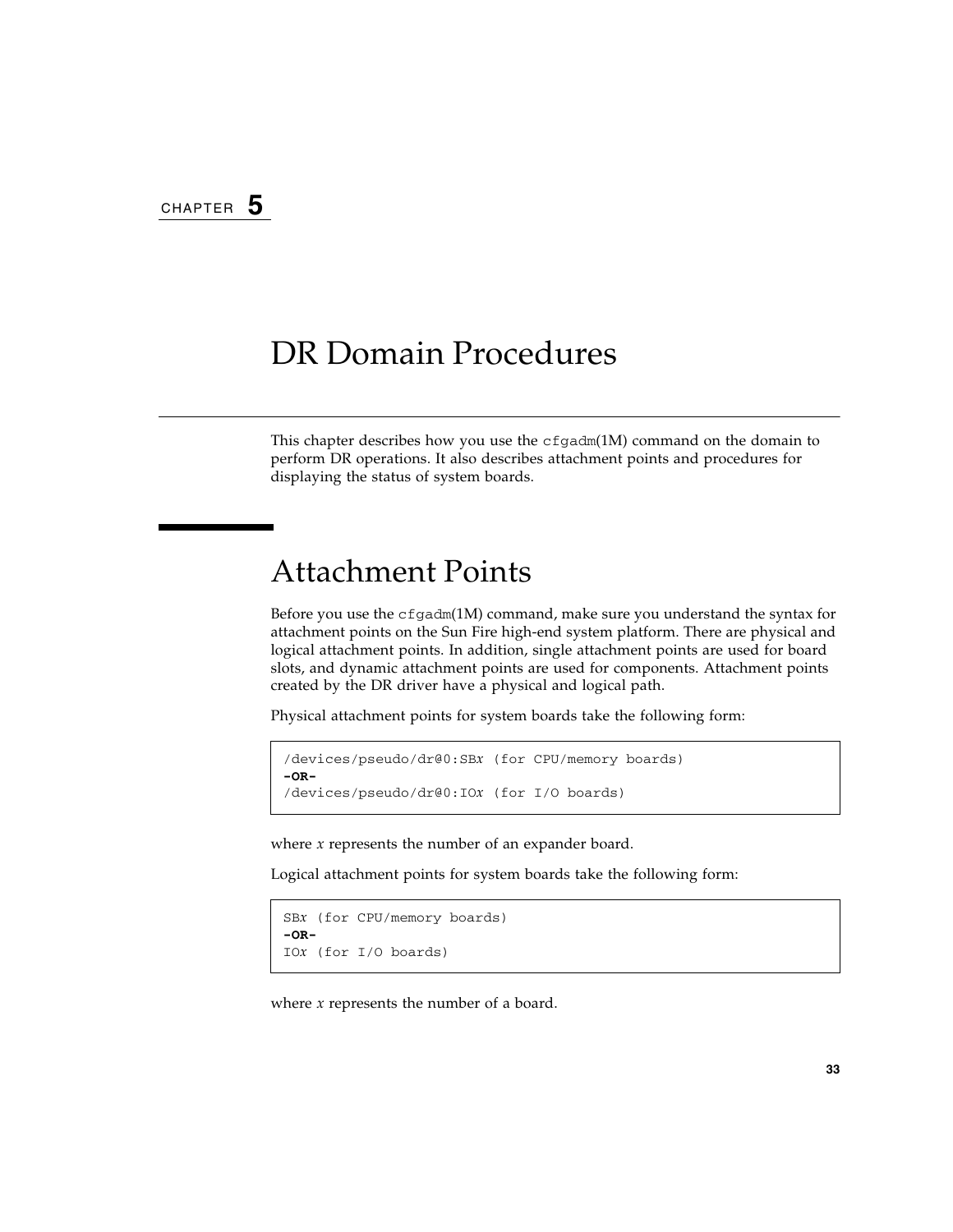CHAPTER **5**

# DR Domain Procedures

This chapter describes how you use the `cfgadm`(1M) command on the domain to perform DR operations. It also describes attachment points and procedures for displaying the status of system boards.

## Attachment Points

Before you use the `cfgadm`(1M) command, make sure you understand the syntax for attachment points on the Sun Fire high-end system platform. There are physical and logical attachment points. In addition, single attachment points are used for board slots, and dynamic attachment points are used for components. Attachment points created by the DR driver have a physical and logical path.

Physical attachment points for system boards take the following form:

```
/devices/pseudo/dr@0:SBx (for CPU/memory boards)
-OR-
/devices/pseudo/dr@0:IOx (for I/O boards)
```

where *x* represents the number of an expander board.

Logical attachment points for system boards take the following form:

```
SBx (for CPU/memory boards)
-OR-
IOx (for I/O boards)
```

where *x* represents the number of a board.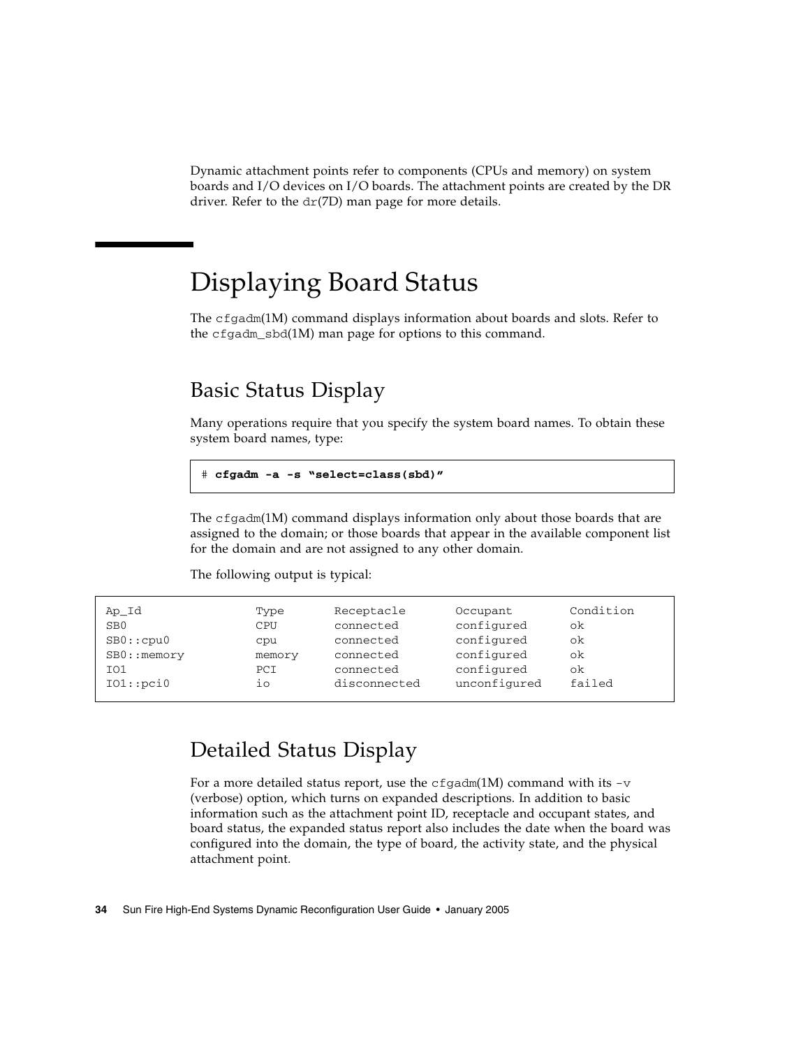Dynamic attachment points refer to components (CPUs and memory) on system boards and I/O devices on I/O boards. The attachment points are created by the DR driver. Refer to the `dr`(7D) man page for more details.

## Displaying Board Status

The `cfgadm`(1M) command displays information about boards and slots. Refer to the `cfgadm_sbd`(1M) man page for options to this command.

### Basic Status Display

Many operations require that you specify the system board names. To obtain these system board names, type:

```
# cfgadm -a -s "select=class(sbd)"
```

The `cfgadm`(1M) command displays information only about those boards that are assigned to the domain; or those boards that appear in the available component list for the domain and are not assigned to any other domain.

The following output is typical:

```
Ap_Id            Type      Receptacle     Occupant       Condition
SB0              CPU       connected      configured     ok
SB0::cpu0        cpu       connected      configured     ok
SB0::memory      memory    connected      configured     ok
IO1              PCI       connected      configured     ok
IO1::pci0        io        disconnected   unconfigured   failed
```

### Detailed Status Display

For a more detailed status report, use the `cfgadm`(1M) command with its `-v` (verbose) option, which turns on expanded descriptions. In addition to basic information such as the attachment point ID, receptacle and occupant states, and board status, the expanded status report also includes the date when the board was configured into the domain, the type of board, the activity state, and the physical attachment point.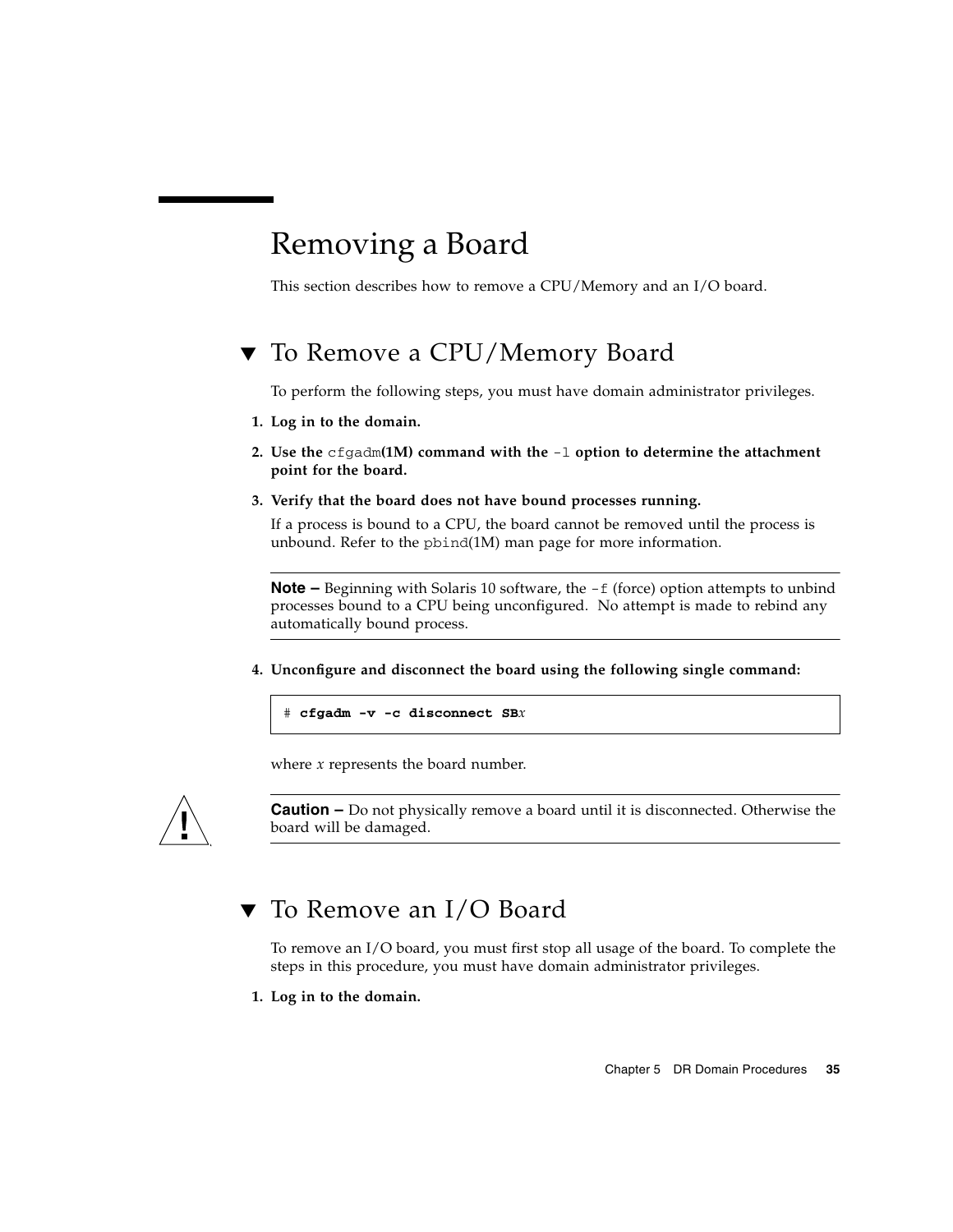# Removing a Board

This section describes how to remove a CPU/Memory and an I/O board.

## ▼ To Remove a CPU/Memory Board

To perform the following steps, you must have domain administrator privileges.

1. **Log in to the domain.**

2. **Use the `cfgadm`(1M) command with the `-l` option to determine the attachment point for the board.**

3. **Verify that the board does not have bound processes running.**

   If a process is bound to a CPU, the board cannot be removed until the process is unbound. Refer to the `pbind`(1M) man page for more information.

---

**Note –** Beginning with Solaris 10 software, the `-f` (force) option attempts to unbind processes bound to a CPU being unconfigured. No attempt is made to rebind any automatically bound process.

---

4. **Unconfigure and disconnect the board using the following single command:**

```
# cfgadm -v -c disconnect SBx
```

where *x* represents the board number.

---

**Caution –** Do not physically remove a board until it is disconnected. Otherwise the board will be damaged.

---

## ▼ To Remove an I/O Board

To remove an I/O board, you must first stop all usage of the board. To complete the steps in this procedure, you must have domain administrator privileges.

1. **Log in to the domain.**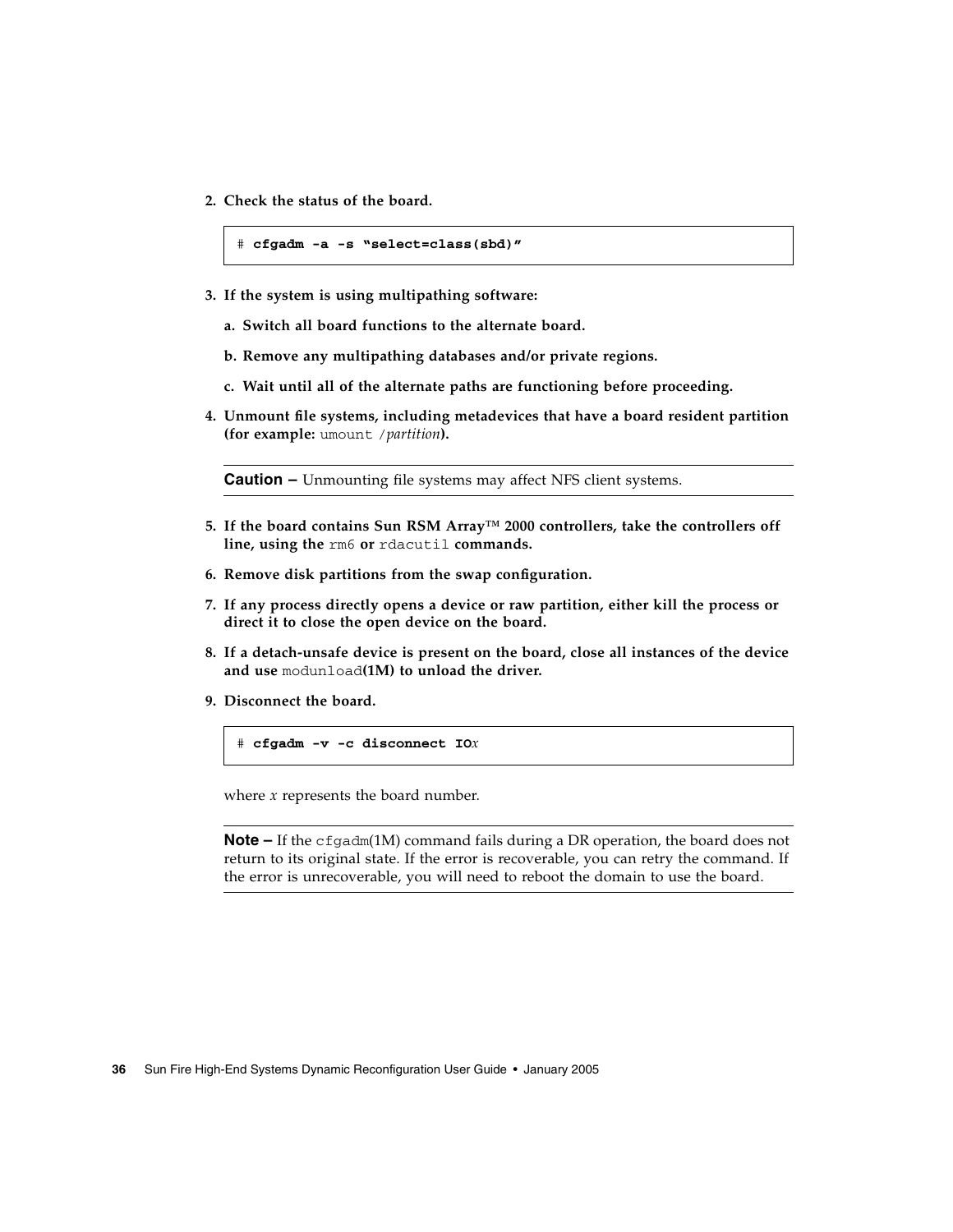2. **Check the status of the board.**

```
# cfgadm -a -s "select=class(sbd)"
```

3. **If the system is using multipathing software:**

   a. **Switch all board functions to the alternate board.**

   b. **Remove any multipathing databases and/or private regions.**

   c. **Wait until all of the alternate paths are functioning before proceeding.**

4. **Unmount file systems, including metadevices that have a board resident partition (for example:** `umount /partition`**).**

**Caution –** Unmounting file systems may affect NFS client systems.

5. **If the board contains Sun RSM Array™ 2000 controllers, take the controllers off line, using the** `rm6` **or** `rdacutil` **commands.**

6. **Remove disk partitions from the swap configuration.**

7. **If any process directly opens a device or raw partition, either kill the process or direct it to close the open device on the board.**

8. **If a detach-unsafe device is present on the board, close all instances of the device and use** `modunload`**(1M) to unload the driver.**

9. **Disconnect the board.**

```
# cfgadm -v -c disconnect IOx
```

where *x* represents the board number.

**Note –** If the `cfgadm`(1M) command fails during a DR operation, the board does not return to its original state. If the error is recoverable, you can retry the command. If the error is unrecoverable, you will need to reboot the domain to use the board.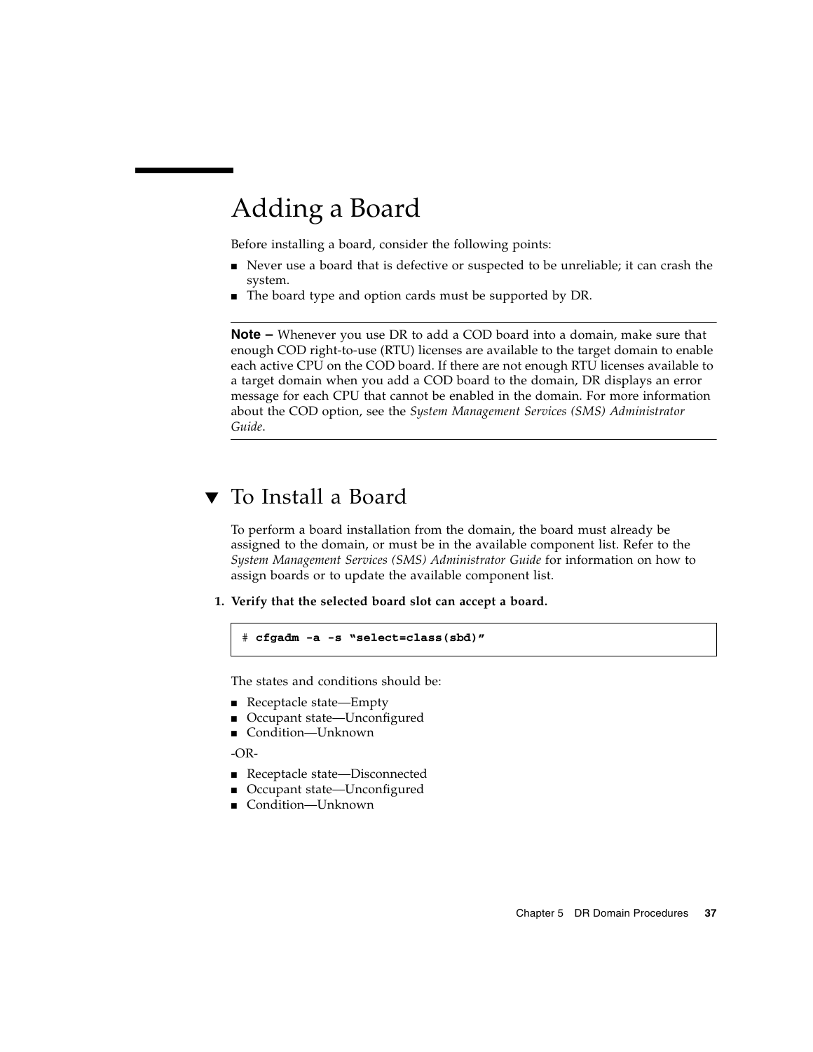# Adding a Board

Before installing a board, consider the following points:

- Never use a board that is defective or suspected to be unreliable; it can crash the system.
- The board type and option cards must be supported by DR.

---

**Note –** Whenever you use DR to add a COD board into a domain, make sure that enough COD right-to-use (RTU) licenses are available to the target domain to enable each active CPU on the COD board. If there are not enough RTU licenses available to a target domain when you add a COD board to the domain, DR displays an error message for each CPU that cannot be enabled in the domain. For more information about the COD option, see the *System Management Services (SMS) Administrator Guide*.

---

## ▼ To Install a Board

To perform a board installation from the domain, the board must already be assigned to the domain, or must be in the available component list. Refer to the *System Management Services (SMS) Administrator Guide* for information on how to assign boards or to update the available component list.

1. **Verify that the selected board slot can accept a board.**

```
# cfgadm -a -s “select=class(sbd)”
```

The states and conditions should be:

- Receptacle state—Empty
- Occupant state—Unconfigured
- Condition—Unknown

-OR-

- Receptacle state—Disconnected
- Occupant state—Unconfigured
- Condition—Unknown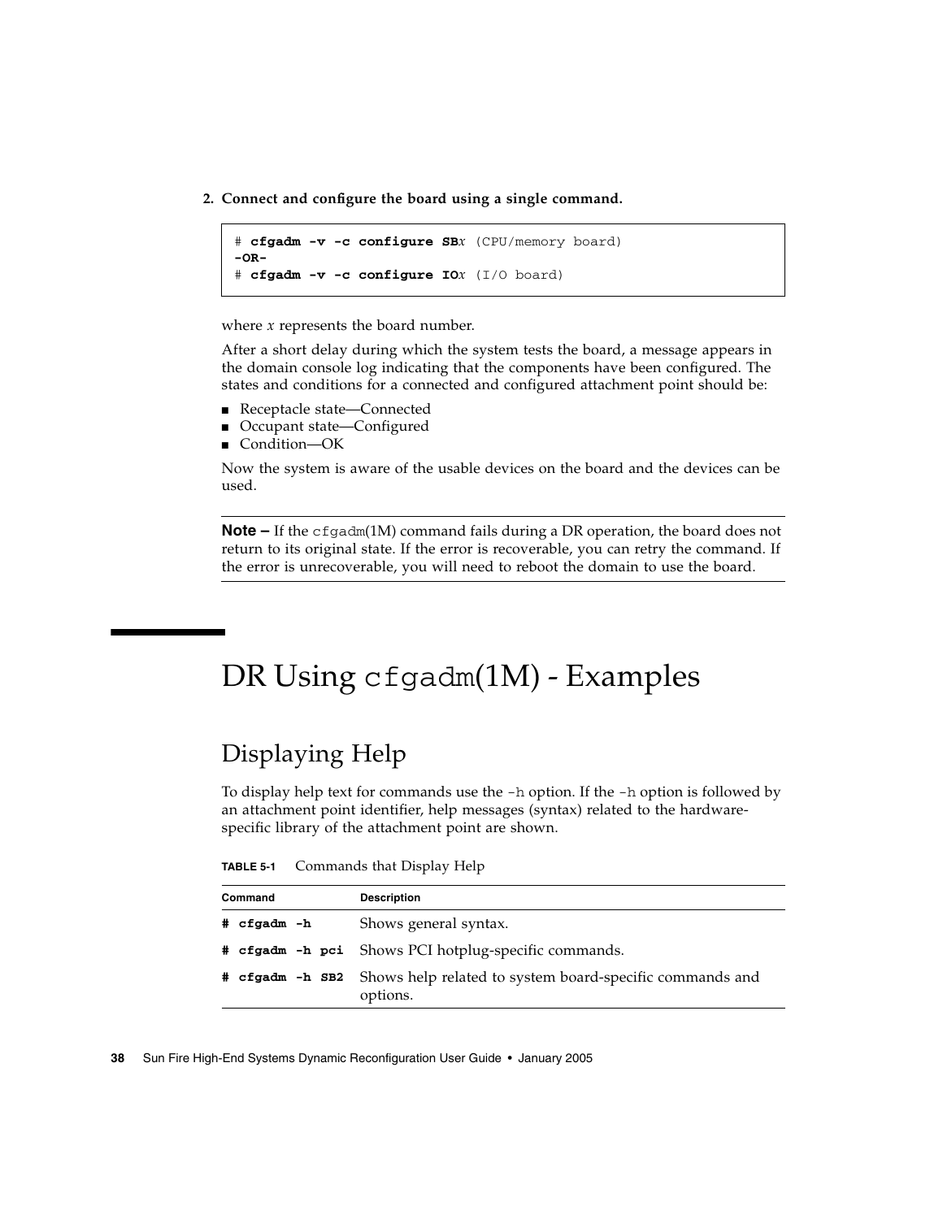2. **Connect and configure the board using a single command.**

```
# cfgadm -v -c configure SBx (CPU/memory board)
-OR-
# cfgadm -v -c configure IOx (I/O board)
```

where *x* represents the board number.

After a short delay during which the system tests the board, a message appears in the domain console log indicating that the components have been configured. The states and conditions for a connected and configured attachment point should be:

- Receptacle state—Connected
- Occupant state—Configured
- Condition—OK

Now the system is aware of the usable devices on the board and the devices can be used.

---

**Note –** If the `cfgadm`(1M) command fails during a DR operation, the board does not return to its original state. If the error is recoverable, you can retry the command. If the error is unrecoverable, you will need to reboot the domain to use the board.

---

# DR Using `cfgadm`(1M) - Examples

## Displaying Help

To display help text for commands use the `-h` option. If the `-h` option is followed by an attachment point identifier, help messages (syntax) related to the hardware-specific library of the attachment point are shown.

**TABLE 5-1** Commands that Display Help

| Command | Description |
| --- | --- |
| **`# cfgadm -h`** | Shows general syntax. |
| **`# cfgadm -h pci`** | Shows PCI hotplug-specific commands. |
| **`# cfgadm -h SB2`** | Shows help related to system board-specific commands and options. |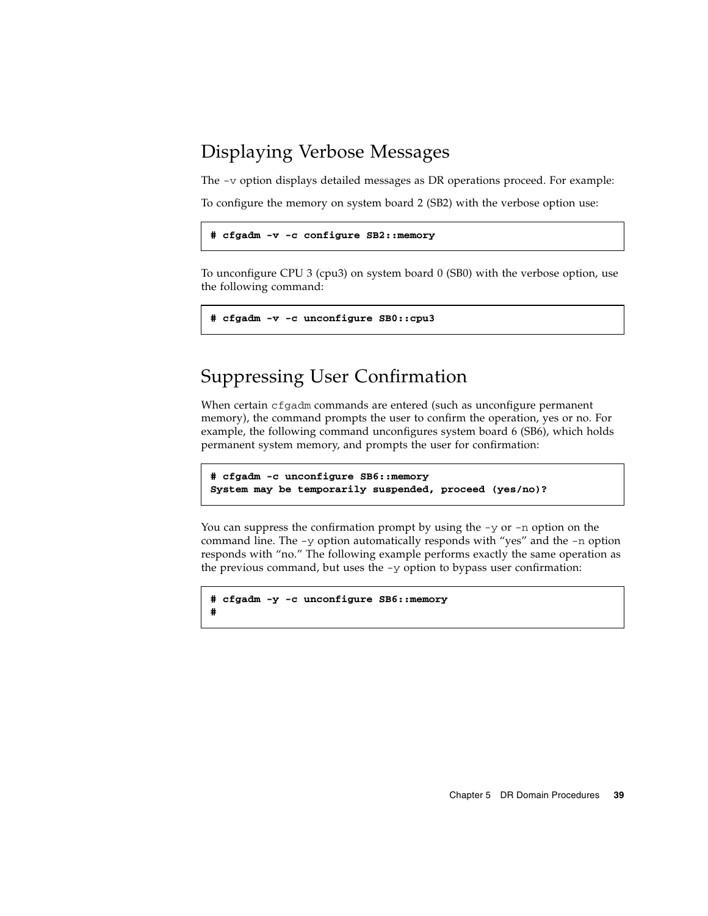## Displaying Verbose Messages

The `-v` option displays detailed messages as DR operations proceed. For example:

To configure the memory on system board 2 (SB2) with the verbose option use:

```
# cfgadm -v -c configure SB2::memory
```

To unconfigure CPU 3 (cpu3) on system board 0 (SB0) with the verbose option, use the following command:

```
# cfgadm -v -c unconfigure SB0::cpu3
```

## Suppressing User Confirmation

When certain `cfgadm` commands are entered (such as unconfigure permanent memory), the command prompts the user to confirm the operation, yes or no. For example, the following command unconfigures system board 6 (SB6), which holds permanent system memory, and prompts the user for confirmation:

```
# cfgadm -c unconfigure SB6::memory
System may be temporarily suspended, proceed (yes/no)?
```

You can suppress the confirmation prompt by using the `-y` or `-n` option on the command line. The `-y` option automatically responds with "yes" and the `-n` option responds with "no." The following example performs exactly the same operation as the previous command, but uses the `-y` option to bypass user confirmation:

```
# cfgadm -y -c unconfigure SB6::memory
#
```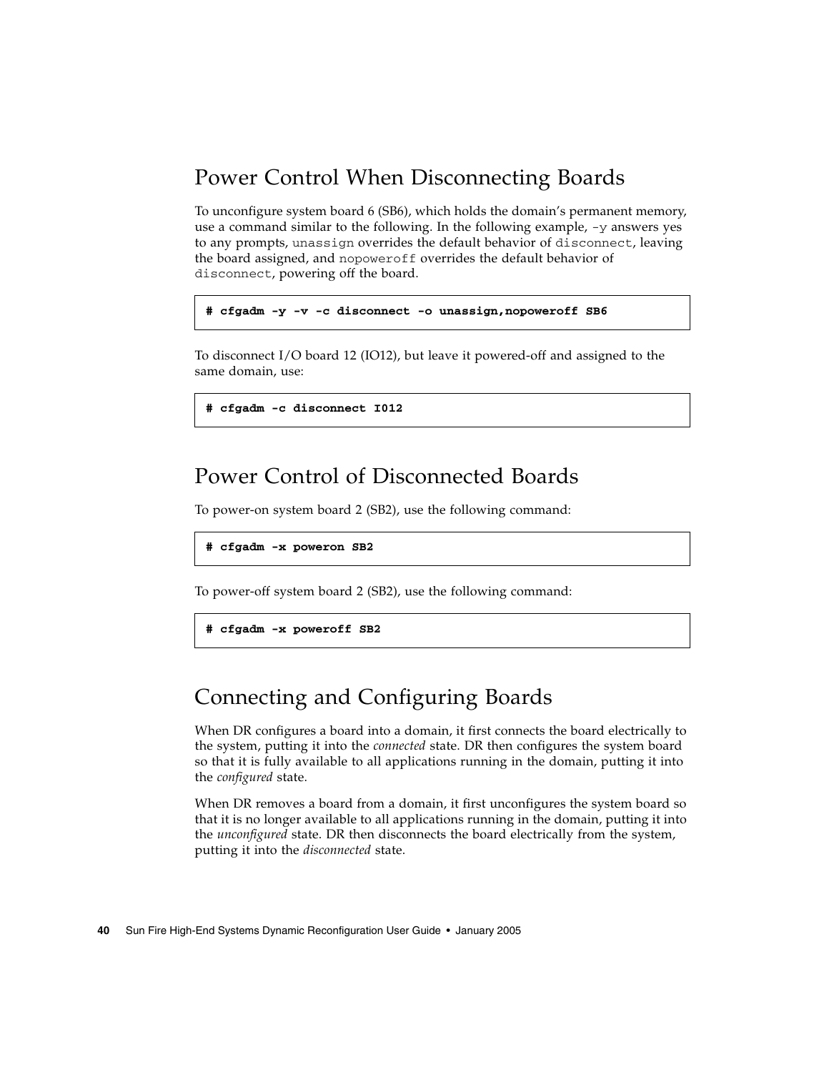## Power Control When Disconnecting Boards

To unconfigure system board 6 (SB6), which holds the domain's permanent memory, use a command similar to the following. In the following example, `-y` answers yes to any prompts, `unassign` overrides the default behavior of `disconnect`, leaving the board assigned, and `nopoweroff` overrides the default behavior of `disconnect`, powering off the board.

```
# cfgadm -y -v -c disconnect -o unassign,nopoweroff SB6
```

To disconnect I/O board 12 (IO12), but leave it powered-off and assigned to the same domain, use:

```
# cfgadm -c disconnect IO12
```

## Power Control of Disconnected Boards

To power-on system board 2 (SB2), use the following command:

```
# cfgadm -x poweron SB2
```

To power-off system board 2 (SB2), use the following command:

```
# cfgadm -x poweroff SB2
```

## Connecting and Configuring Boards

When DR configures a board into a domain, it first connects the board electrically to the system, putting it into the *connected* state. DR then configures the system board so that it is fully available to all applications running in the domain, putting it into the *configured* state.

When DR removes a board from a domain, it first unconfigures the system board so that it is no longer available to all applications running in the domain, putting it into the *unconfigured* state. DR then disconnects the board electrically from the system, putting it into the *disconnected* state.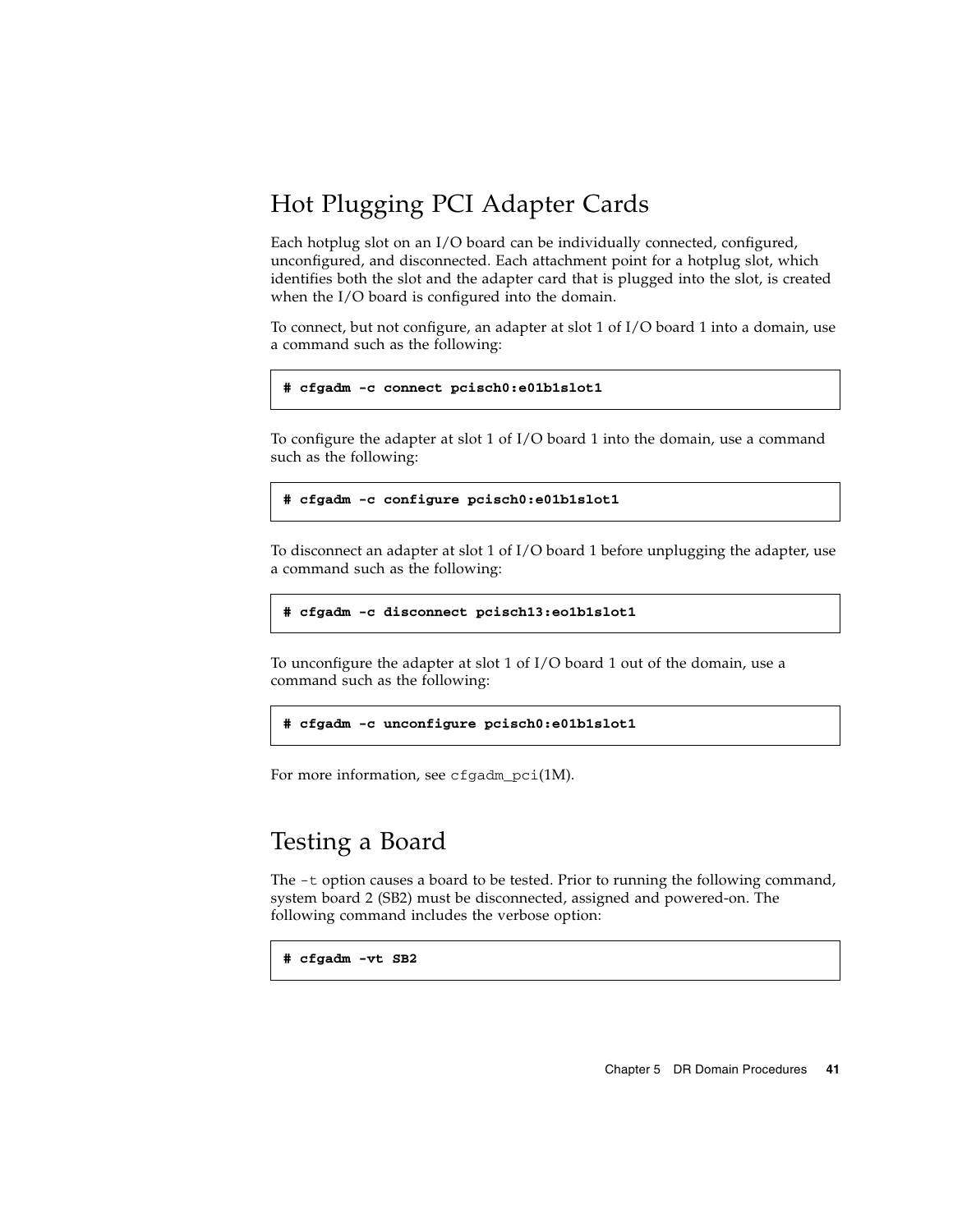## Hot Plugging PCI Adapter Cards

Each hotplug slot on an I/O board can be individually connected, configured, unconfigured, and disconnected. Each attachment point for a hotplug slot, which identifies both the slot and the adapter card that is plugged into the slot, is created when the I/O board is configured into the domain.

To connect, but not configure, an adapter at slot 1 of I/O board 1 into a domain, use a command such as the following:

```
# cfgadm -c connect pcisch0:e01b1slot1
```

To configure the adapter at slot 1 of I/O board 1 into the domain, use a command such as the following:

```
# cfgadm -c configure pcisch0:e01b1slot1
```

To disconnect an adapter at slot 1 of I/O board 1 before unplugging the adapter, use a command such as the following:

```
# cfgadm -c disconnect pcisch13:eo1b1slot1
```

To unconfigure the adapter at slot 1 of I/O board 1 out of the domain, use a command such as the following:

```
# cfgadm -c unconfigure pcisch0:e01b1slot1
```

For more information, see `cfgadm_pci`(1M).

## Testing a Board

The `-t` option causes a board to be tested. Prior to running the following command, system board 2 (SB2) must be disconnected, assigned and powered-on. The following command includes the verbose option:

```
# cfgadm -vt SB2
```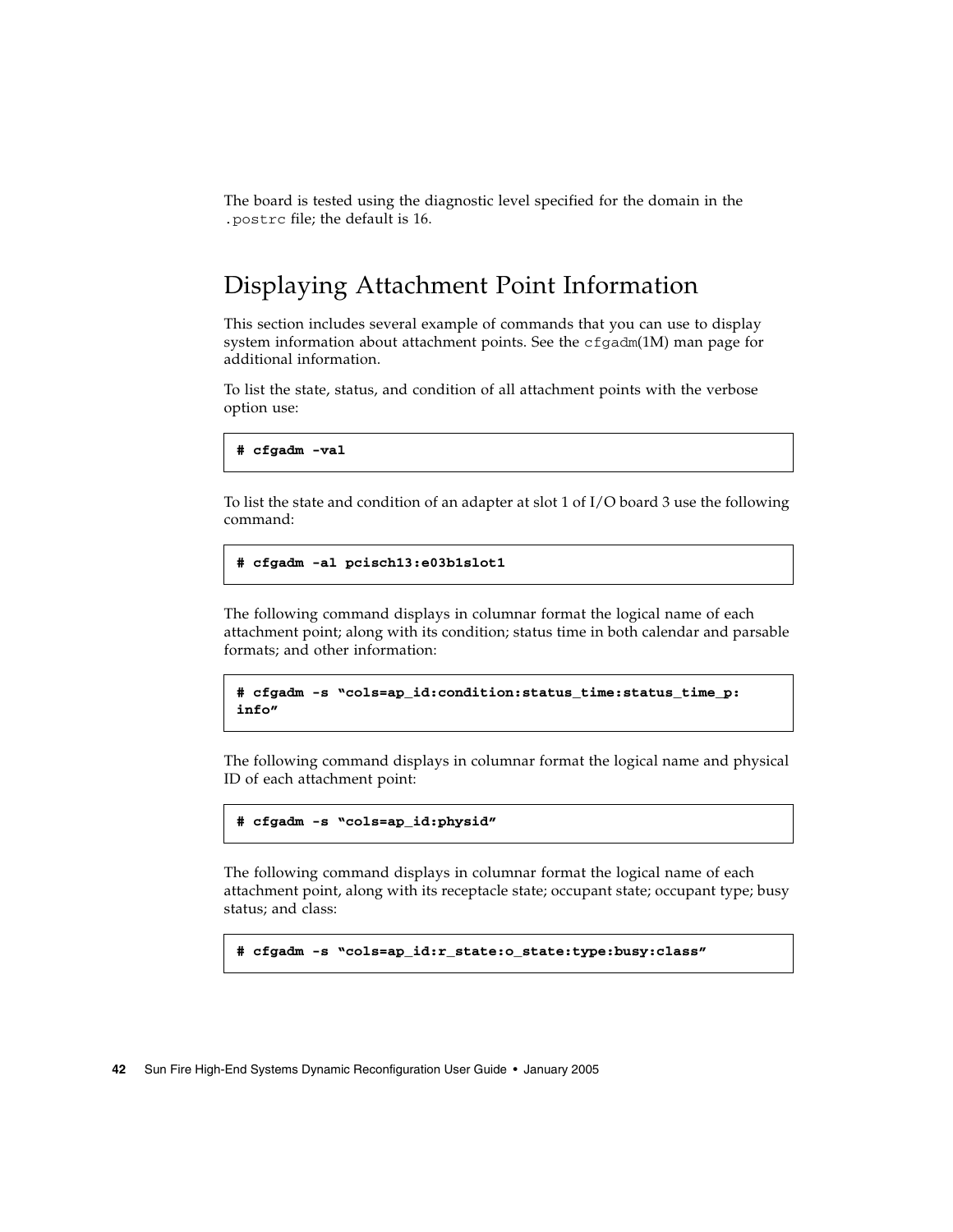The board is tested using the diagnostic level specified for the domain in the `.postrc` file; the default is 16.

## Displaying Attachment Point Information

This section includes several example of commands that you can use to display system information about attachment points. See the `cfgadm`(1M) man page for additional information.

To list the state, status, and condition of all attachment points with the verbose option use:

```
# cfgadm -val
```

To list the state and condition of an adapter at slot 1 of I/O board 3 use the following command:

```
# cfgadm -al pcisch13:e03b1slot1
```

The following command displays in columnar format the logical name of each attachment point; along with its condition; status time in both calendar and parsable formats; and other information:

```
# cfgadm -s "cols=ap_id:condition:status_time:status_time_p:
info"
```

The following command displays in columnar format the logical name and physical ID of each attachment point:

```
# cfgadm -s "cols=ap_id:physid"
```

The following command displays in columnar format the logical name of each attachment point, along with its receptacle state; occupant state; occupant type; busy status; and class:

```
# cfgadm -s "cols=ap_id:r_state:o_state:type:busy:class"
```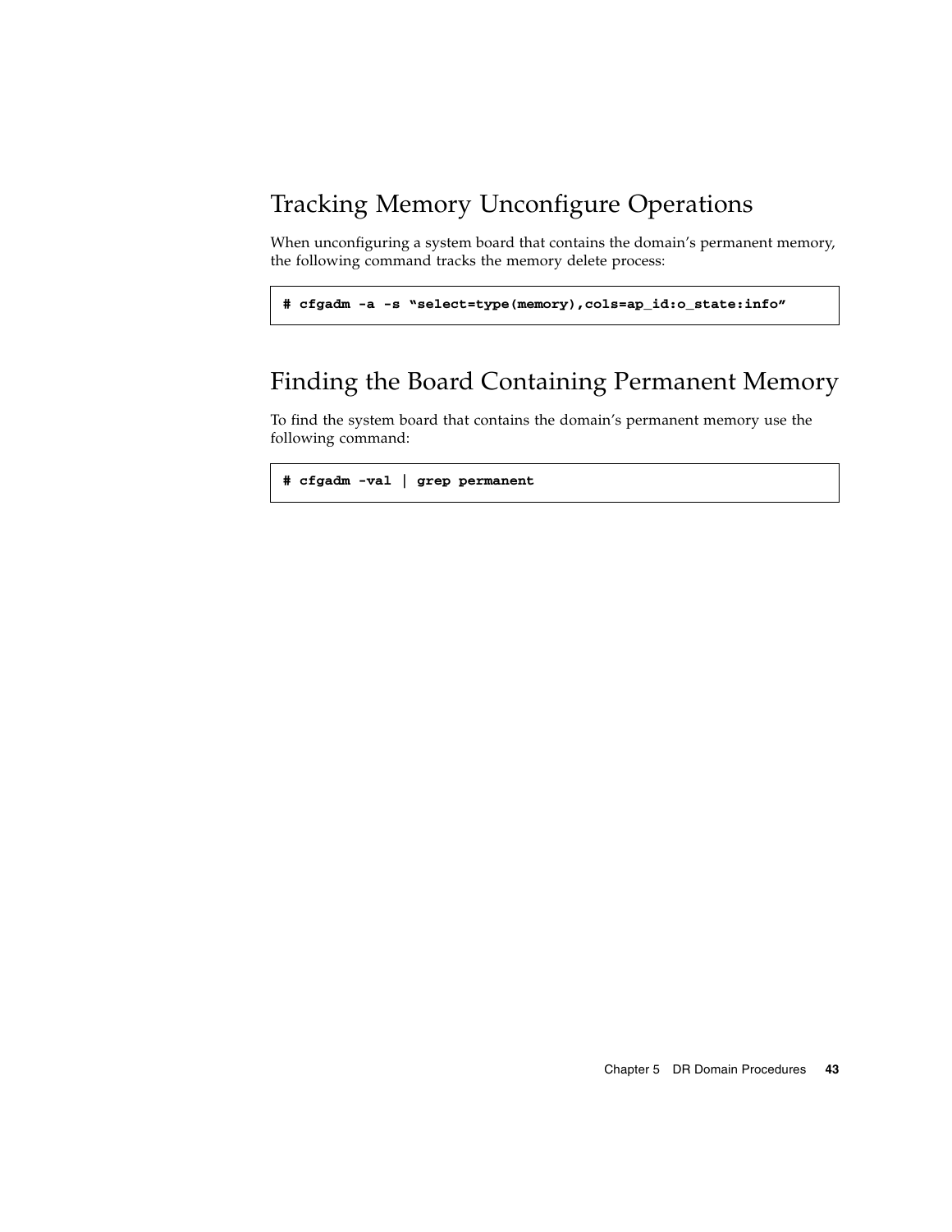## Tracking Memory Unconfigure Operations

When unconfiguring a system board that contains the domain's permanent memory, the following command tracks the memory delete process:

```
# cfgadm -a -s "select=type(memory),cols=ap_id:o_state:info"
```

## Finding the Board Containing Permanent Memory

To find the system board that contains the domain's permanent memory use the following command:

```
# cfgadm -val | grep permanent
```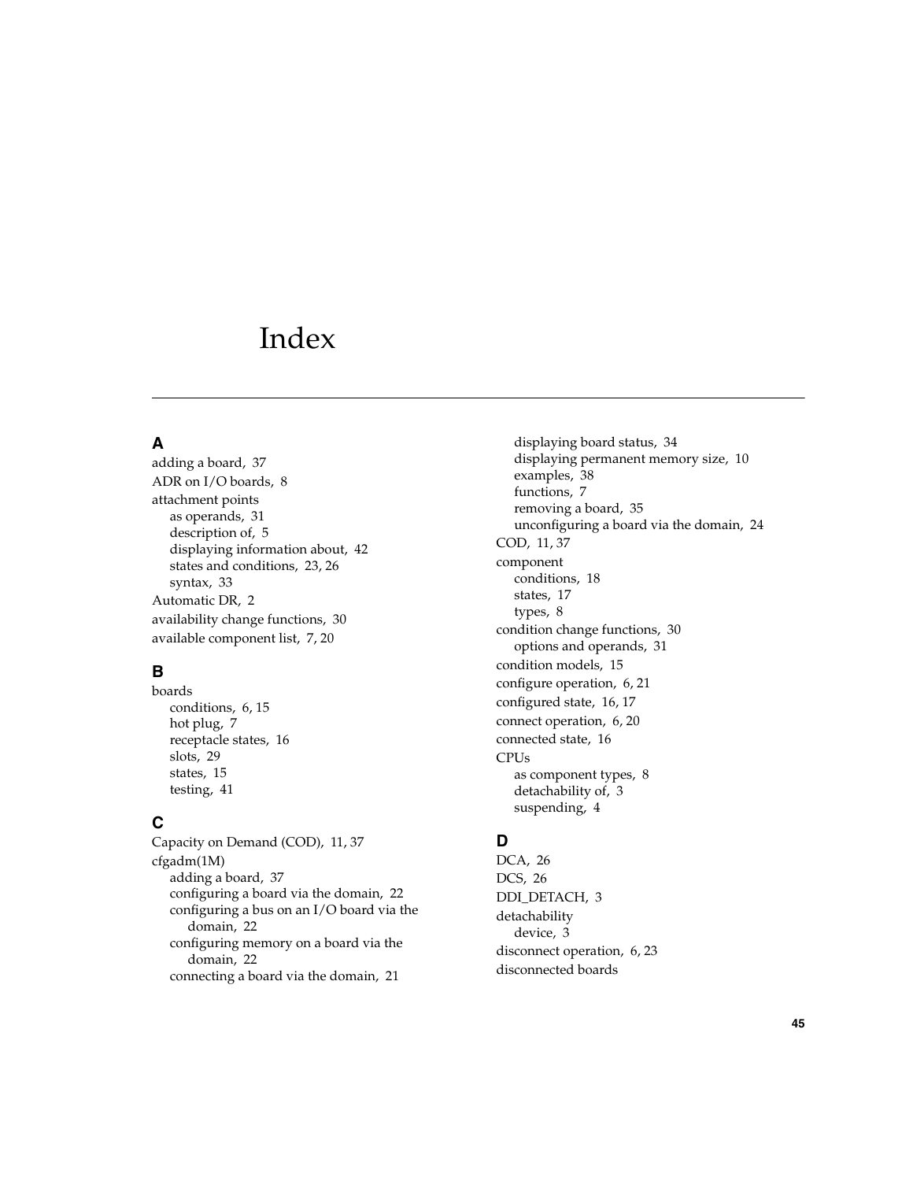# Index

## A

adding a board, 37
ADR on I/O boards, 8
attachment points
- as operands, 31
- description of, 5
- displaying information about, 42
- states and conditions, 23, 26
- syntax, 33

Automatic DR, 2
availability change functions, 30
available component list, 7, 20

## B

boards
- conditions, 6, 15
- hot plug, 7
- receptacle states, 16
- slots, 29
- states, 15
- testing, 41

## C

Capacity on Demand (COD), 11, 37
cfgadm(1M)
- adding a board, 37
- configuring a board via the domain, 22
- configuring a bus on an I/O board via the domain, 22
- configuring memory on a board via the domain, 22
- connecting a board via the domain, 21
- displaying board status, 34
- displaying permanent memory size, 10
- examples, 38
- functions, 7
- removing a board, 35
- unconfiguring a board via the domain, 24

COD, 11, 37
component
- conditions, 18
- states, 17
- types, 8

condition change functions, 30
- options and operands, 31

condition models, 15
configure operation, 6, 21
configured state, 16, 17
connect operation, 6, 20
connected state, 16
CPUs
- as component types, 8
- detachability of, 3
- suspending, 4

## D

DCA, 26
DCS, 26
DDI_DETACH, 3
detachability
- device, 3

disconnect operation, 6, 23
disconnected boards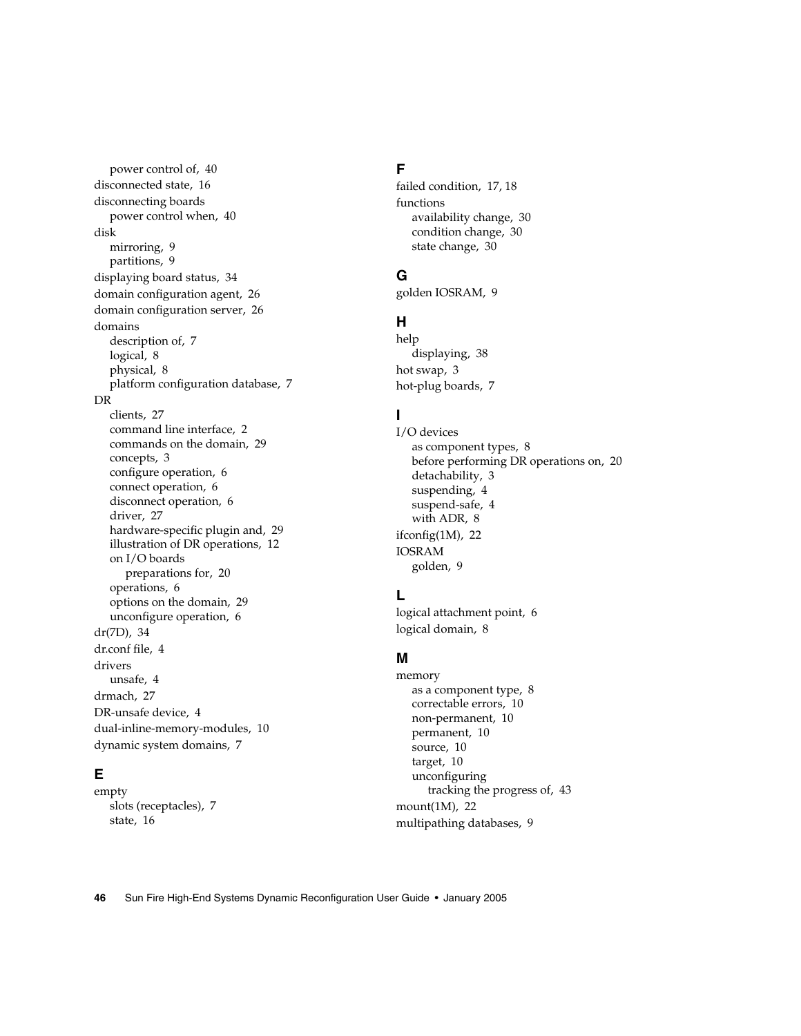power control of, 40
disconnected state, 16
disconnecting boards
  power control when, 40
disk
  mirroring, 9
  partitions, 9
displaying board status, 34
domain configuration agent, 26
domain configuration server, 26
domains
  description of, 7
  logical, 8
  physical, 8
  platform configuration database, 7
DR
  clients, 27
  command line interface, 2
  commands on the domain, 29
  concepts, 3
  configure operation, 6
  connect operation, 6
  disconnect operation, 6
  driver, 27
  hardware-specific plugin and, 29
  illustration of DR operations, 12
  on I/O boards
    preparations for, 20
  operations, 6
  options on the domain, 29
  unconfigure operation, 6
dr(7D), 34
dr.conf file, 4
drivers
  unsafe, 4
drmach, 27
DR-unsafe device, 4
dual-inline-memory-modules, 10
dynamic system domains, 7

## E

empty
  slots (receptacles), 7
  state, 16

## F

failed condition, 17, 18
functions
  availability change, 30
  condition change, 30
  state change, 30

## G

golden IOSRAM, 9

## H

help
  displaying, 38
hot swap, 3
hot-plug boards, 7

## I

I/O devices
  as component types, 8
  before performing DR operations on, 20
  detachability, 3
  suspending, 4
  suspend-safe, 4
  with ADR, 8
ifconfig(1M), 22
IOSRAM
  golden, 9

## L

logical attachment point, 6
logical domain, 8

## M

memory
  as a component type, 8
  correctable errors, 10
  non-permanent, 10
  permanent, 10
  source, 10
  target, 10
  unconfiguring
    tracking the progress of, 43
mount(1M), 22
multipathing databases, 9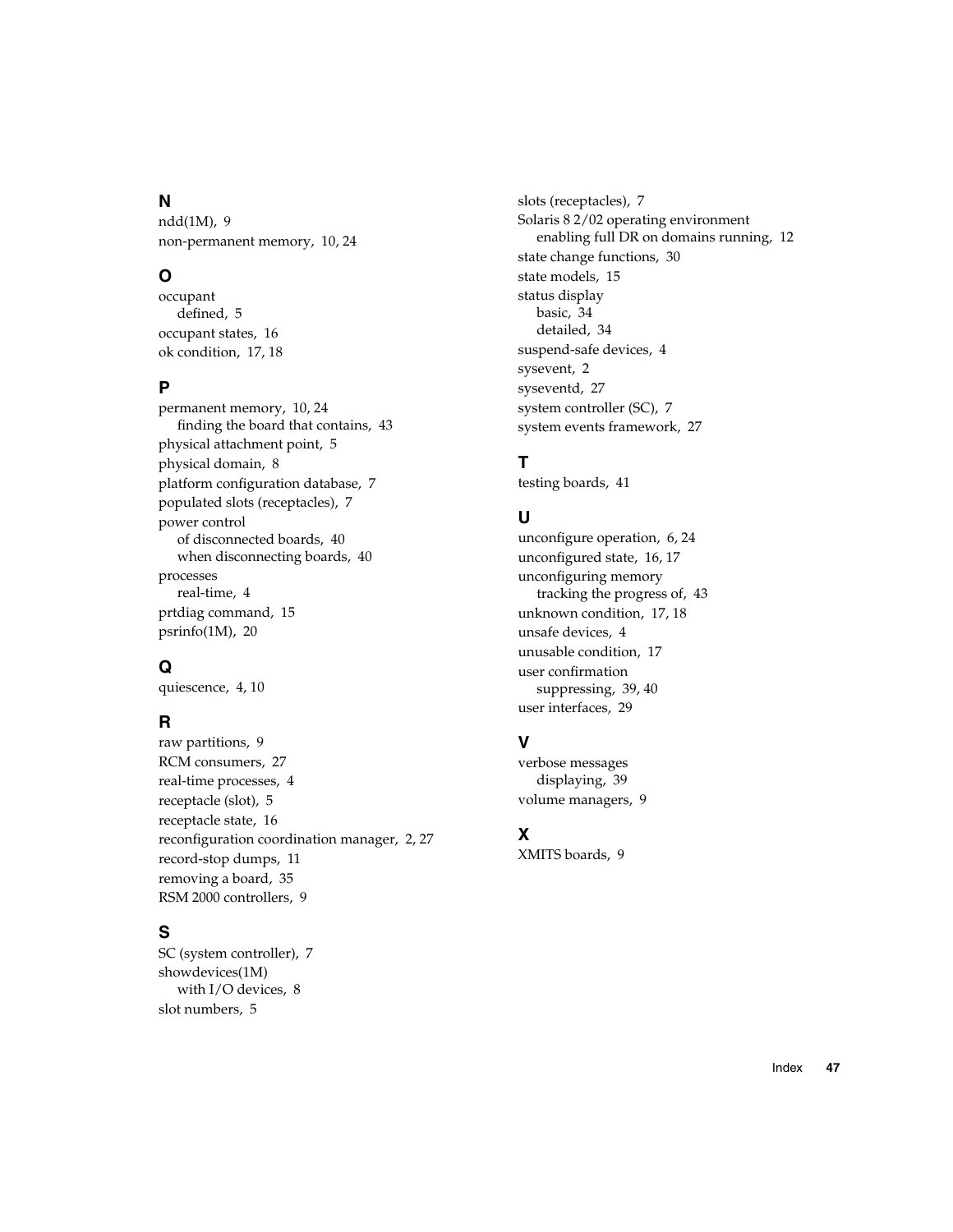## N

ndd(1M), 9
non-permanent memory, 10, 24

## O

occupant
  defined, 5
occupant states, 16
ok condition, 17, 18

## P

permanent memory, 10, 24
  finding the board that contains, 43
physical attachment point, 5
physical domain, 8
platform configuration database, 7
populated slots (receptacles), 7
power control
  of disconnected boards, 40
  when disconnecting boards, 40
processes
  real-time, 4
prtdiag command, 15
psrinfo(1M), 20

## Q

quiescence, 4, 10

## R

raw partitions, 9
RCM consumers, 27
real-time processes, 4
receptacle (slot), 5
receptacle state, 16
reconfiguration coordination manager, 2, 27
record-stop dumps, 11
removing a board, 35
RSM 2000 controllers, 9

## S

SC (system controller), 7
showdevices(1M)
  with I/O devices, 8
slot numbers, 5
slots (receptacles), 7
Solaris 8 2/02 operating environment
  enabling full DR on domains running, 12
state change functions, 30
state models, 15
status display
  basic, 34
  detailed, 34
suspend-safe devices, 4
sysevent, 2
syseventd, 27
system controller (SC), 7
system events framework, 27

## T

testing boards, 41

## U

unconfigure operation, 6, 24
unconfigured state, 16, 17
unconfiguring memory
  tracking the progress of, 43
unknown condition, 17, 18
unsafe devices, 4
unusable condition, 17
user confirmation
  suppressing, 39, 40
user interfaces, 29

## V

verbose messages
  displaying, 39
volume managers, 9

## X

XMITS boards, 9